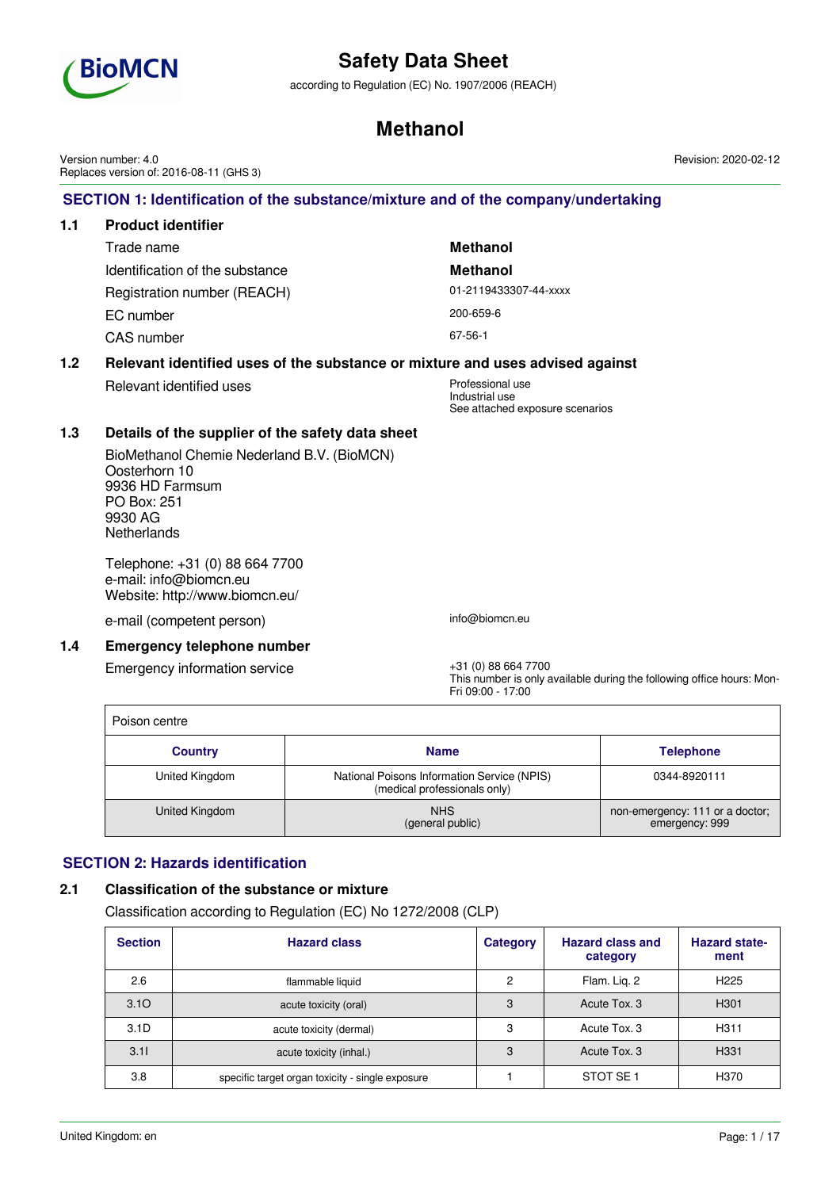# Safety Data Sheet

according to Regulation (EC) No. 1907/2006 (REACH)

# Methanol

Version number: 4.0
Replaces version of: 2016-08-11 (GHS 3)

Revision: 2020-02-12

## SECTION 1: Identification of the substance/mixture and of the company/undertaking

### 1.1 Product identifier

| | |
|---|---|
| Trade name | **Methanol** |
| Identification of the substance | **Methanol** |
| Registration number (REACH) | 01-2119433307-44-xxxx |
| EC number | 200-659-6 |
| CAS number | 67-56-1 |

### 1.2 Relevant identified uses of the substance or mixture and uses advised against

Relevant identified uses: Professional use
Industrial use
See attached exposure scenarios

### 1.3 Details of the supplier of the safety data sheet

BioMethanol Chemie Nederland B.V. (BioMCN)
Oosterhorn 10
9936 HD Farmsum
PO Box: 251
9930 AG
Netherlands

Telephone: +31 (0) 88 664 7700
e-mail: info@biomcn.eu
Website: http://www.biomcn.eu/

e-mail (competent person): info@biomcn.eu

### 1.4 Emergency telephone number

Emergency information service: +31 (0) 88 664 7700
This number is only available during the following office hours: Mon-Fri 09:00 - 17:00

Poison centre

| Country | Name | Telephone |
|---|---|---|
| United Kingdom | National Poisons Information Service (NPIS) (medical professionals only) | 0344-8920111 |
| United Kingdom | NHS (general public) | non-emergency: 111 or a doctor; emergency: 999 |

## SECTION 2: Hazards identification

### 2.1 Classification of the substance or mixture

Classification according to Regulation (EC) No 1272/2008 (CLP)

| Section | Hazard class | Category | Hazard class and category | Hazard statement |
|---|---|---|---|---|
| 2.6 | flammable liquid | 2 | Flam. Liq. 2 | H225 |
| 3.1O | acute toxicity (oral) | 3 | Acute Tox. 3 | H301 |
| 3.1D | acute toxicity (dermal) | 3 | Acute Tox. 3 | H311 |
| 3.1I | acute toxicity (inhal.) | 3 | Acute Tox. 3 | H331 |
| 3.8 | specific target organ toxicity - single exposure | 1 | STOT SE 1 | H370 |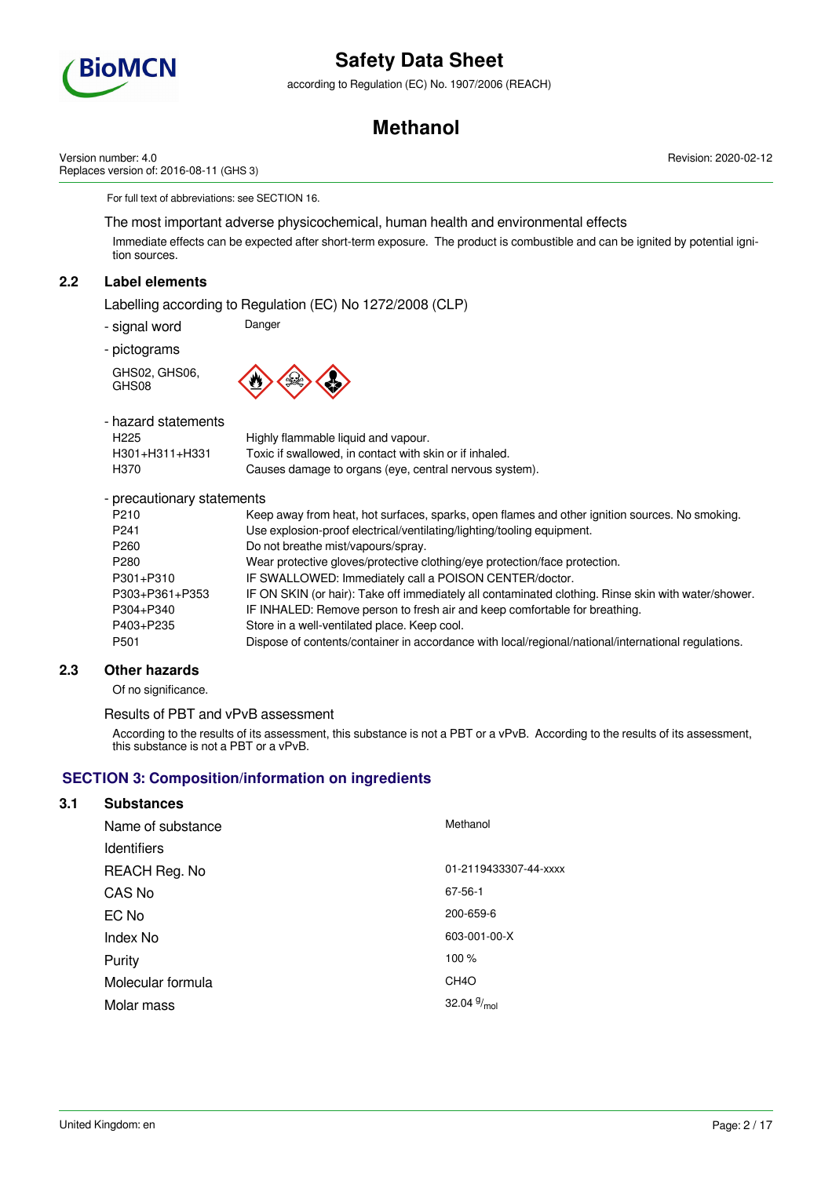For full text of abbreviations: see SECTION 16.

The most important adverse physicochemical, human health and environmental effects

Immediate effects can be expected after short-term exposure. The product is combustible and can be ignited by potential ignition sources.

## 2.2 Label elements

Labelling according to Regulation (EC) No 1272/2008 (CLP)

- signal word: Danger

- pictograms

GHS02, GHS06, GHS08

- hazard statements

| | |
|---|---|
| H225 | Highly flammable liquid and vapour. |
| H301+H311+H331 | Toxic if swallowed, in contact with skin or if inhaled. |
| H370 | Causes damage to organs (eye, central nervous system). |

- precautionary statements

| | |
|---|---|
| P210 | Keep away from heat, hot surfaces, sparks, open flames and other ignition sources. No smoking. |
| P241 | Use explosion-proof electrical/ventilating/lighting/tooling equipment. |
| P260 | Do not breathe mist/vapours/spray. |
| P280 | Wear protective gloves/protective clothing/eye protection/face protection. |
| P301+P310 | IF SWALLOWED: Immediately call a POISON CENTER/doctor. |
| P303+P361+P353 | IF ON SKIN (or hair): Take off immediately all contaminated clothing. Rinse skin with water/shower. |
| P304+P340 | IF INHALED: Remove person to fresh air and keep comfortable for breathing. |
| P403+P235 | Store in a well-ventilated place. Keep cool. |
| P501 | Dispose of contents/container in accordance with local/regional/national/international regulations. |

## 2.3 Other hazards

Of no significance.

Results of PBT and vPvB assessment

According to the results of its assessment, this substance is not a PBT or a vPvB. According to the results of its assessment, this substance is not a PBT or a vPvB.

# SECTION 3: Composition/information on ingredients

## 3.1 Substances

| | |
|---|---|
| Name of substance | Methanol |
| Identifiers | |
| REACH Reg. No | 01-2119433307-44-xxxx |
| CAS No | 67-56-1 |
| EC No | 200-659-6 |
| Index No | 603-001-00-X |
| Purity | 100 % |
| Molecular formula | $CH_4O$ |
| Molar mass | 32.04 $^{g}/_{mol}$ |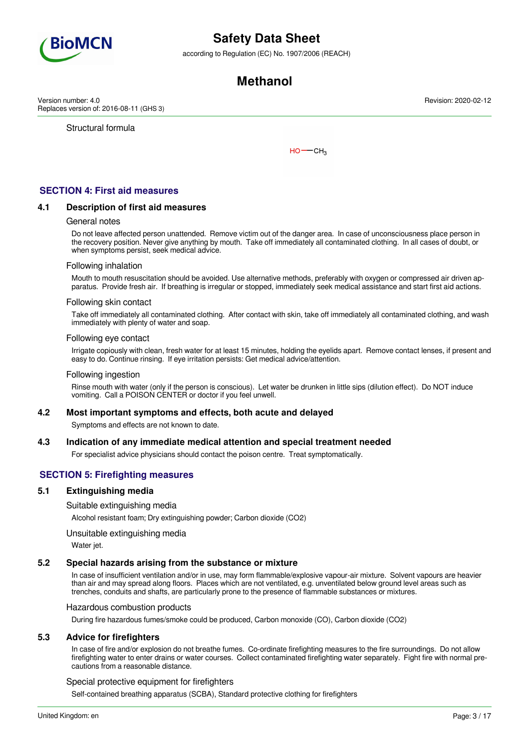Structural formula

HO—$CH_3$

## SECTION 4: First aid measures

### 4.1 Description of first aid measures

General notes

Do not leave affected person unattended. Remove victim out of the danger area. In case of unconsciousness place person in the recovery position. Never give anything by mouth. Take off immediately all contaminated clothing. In all cases of doubt, or when symptoms persist, seek medical advice.

Following inhalation

Mouth to mouth resuscitation should be avoided. Use alternative methods, preferably with oxygen or compressed air driven apparatus. Provide fresh air. If breathing is irregular or stopped, immediately seek medical assistance and start first aid actions.

Following skin contact

Take off immediately all contaminated clothing. After contact with skin, take off immediately all contaminated clothing, and wash immediately with plenty of water and soap.

Following eye contact

Irrigate copiously with clean, fresh water for at least 15 minutes, holding the eyelids apart. Remove contact lenses, if present and easy to do. Continue rinsing. If eye irritation persists: Get medical advice/attention.

Following ingestion

Rinse mouth with water (only if the person is conscious). Let water be drunken in little sips (dilution effect). Do NOT induce vomiting. Call a POISON CENTER or doctor if you feel unwell.

### 4.2 Most important symptoms and effects, both acute and delayed

Symptoms and effects are not known to date.

### 4.3 Indication of any immediate medical attention and special treatment needed

For specialist advice physicians should contact the poison centre. Treat symptomatically.

## SECTION 5: Firefighting measures

### 5.1 Extinguishing media

Suitable extinguishing media

Alcohol resistant foam; Dry extinguishing powder; Carbon dioxide ($CO_2$)

Unsuitable extinguishing media

Water jet.

### 5.2 Special hazards arising from the substance or mixture

In case of insufficient ventilation and/or in use, may form flammable/explosive vapour-air mixture. Solvent vapours are heavier than air and may spread along floors. Places which are not ventilated, e.g. unventilated below ground level areas such as trenches, conduits and shafts, are particularly prone to the presence of flammable substances or mixtures.

Hazardous combustion products

During fire hazardous fumes/smoke could be produced, Carbon monoxide (CO), Carbon dioxide ($CO_2$)

### 5.3 Advice for firefighters

In case of fire and/or explosion do not breathe fumes. Co-ordinate firefighting measures to the fire surroundings. Do not allow firefighting water to enter drains or water courses. Collect contaminated firefighting water separately. Fight fire with normal precautions from a reasonable distance.

Special protective equipment for firefighters

Self-contained breathing apparatus (SCBA), Standard protective clothing for firefighters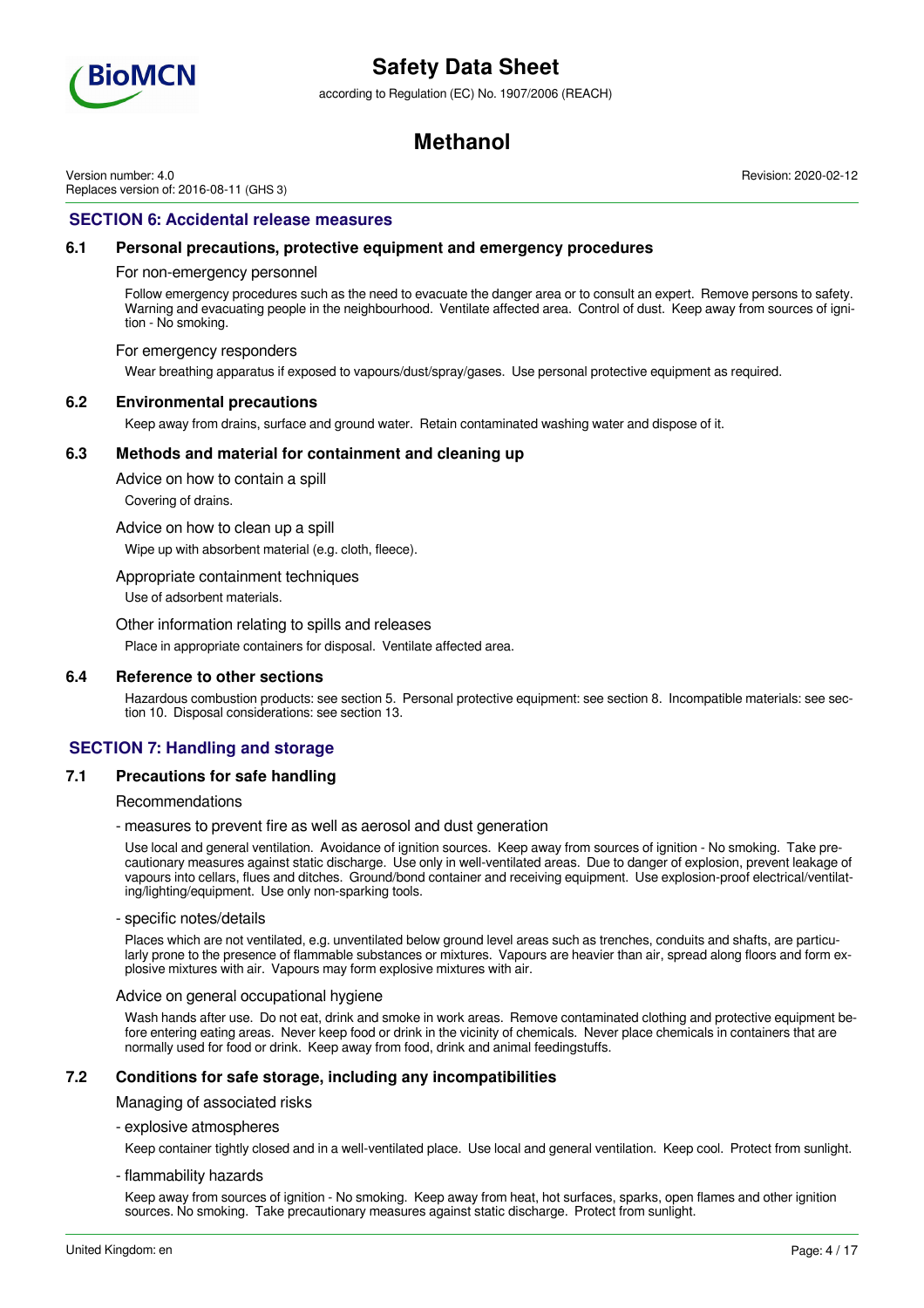## SECTION 6: Accidental release measures

### 6.1 Personal precautions, protective equipment and emergency procedures

For non-emergency personnel

Follow emergency procedures such as the need to evacuate the danger area or to consult an expert. Remove persons to safety. Warning and evacuating people in the neighbourhood. Ventilate affected area. Control of dust. Keep away from sources of ignition - No smoking.

For emergency responders

Wear breathing apparatus if exposed to vapours/dust/spray/gases. Use personal protective equipment as required.

### 6.2 Environmental precautions

Keep away from drains, surface and ground water. Retain contaminated washing water and dispose of it.

### 6.3 Methods and material for containment and cleaning up

Advice on how to contain a spill

Covering of drains.

Advice on how to clean up a spill

Wipe up with absorbent material (e.g. cloth, fleece).

Appropriate containment techniques

Use of adsorbent materials.

Other information relating to spills and releases

Place in appropriate containers for disposal. Ventilate affected area.

### 6.4 Reference to other sections

Hazardous combustion products: see section 5. Personal protective equipment: see section 8. Incompatible materials: see section 10. Disposal considerations: see section 13.

## SECTION 7: Handling and storage

### 7.1 Precautions for safe handling

Recommendations

- measures to prevent fire as well as aerosol and dust generation

Use local and general ventilation. Avoidance of ignition sources. Keep away from sources of ignition - No smoking. Take precautionary measures against static discharge. Use only in well-ventilated areas. Due to danger of explosion, prevent leakage of vapours into cellars, flues and ditches. Ground/bond container and receiving equipment. Use explosion-proof electrical/ventilating/lighting/equipment. Use only non-sparking tools.

- specific notes/details

Places which are not ventilated, e.g. unventilated below ground level areas such as trenches, conduits and shafts, are particularly prone to the presence of flammable substances or mixtures. Vapours are heavier than air, spread along floors and form explosive mixtures with air. Vapours may form explosive mixtures with air.

Advice on general occupational hygiene

Wash hands after use. Do not eat, drink and smoke in work areas. Remove contaminated clothing and protective equipment before entering eating areas. Never keep food or drink in the vicinity of chemicals. Never place chemicals in containers that are normally used for food or drink. Keep away from food, drink and animal feedingstuffs.

### 7.2 Conditions for safe storage, including any incompatibilities

Managing of associated risks

- explosive atmospheres

Keep container tightly closed and in a well-ventilated place. Use local and general ventilation. Keep cool. Protect from sunlight.

- flammability hazards

Keep away from sources of ignition - No smoking. Keep away from heat, hot surfaces, sparks, open flames and other ignition sources. No smoking. Take precautionary measures against static discharge. Protect from sunlight.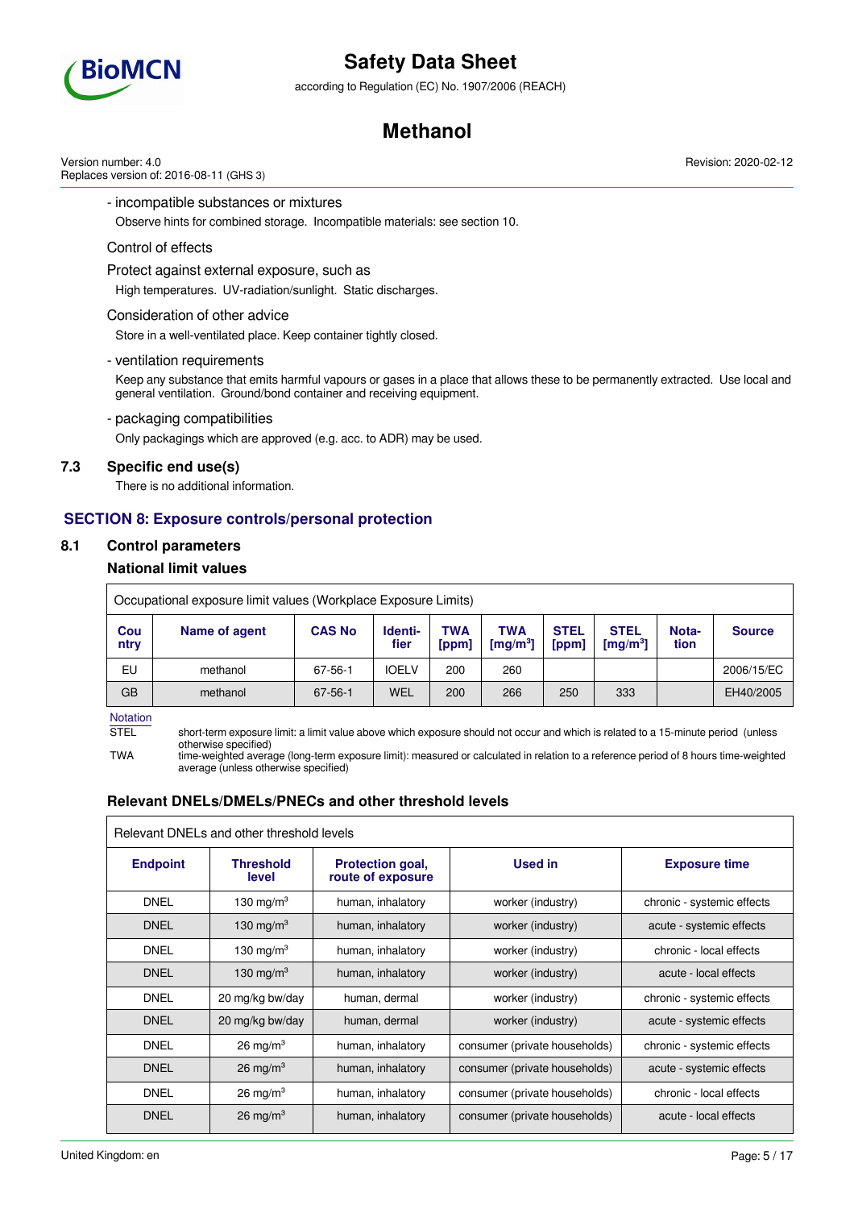- incompatible substances or mixtures

Observe hints for combined storage. Incompatible materials: see section 10.

Control of effects

Protect against external exposure, such as

High temperatures. UV-radiation/sunlight. Static discharges.

Consideration of other advice

Store in a well-ventilated place. Keep container tightly closed.

- ventilation requirements

Keep any substance that emits harmful vapours or gases in a place that allows these to be permanently extracted. Use local and general ventilation. Ground/bond container and receiving equipment.

- packaging compatibilities

Only packagings which are approved (e.g. acc. to ADR) may be used.

### 7.3 Specific end use(s)

There is no additional information.

## SECTION 8: Exposure controls/personal protection

### 8.1 Control parameters

#### National limit values

Occupational exposure limit values (Workplace Exposure Limits)

| Country | Name of agent | CAS No | Identifier | TWA [ppm] | TWA [mg/m³] | STEL [ppm] | STEL [mg/m³] | Notation | Source |
|---|---|---|---|---|---|---|---|---|---|
| EU | methanol | 67-56-1 | IOELV | 200 | 260 | | | | 2006/15/EC |
| GB | methanol | 67-56-1 | WEL | 200 | 266 | 250 | 333 | | EH40/2005 |

Notation

STEL short-term exposure limit: a limit value above which exposure should not occur and which is related to a 15-minute period (unless otherwise specified)

TWA time-weighted average (long-term exposure limit): measured or calculated in relation to a reference period of 8 hours time-weighted average (unless otherwise specified)

#### Relevant DNELs/DMELs/PNECs and other threshold levels

Relevant DNELs and other threshold levels

| Endpoint | Threshold level | Protection goal, route of exposure | Used in | Exposure time |
|---|---|---|---|---|
| DNEL | 130 mg/m³ | human, inhalatory | worker (industry) | chronic - systemic effects |
| DNEL | 130 mg/m³ | human, inhalatory | worker (industry) | acute - systemic effects |
| DNEL | 130 mg/m³ | human, inhalatory | worker (industry) | chronic - local effects |
| DNEL | 130 mg/m³ | human, inhalatory | worker (industry) | acute - local effects |
| DNEL | 20 mg/kg bw/day | human, dermal | worker (industry) | chronic - systemic effects |
| DNEL | 20 mg/kg bw/day | human, dermal | worker (industry) | acute - systemic effects |
| DNEL | 26 mg/m³ | human, inhalatory | consumer (private households) | chronic - systemic effects |
| DNEL | 26 mg/m³ | human, inhalatory | consumer (private households) | acute - systemic effects |
| DNEL | 26 mg/m³ | human, inhalatory | consumer (private households) | chronic - local effects |
| DNEL | 26 mg/m³ | human, inhalatory | consumer (private households) | acute - local effects |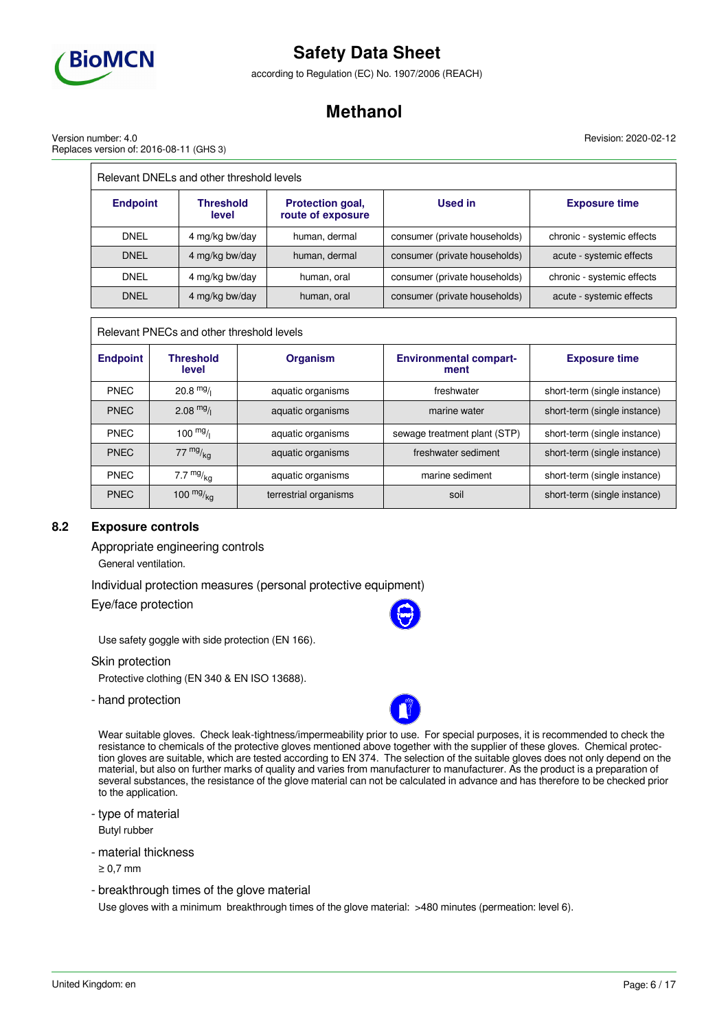| Relevant DNELs and other threshold levels | | | | |
|---|---|---|---|---|
| **Endpoint** | **Threshold level** | **Protection goal, route of exposure** | **Used in** | **Exposure time** |
| DNEL | 4 mg/kg bw/day | human, dermal | consumer (private households) | chronic - systemic effects |
| DNEL | 4 mg/kg bw/day | human, dermal | consumer (private households) | acute - systemic effects |
| DNEL | 4 mg/kg bw/day | human, oral | consumer (private households) | chronic - systemic effects |
| DNEL | 4 mg/kg bw/day | human, oral | consumer (private households) | acute - systemic effects |

| Relevant PNECs and other threshold levels | | | | |
|---|---|---|---|---|
| **Endpoint** | **Threshold level** | **Organism** | **Environmental compartment** | **Exposure time** |
| PNEC | 20.8 $^{mg}/_{l}$ | aquatic organisms | freshwater | short-term (single instance) |
| PNEC | 2.08 $^{mg}/_{l}$ | aquatic organisms | marine water | short-term (single instance) |
| PNEC | 100 $^{mg}/_{l}$ | aquatic organisms | sewage treatment plant (STP) | short-term (single instance) |
| PNEC | 77 $^{mg}/_{kg}$ | aquatic organisms | freshwater sediment | short-term (single instance) |
| PNEC | 7.7 $^{mg}/_{kg}$ | aquatic organisms | marine sediment | short-term (single instance) |
| PNEC | 100 $^{mg}/_{kg}$ | terrestrial organisms | soil | short-term (single instance) |

## 8.2 Exposure controls

### Appropriate engineering controls

General ventilation.

### Individual protection measures (personal protective equipment)

### Eye/face protection

Use safety goggle with side protection (EN 166).

### Skin protection

Protective clothing (EN 340 & EN ISO 13688).

- hand protection

Wear suitable gloves. Check leak-tightness/impermeability prior to use. For special purposes, it is recommended to check the resistance to chemicals of the protective gloves mentioned above together with the supplier of these gloves. Chemical protection gloves are suitable, which are tested according to EN 374. The selection of the suitable gloves does not only depend on the material, but also on further marks of quality and varies from manufacturer to manufacturer. As the product is a preparation of several substances, the resistance of the glove material can not be calculated in advance and has therefore to be checked prior to the application.

- type of material

Butyl rubber

- material thickness

≥ 0,7 mm

- breakthrough times of the glove material

Use gloves with a minimum breakthrough times of the glove material: >480 minutes (permeation: level 6).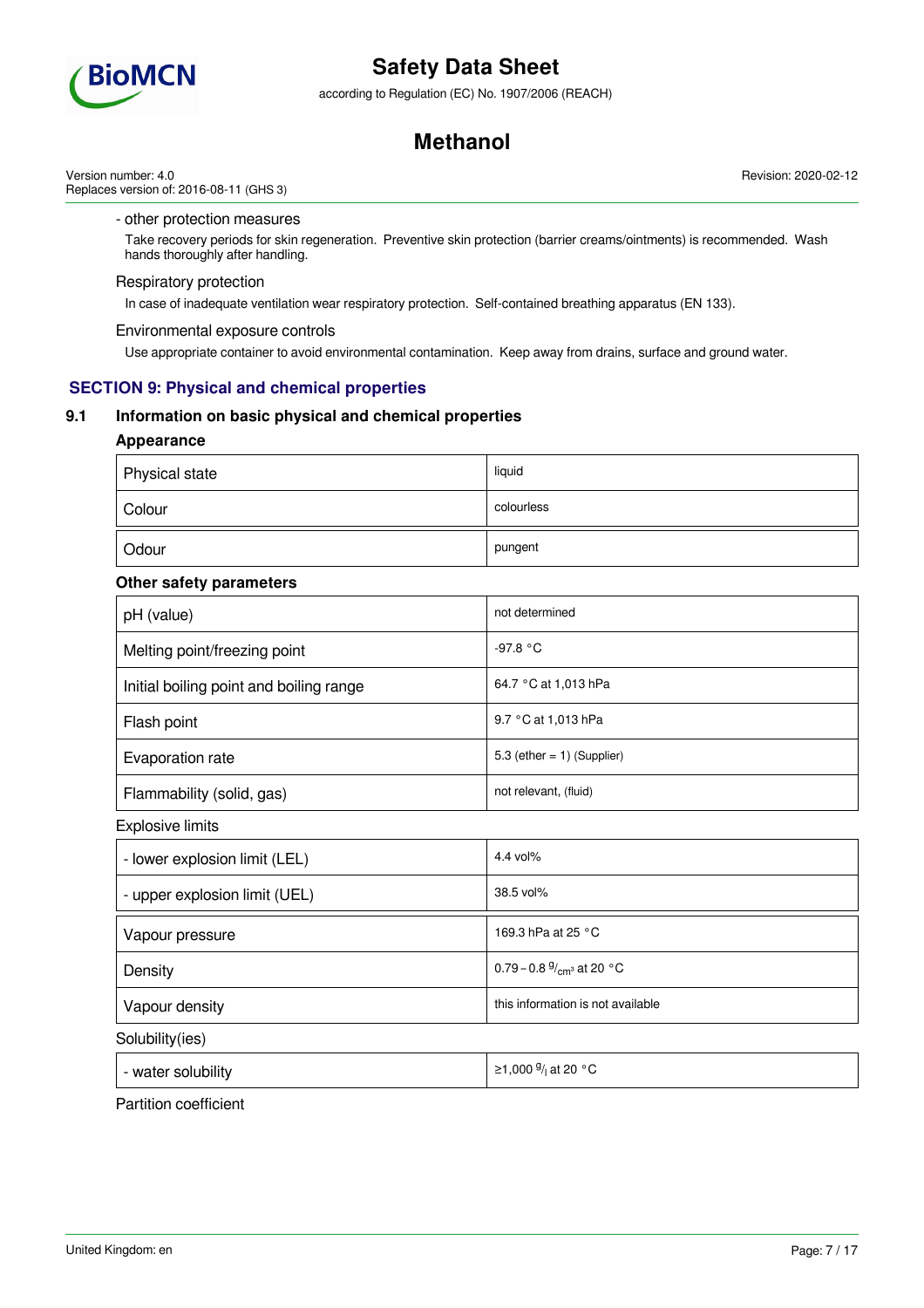- other protection measures

Take recovery periods for skin regeneration. Preventive skin protection (barrier creams/ointments) is recommended. Wash hands thoroughly after handling.

Respiratory protection

In case of inadequate ventilation wear respiratory protection. Self-contained breathing apparatus (EN 133).

Environmental exposure controls

Use appropriate container to avoid environmental contamination. Keep away from drains, surface and ground water.

## SECTION 9: Physical and chemical properties

### 9.1 Information on basic physical and chemical properties

**Appearance**

| | |
|---|---|
| Physical state | liquid |
| Colour | colourless |
| Odour | pungent |

**Other safety parameters**

| | |
|---|---|
| pH (value) | not determined |
| Melting point/freezing point | -97.8 °C |
| Initial boiling point and boiling range | 64.7 °C at 1,013 hPa |
| Flash point | 9.7 °C at 1,013 hPa |
| Evaporation rate | 5.3 (ether = 1) (Supplier) |
| Flammability (solid, gas) | not relevant, (fluid) |

Explosive limits

| | |
|---|---|
| - lower explosion limit (LEL) | 4.4 vol% |
| - upper explosion limit (UEL) | 38.5 vol% |

| | |
|---|---|
| Vapour pressure | 169.3 hPa at 25 °C |
| Density | 0.79 – 0.8 $^{g}/_{cm^3}$ at 20 °C |
| Vapour density | this information is not available |

Solubility(ies)

| | |
|---|---|
| - water solubility | ≥1,000 $^{g}/_{l}$ at 20 °C |

Partition coefficient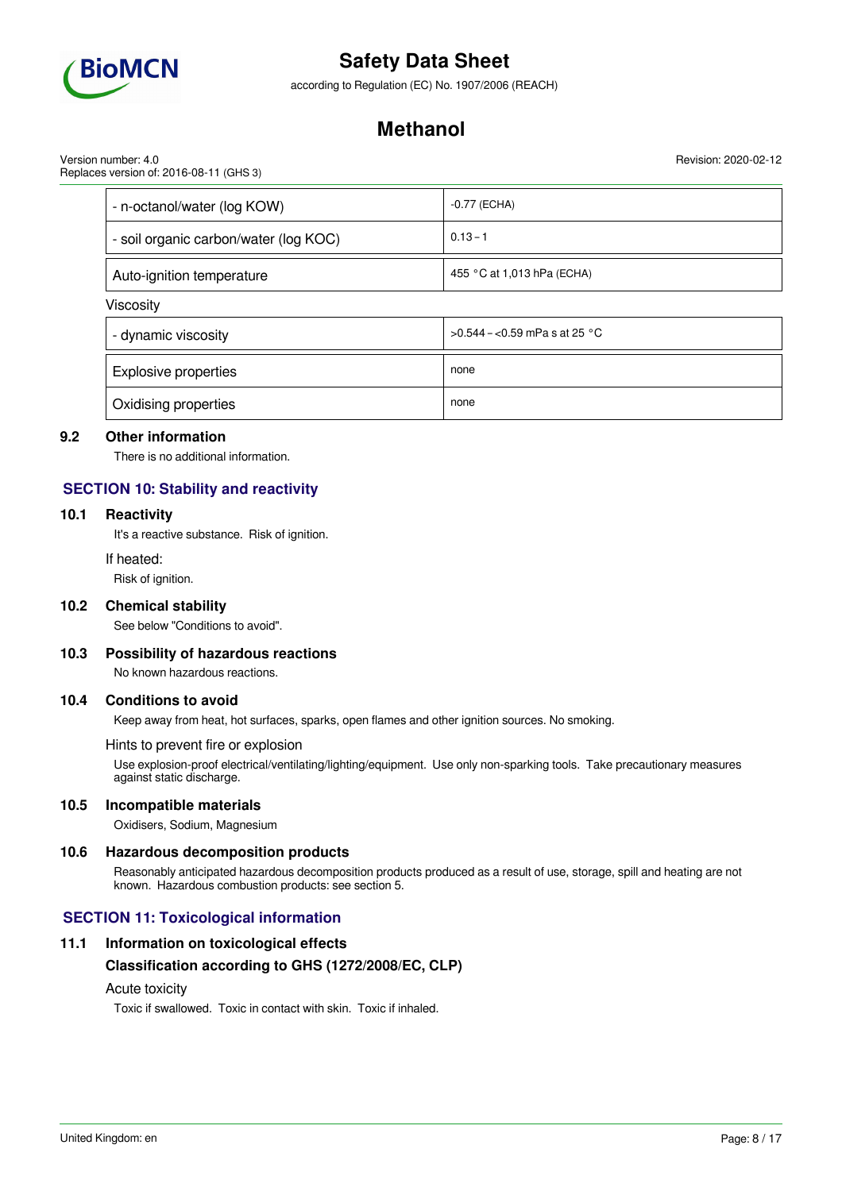| | |
|---|---|
| - n-octanol/water (log KOW) | -0.77 (ECHA) |
| - soil organic carbon/water (log KOC) | 0.13 – 1 |
| Auto-ignition temperature | 455 °C at 1,013 hPa (ECHA) |
| Viscosity | |
| - dynamic viscosity | >0.544 – <0.59 mPa s at 25 °C |
| Explosive properties | none |
| Oxidising properties | none |

### 9.2 Other information

There is no additional information.

## SECTION 10: Stability and reactivity

### 10.1 Reactivity

It's a reactive substance. Risk of ignition.

If heated:

Risk of ignition.

### 10.2 Chemical stability

See below "Conditions to avoid".

### 10.3 Possibility of hazardous reactions

No known hazardous reactions.

### 10.4 Conditions to avoid

Keep away from heat, hot surfaces, sparks, open flames and other ignition sources. No smoking.

Hints to prevent fire or explosion

Use explosion-proof electrical/ventilating/lighting/equipment. Use only non-sparking tools. Take precautionary measures against static discharge.

### 10.5 Incompatible materials

Oxidisers, Sodium, Magnesium

### 10.6 Hazardous decomposition products

Reasonably anticipated hazardous decomposition products produced as a result of use, storage, spill and heating are not known. Hazardous combustion products: see section 5.

## SECTION 11: Toxicological information

### 11.1 Information on toxicological effects

**Classification according to GHS (1272/2008/EC, CLP)**

Acute toxicity

Toxic if swallowed. Toxic in contact with skin. Toxic if inhaled.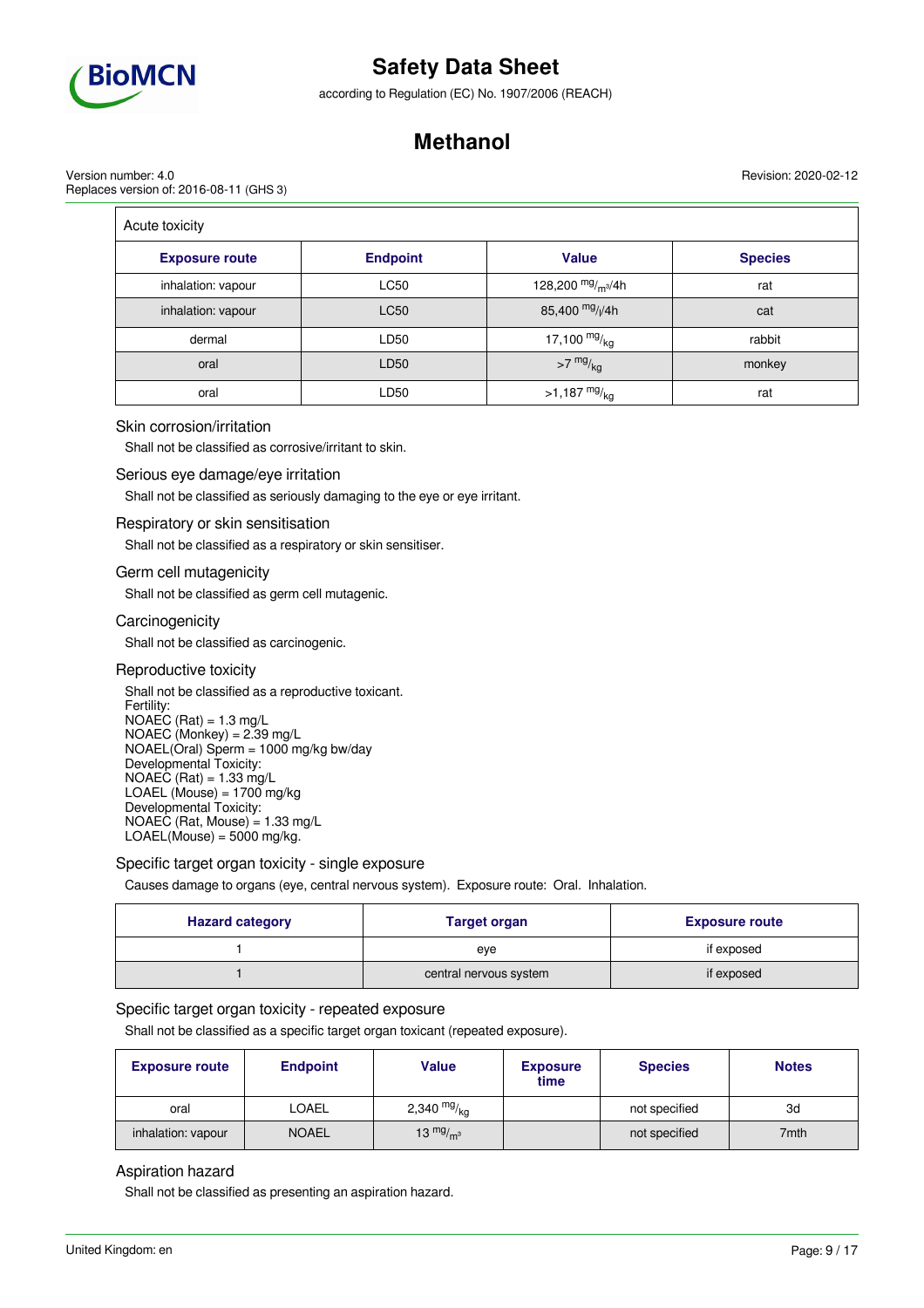| Acute toxicity | | | |
|---|---|---|---|
| **Exposure route** | **Endpoint** | **Value** | **Species** |
| inhalation: vapour | LC50 | 128,200 $^{mg}/_{m^3}$/4h | rat |
| inhalation: vapour | LC50 | 85,400 $^{mg}/_{l}$/4h | cat |
| dermal | LD50 | 17,100 $^{mg}/_{kg}$ | rabbit |
| oral | LD50 | >7 $^{mg}/_{kg}$ | monkey |
| oral | LD50 | >1,187 $^{mg}/_{kg}$ | rat |

### Skin corrosion/irritation

Shall not be classified as corrosive/irritant to skin.

### Serious eye damage/eye irritation

Shall not be classified as seriously damaging to the eye or eye irritant.

### Respiratory or skin sensitisation

Shall not be classified as a respiratory or skin sensitiser.

### Germ cell mutagenicity

Shall not be classified as germ cell mutagenic.

### Carcinogenicity

Shall not be classified as carcinogenic.

### Reproductive toxicity

Shall not be classified as a reproductive toxicant.
Fertility:
NOAEC (Rat) = 1.3 mg/L
NOAEC (Monkey) = 2.39 mg/L
NOAEL(Oral) Sperm = 1000 mg/kg bw/day
Developmental Toxicity:
NOAEC (Rat) = 1.33 mg/L
LOAEL (Mouse) = 1700 mg/kg
Developmental Toxicity:
NOAEC (Rat, Mouse) = 1.33 mg/L
LOAEL(Mouse) = 5000 mg/kg.

### Specific target organ toxicity - single exposure

Causes damage to organs (eye, central nervous system). Exposure route: Oral. Inhalation.

| Hazard category | Target organ | Exposure route |
|---|---|---|
| 1 | eye | if exposed |
| 1 | central nervous system | if exposed |

### Specific target organ toxicity - repeated exposure

Shall not be classified as a specific target organ toxicant (repeated exposure).

| Exposure route | Endpoint | Value | Exposure time | Species | Notes |
|---|---|---|---|---|---|
| oral | LOAEL | 2,340 $^{mg}/_{kg}$ | | not specified | 3d |
| inhalation: vapour | NOAEL | 13 $^{mg}/_{m^3}$ | | not specified | 7mth |

### Aspiration hazard

Shall not be classified as presenting an aspiration hazard.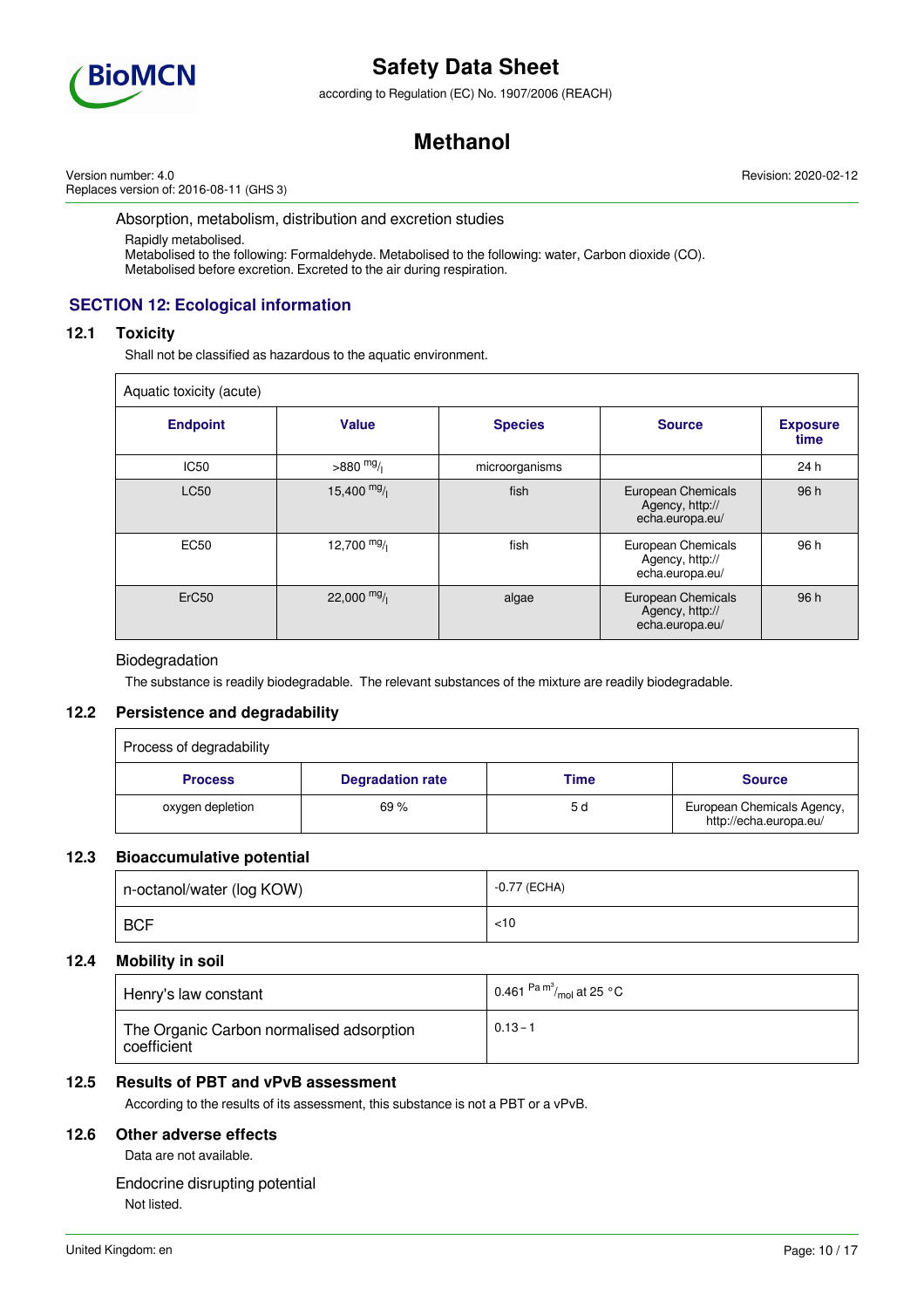Absorption, metabolism, distribution and excretion studies

Rapidly metabolised.
Metabolised to the following: Formaldehyde. Metabolised to the following: water, Carbon dioxide (CO).
Metabolised before excretion. Excreted to the air during respiration.

## SECTION 12: Ecological information

### 12.1 Toxicity

Shall not be classified as hazardous to the aquatic environment.

| Aquatic toxicity (acute) | | | | |
|---|---|---|---|---|
| **Endpoint** | **Value** | **Species** | **Source** | **Exposure time** |
| IC50 | >880 $^{mg}/_{l}$ | microorganisms | | 24 h |
| LC50 | 15,400 $^{mg}/_{l}$ | fish | European Chemicals Agency, http://echa.europa.eu/ | 96 h |
| EC50 | 12,700 $^{mg}/_{l}$ | fish | European Chemicals Agency, http://echa.europa.eu/ | 96 h |
| ErC50 | 22,000 $^{mg}/_{l}$ | algae | European Chemicals Agency, http://echa.europa.eu/ | 96 h |

Biodegradation

The substance is readily biodegradable. The relevant substances of the mixture are readily biodegradable.

### 12.2 Persistence and degradability

| Process of degradability | | | |
|---|---|---|---|
| **Process** | **Degradation rate** | **Time** | **Source** |
| oxygen depletion | 69 % | 5 d | European Chemicals Agency, http://echa.europa.eu/ |

### 12.3 Bioaccumulative potential

| | |
|---|---|
| n-octanol/water (log KOW) | -0.77 (ECHA) |
| BCF | <10 |

### 12.4 Mobility in soil

| | |
|---|---|
| Henry's law constant | 0.461 $^{Pa\ m^3}/_{mol}$ at 25 °C |
| The Organic Carbon normalised adsorption coefficient | 0.13 – 1 |

### 12.5 Results of PBT and vPvB assessment

According to the results of its assessment, this substance is not a PBT or a vPvB.

### 12.6 Other adverse effects

Data are not available.

Endocrine disrupting potential

Not listed.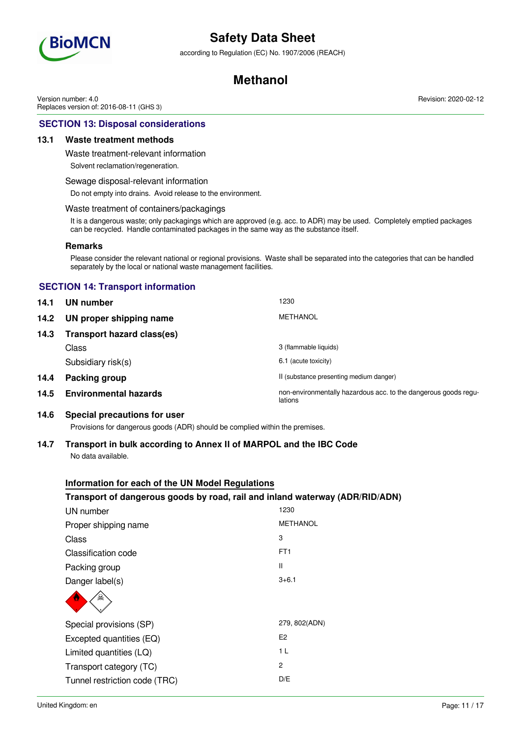## SECTION 13: Disposal considerations

### 13.1 Waste treatment methods

Waste treatment-relevant information

Solvent reclamation/regeneration.

Sewage disposal-relevant information

Do not empty into drains. Avoid release to the environment.

Waste treatment of containers/packagings

It is a dangerous waste; only packagings which are approved (e.g. acc. to ADR) may be used. Completely emptied packages can be recycled. Handle contaminated packages in the same way as the substance itself.

**Remarks**

Please consider the relevant national or regional provisions. Waste shall be separated into the categories that can be handled separately by the local or national waste management facilities.

## SECTION 14: Transport information

| | |
|---|---|
| **14.1 UN number** | 1230 |
| **14.2 UN proper shipping name** | METHANOL |
| **14.3 Transport hazard class(es)** | |
| Class | 3 (flammable liquids) |
| Subsidiary risk(s) | 6.1 (acute toxicity) |
| **14.4 Packing group** | II (substance presenting medium danger) |
| **14.5 Environmental hazards** | non-environmentally hazardous acc. to the dangerous goods regulations |

### 14.6 Special precautions for user

Provisions for dangerous goods (ADR) should be complied within the premises.

### 14.7 Transport in bulk according to Annex II of MARPOL and the IBC Code

No data available.

**Information for each of the UN Model Regulations**

**Transport of dangerous goods by road, rail and inland waterway (ADR/RID/ADN)**

| | |
|---|---|
| UN number | 1230 |
| Proper shipping name | METHANOL |
| Class | 3 |
| Classification code | FT1 |
| Packing group | II |
| Danger label(s) | 3+6.1 |
| Special provisions (SP) | 279, 802(ADN) |
| Excepted quantities (EQ) | E2 |
| Limited quantities (LQ) | 1 L |
| Transport category (TC) | 2 |
| Tunnel restriction code (TRC) | D/E |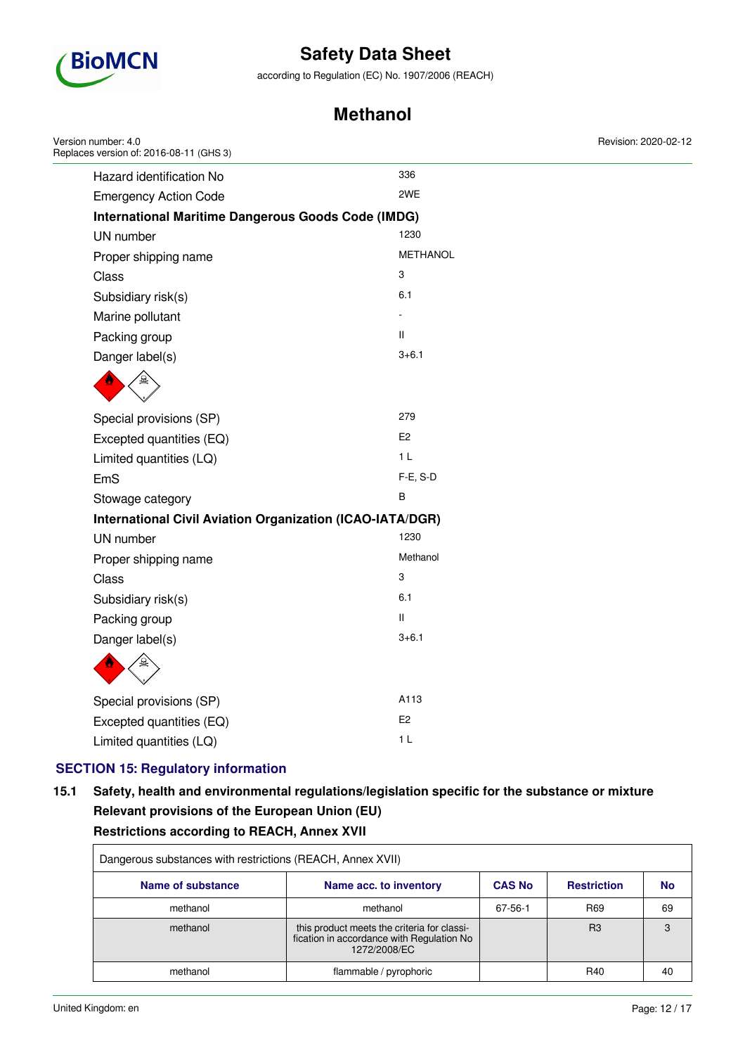| | |
|---|---|
| Hazard identification No | 336 |
| Emergency Action Code | 2WE |

**International Maritime Dangerous Goods Code (IMDG)**

| | |
|---|---|
| UN number | 1230 |
| Proper shipping name | METHANOL |
| Class | 3 |
| Subsidiary risk(s) | 6.1 |
| Marine pollutant | - |
| Packing group | II |
| Danger label(s) | 3+6.1 |
| Special provisions (SP) | 279 |
| Excepted quantities (EQ) | E2 |
| Limited quantities (LQ) | 1 L |
| EmS | F-E, S-D |
| Stowage category | B |

**International Civil Aviation Organization (ICAO-IATA/DGR)**

| | |
|---|---|
| UN number | 1230 |
| Proper shipping name | Methanol |
| Class | 3 |
| Subsidiary risk(s) | 6.1 |
| Packing group | II |
| Danger label(s) | 3+6.1 |
| Special provisions (SP) | A113 |
| Excepted quantities (EQ) | E2 |
| Limited quantities (LQ) | 1 L |

## SECTION 15: Regulatory information

### 15.1 Safety, health and environmental regulations/legislation specific for the substance or mixture

**Relevant provisions of the European Union (EU)**

**Restrictions according to REACH, Annex XVII**

Dangerous substances with restrictions (REACH, Annex XVII)

| Name of substance | Name acc. to inventory | CAS No | Restriction | No |
|---|---|---|---|---|
| methanol | methanol | 67-56-1 | R69 | 69 |
| methanol | this product meets the criteria for classification in accordance with Regulation No 1272/2008/EC | | R3 | 3 |
| methanol | flammable / pyrophoric | | R40 | 40 |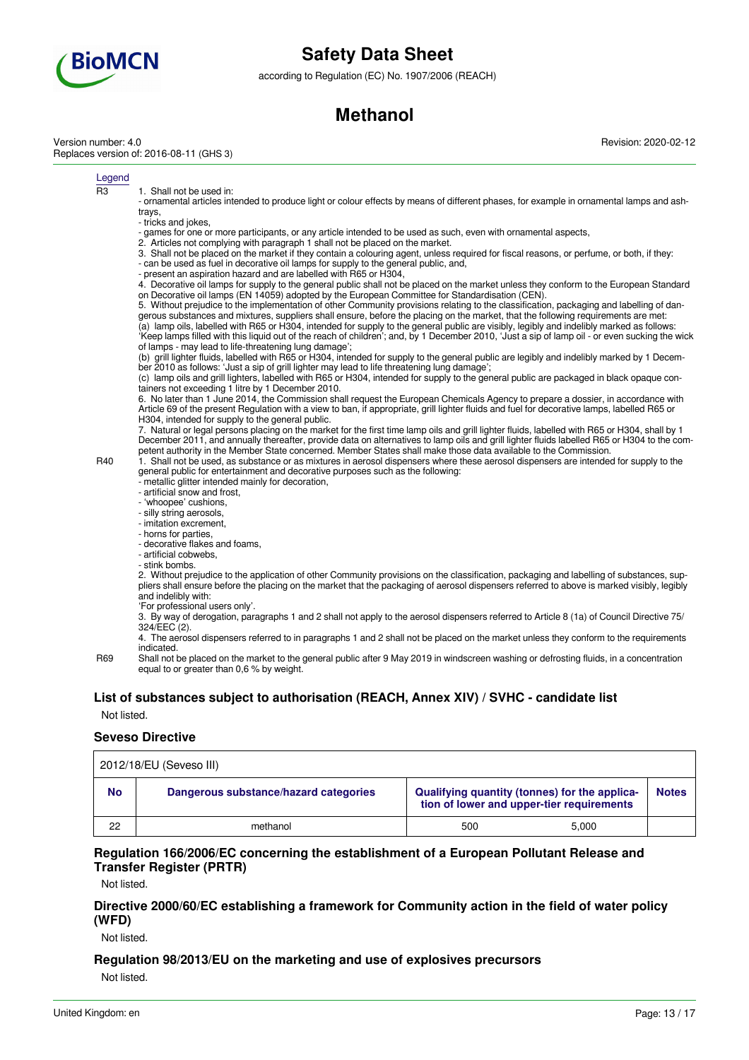Legend

| | |
|---|---|
| R3 | 1. Shall not be used in:<br>- ornamental articles intended to produce light or colour effects by means of different phases, for example in ornamental lamps and ashtrays,<br>- tricks and jokes,<br>- games for one or more participants, or any article intended to be used as such, even with ornamental aspects,<br>2. Articles not complying with paragraph 1 shall not be placed on the market.<br>3. Shall not be placed on the market if they contain a colouring agent, unless required for fiscal reasons, or perfume, or both, if they:<br>- can be used as fuel in decorative oil lamps for supply to the general public, and,<br>- present an aspiration hazard and are labelled with R65 or H304,<br>4. Decorative oil lamps for supply to the general public shall not be placed on the market unless they conform to the European Standard on Decorative oil lamps (EN 14059) adopted by the European Committee for Standardisation (CEN).<br>5. Without prejudice to the implementation of other Community provisions relating to the classification, packaging and labelling of dangerous substances and mixtures, suppliers shall ensure, before the placing on the market, that the following requirements are met:<br>(a) lamp oils, labelled with R65 or H304, intended for supply to the general public are visibly, legibly and indelibly marked as follows: 'Keep lamps filled with this liquid out of the reach of children'; and, by 1 December 2010, 'Just a sip of lamp oil - or even sucking the wick of lamps - may lead to life-threatening lung damage';<br>(b) grill lighter fluids, labelled with R65 or H304, intended for supply to the general public are legibly and indelibly marked by 1 December 2010 as follows: 'Just a sip of grill lighter may lead to life threatening lung damage';<br>(c) lamp oils and grill lighters, labelled with R65 or H304, intended for supply to the general public are packaged in black opaque containers not exceeding 1 litre by 1 December 2010.<br>6. No later than 1 June 2014, the Commission shall request the European Chemicals Agency to prepare a dossier, in accordance with Article 69 of the present Regulation with a view to ban, if appropriate, grill lighter fluids and fuel for decorative lamps, labelled R65 or H304, intended for supply to the general public.<br>7. Natural or legal persons placing on the market for the first time lamp oils and grill lighter fluids, labelled with R65 or H304, shall by 1 December 2011, and annually thereafter, provide data on alternatives to lamp oils and grill lighter fluids labelled R65 or H304 to the competent authority in the Member State concerned. Member States shall make those data available to the Commission. |
| R40 | 1. Shall not be used, as substance or as mixtures in aerosol dispensers where these aerosol dispensers are intended for supply to the general public for entertainment and decorative purposes such as the following:<br>- metallic glitter intended mainly for decoration,<br>- artificial snow and frost,<br>- 'whoopee' cushions,<br>- silly string aerosols,<br>- imitation excrement,<br>- horns for parties,<br>- decorative flakes and foams,<br>- artificial cobwebs,<br>- stink bombs.<br>2. Without prejudice to the application of other Community provisions on the classification, packaging and labelling of substances, suppliers shall ensure before the placing on the market that the packaging of aerosol dispensers referred to above is marked visibly, legibly and indelibly with:<br>'For professional users only'.<br>3. By way of derogation, paragraphs 1 and 2 shall not apply to the aerosol dispensers referred to Article 8 (1a) of Council Directive 75/324/EEC (2).<br>4. The aerosol dispensers referred to in paragraphs 1 and 2 shall not be placed on the market unless they conform to the requirements indicated. |
| R69 | Shall not be placed on the market to the general public after 9 May 2019 in windscreen washing or defrosting fluids, in a concentration equal to or greater than 0,6 % by weight. |

### List of substances subject to authorisation (REACH, Annex XIV) / SVHC - candidate list

Not listed.

### Seveso Directive

2012/18/EU (Seveso III)

| No | Dangerous substance/hazard categories | Qualifying quantity (tonnes) for the application of lower and upper-tier requirements | | Notes |
|---|---|---|---|---|
| 22 | methanol | 500 | 5,000 | |

### Regulation 166/2006/EC concerning the establishment of a European Pollutant Release and Transfer Register (PRTR)

Not listed.

### Directive 2000/60/EC establishing a framework for Community action in the field of water policy (WFD)

Not listed.

### Regulation 98/2013/EU on the marketing and use of explosives precursors

Not listed.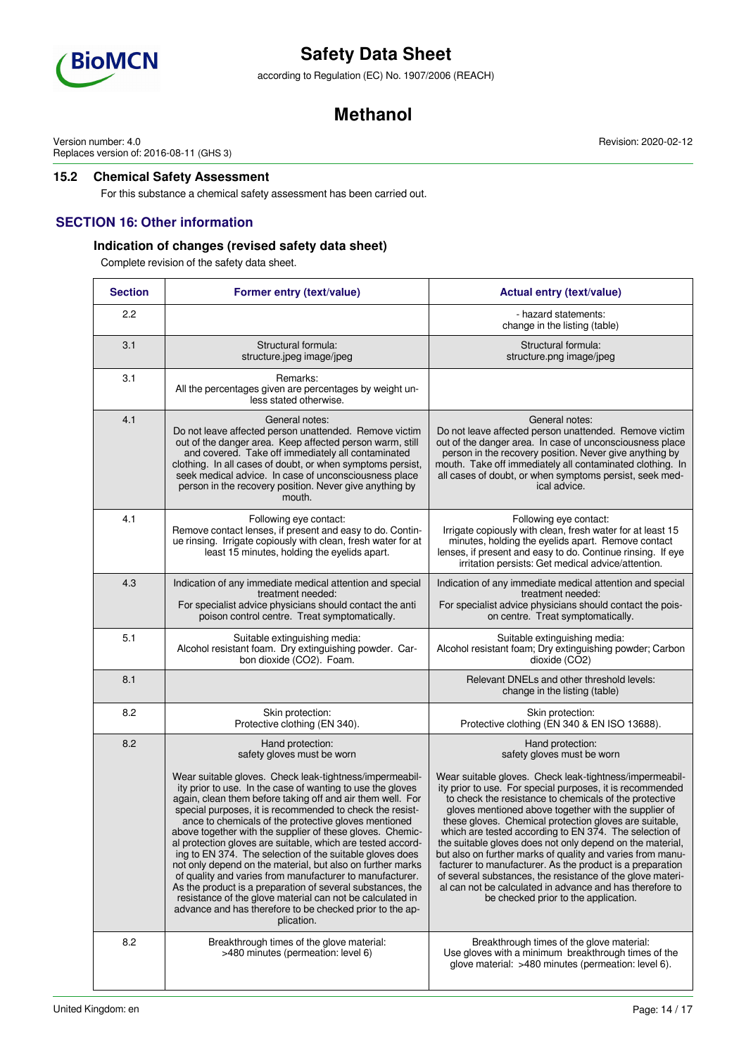### 15.2 Chemical Safety Assessment

For this substance a chemical safety assessment has been carried out.

## SECTION 16: Other information

### Indication of changes (revised safety data sheet)

Complete revision of the safety data sheet.

| Section | Former entry (text/value) | Actual entry (text/value) |
|---|---|---|
| 2.2 | | - hazard statements: change in the listing (table) |
| 3.1 | Structural formula: structure.jpeg image/jpeg | Structural formula: structure.png image/jpeg |
| 3.1 | Remarks: All the percentages given are percentages by weight unless stated otherwise. | |
| 4.1 | General notes: Do not leave affected person unattended. Remove victim out of the danger area. Keep affected person warm, still and covered. Take off immediately all contaminated clothing. In all cases of doubt, or when symptoms persist, seek medical advice. In case of unconsciousness place person in the recovery position. Never give anything by mouth. | General notes: Do not leave affected person unattended. Remove victim out of the danger area. In case of unconsciousness place person in the recovery position. Never give anything by mouth. Take off immediately all contaminated clothing. In all cases of doubt, or when symptoms persist, seek medical advice. |
| 4.1 | Following eye contact: Remove contact lenses, if present and easy to do. Continue rinsing. Irrigate copiously with clean, fresh water for at least 15 minutes, holding the eyelids apart. | Following eye contact: Irrigate copiously with clean, fresh water for at least 15 minutes, holding the eyelids apart. Remove contact lenses, if present and easy to do. Continue rinsing. If eye irritation persists: Get medical advice/attention. |
| 4.3 | Indication of any immediate medical attention and special treatment needed: For specialist advice physicians should contact the anti poison control centre. Treat symptomatically. | Indication of any immediate medical attention and special treatment needed: For specialist advice physicians should contact the poison centre. Treat symptomatically. |
| 5.1 | Suitable extinguishing media: Alcohol resistant foam. Dry extinguishing powder. Carbon dioxide ($CO_2$). Foam. | Suitable extinguishing media: Alcohol resistant foam; Dry extinguishing powder; Carbon dioxide ($CO_2$) |
| 8.1 | | Relevant DNELs and other threshold levels: change in the listing (table) |
| 8.2 | Skin protection: Protective clothing (EN 340). | Skin protection: Protective clothing (EN 340 & EN ISO 13688). |
| 8.2 | Hand protection: safety gloves must be worn<br><br>Wear suitable gloves. Check leak-tightness/impermeability prior to use. In the case of wanting to use the gloves again, clean them before taking off and air them well. For special purposes, it is recommended to check the resistance to chemicals of the protective gloves mentioned above together with the supplier of these gloves. Chemical protection gloves are suitable, which are tested according to EN 374. The selection of the suitable gloves does not only depend on the material, but also on further marks of quality and varies from manufacturer to manufacturer. As the product is a preparation of several substances, the resistance of the glove material can not be calculated in advance and has therefore to be checked prior to the application. | Hand protection: safety gloves must be worn<br><br>Wear suitable gloves. Check leak-tightness/impermeability prior to use. For special purposes, it is recommended to check the resistance to chemicals of the protective gloves mentioned above together with the supplier of these gloves. Chemical protection gloves are suitable, which are tested according to EN 374. The selection of the suitable gloves does not only depend on the material, but also on further marks of quality and varies from manufacturer to manufacturer. As the product is a preparation of several substances, the resistance of the glove material can not be calculated in advance and has therefore to be checked prior to the application. |
| 8.2 | Breakthrough times of the glove material: >480 minutes (permeation: level 6) | Breakthrough times of the glove material: Use gloves with a minimum breakthrough times of the glove material: >480 minutes (permeation: level 6). |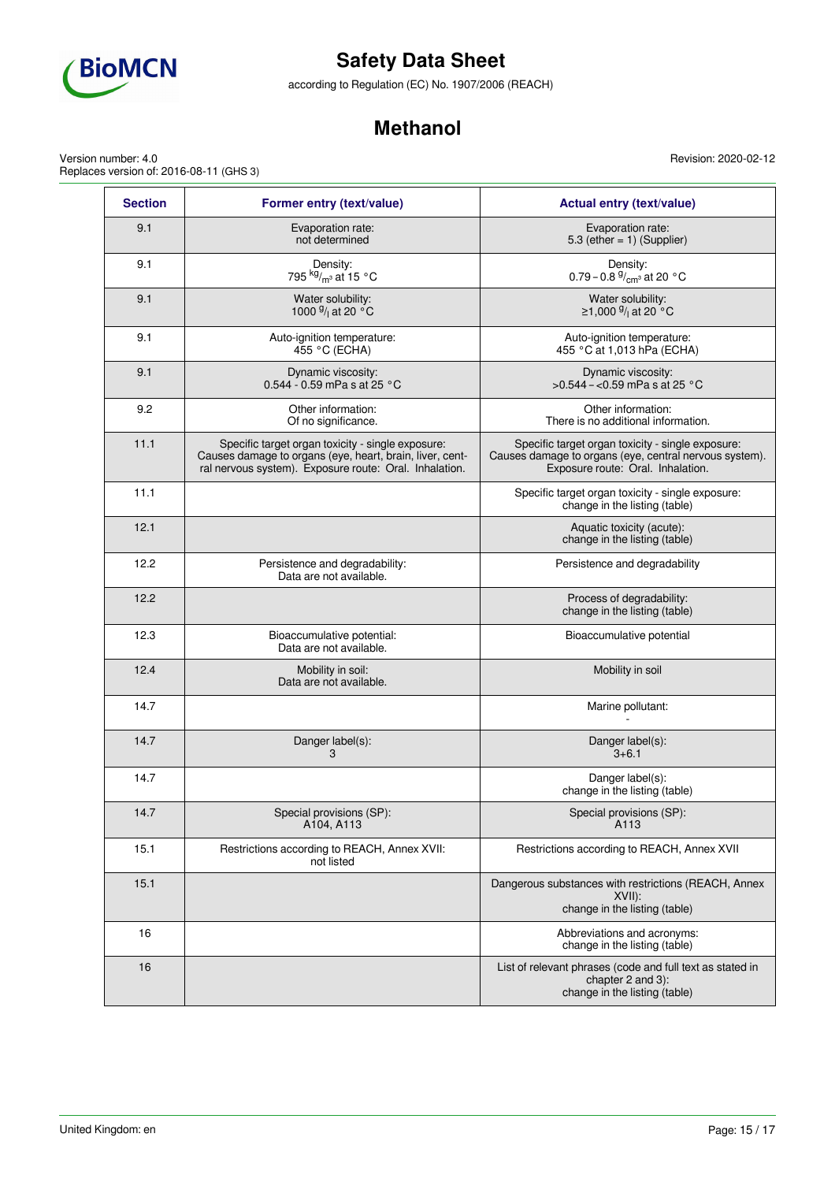| Section | Former entry (text/value) | Actual entry (text/value) |
|---|---|---|
| 9.1 | Evaporation rate: not determined | Evaporation rate: 5.3 (ether = 1) (Supplier) |
| 9.1 | Density: 795 $^{kg}/_{m^3}$ at 15 °C | Density: 0.79 – 0.8 $^{g}/_{cm^3}$ at 20 °C |
| 9.1 | Water solubility: 1000 $^{g}/_{l}$ at 20 °C | Water solubility: ≥1,000 $^{g}/_{l}$ at 20 °C |
| 9.1 | Auto-ignition temperature: 455 °C (ECHA) | Auto-ignition temperature: 455 °C at 1,013 hPa (ECHA) |
| 9.1 | Dynamic viscosity: 0.544 - 0.59 mPa s at 25 °C | Dynamic viscosity: >0.544 – <0.59 mPa s at 25 °C |
| 9.2 | Other information: Of no significance. | Other information: There is no additional information. |
| 11.1 | Specific target organ toxicity - single exposure: Causes damage to organs (eye, heart, brain, liver, central nervous system). Exposure route: Oral. Inhalation. | Specific target organ toxicity - single exposure: Causes damage to organs (eye, central nervous system). Exposure route: Oral. Inhalation. |
| 11.1 | | Specific target organ toxicity - single exposure: change in the listing (table) |
| 12.1 | | Aquatic toxicity (acute): change in the listing (table) |
| 12.2 | Persistence and degradability: Data are not available. | Persistence and degradability |
| 12.2 | | Process of degradability: change in the listing (table) |
| 12.3 | Bioaccumulative potential: Data are not available. | Bioaccumulative potential |
| 12.4 | Mobility in soil: Data are not available. | Mobility in soil |
| 14.7 | | Marine pollutant: - |
| 14.7 | Danger label(s): 3 | Danger label(s): 3+6.1 |
| 14.7 | | Danger label(s): change in the listing (table) |
| 14.7 | Special provisions (SP): A104, A113 | Special provisions (SP): A113 |
| 15.1 | Restrictions according to REACH, Annex XVII: not listed | Restrictions according to REACH, Annex XVII |
| 15.1 | | Dangerous substances with restrictions (REACH, Annex XVII): change in the listing (table) |
| 16 | | Abbreviations and acronyms: change in the listing (table) |
| 16 | | List of relevant phrases (code and full text as stated in chapter 2 and 3): change in the listing (table) |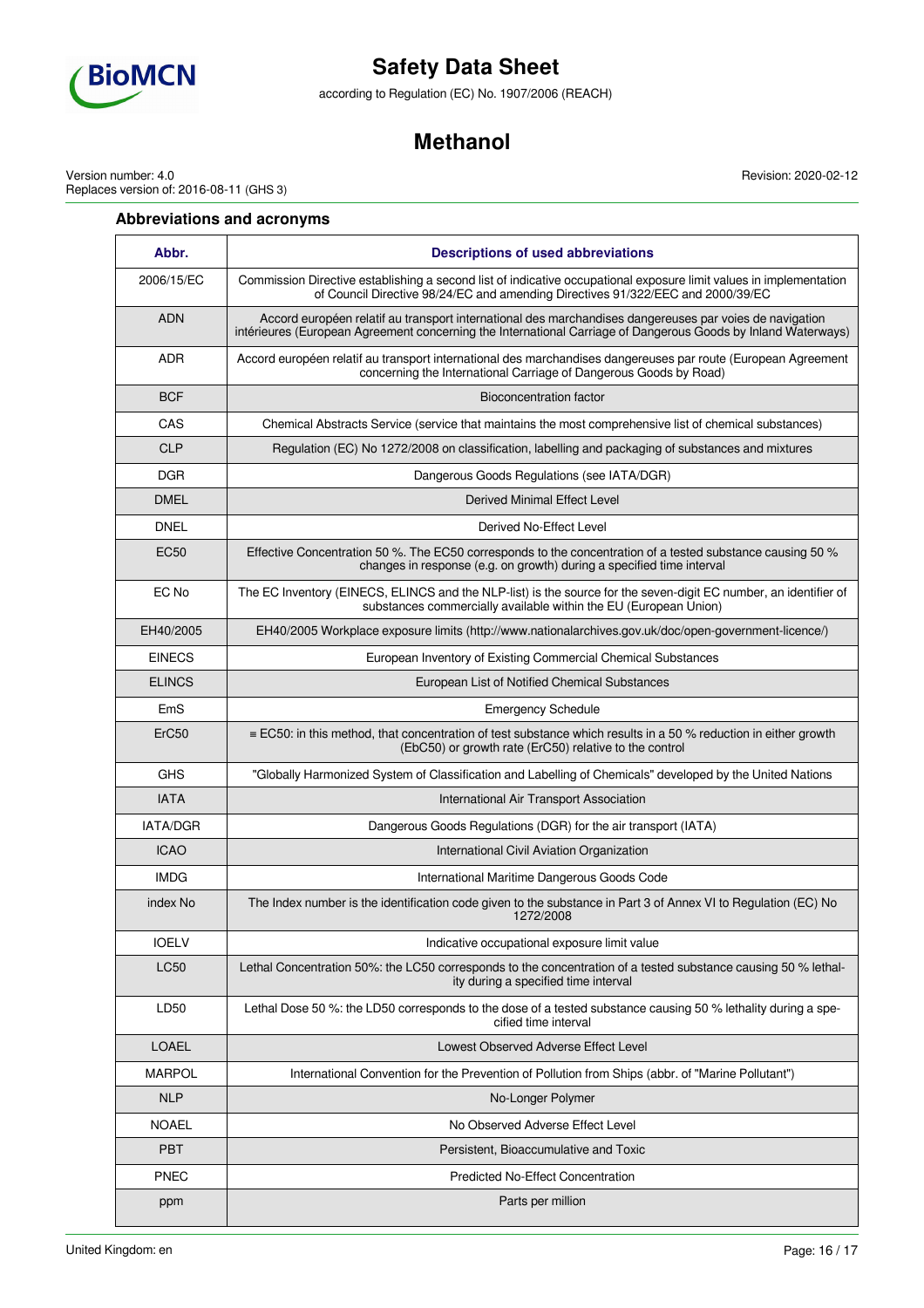### Abbreviations and acronyms

| Abbr. | Descriptions of used abbreviations |
|---|---|
| 2006/15/EC | Commission Directive establishing a second list of indicative occupational exposure limit values in implementation of Council Directive 98/24/EC and amending Directives 91/322/EEC and 2000/39/EC |
| ADN | Accord européen relatif au transport international des marchandises dangereuses par voies de navigation intérieures (European Agreement concerning the International Carriage of Dangerous Goods by Inland Waterways) |
| ADR | Accord européen relatif au transport international des marchandises dangereuses par route (European Agreement concerning the International Carriage of Dangerous Goods by Road) |
| BCF | Bioconcentration factor |
| CAS | Chemical Abstracts Service (service that maintains the most comprehensive list of chemical substances) |
| CLP | Regulation (EC) No 1272/2008 on classification, labelling and packaging of substances and mixtures |
| DGR | Dangerous Goods Regulations (see IATA/DGR) |
| DMEL | Derived Minimal Effect Level |
| DNEL | Derived No-Effect Level |
| EC50 | Effective Concentration 50 %. The EC50 corresponds to the concentration of a tested substance causing 50 % changes in response (e.g. on growth) during a specified time interval |
| EC No | The EC Inventory (EINECS, ELINCS and the NLP-list) is the source for the seven-digit EC number, an identifier of substances commercially available within the EU (European Union) |
| EH40/2005 | EH40/2005 Workplace exposure limits (http://www.nationalarchives.gov.uk/doc/open-government-licence/) |
| EINECS | European Inventory of Existing Commercial Chemical Substances |
| ELINCS | European List of Notified Chemical Substances |
| EmS | Emergency Schedule |
| ErC50 | ≡ EC50: in this method, that concentration of test substance which results in a 50 % reduction in either growth (EbC50) or growth rate (ErC50) relative to the control |
| GHS | "Globally Harmonized System of Classification and Labelling of Chemicals" developed by the United Nations |
| IATA | International Air Transport Association |
| IATA/DGR | Dangerous Goods Regulations (DGR) for the air transport (IATA) |
| ICAO | International Civil Aviation Organization |
| IMDG | International Maritime Dangerous Goods Code |
| index No | The Index number is the identification code given to the substance in Part 3 of Annex VI to Regulation (EC) No 1272/2008 |
| IOELV | Indicative occupational exposure limit value |
| LC50 | Lethal Concentration 50%: the LC50 corresponds to the concentration of a tested substance causing 50 % lethality during a specified time interval |
| LD50 | Lethal Dose 50 %: the LD50 corresponds to the dose of a tested substance causing 50 % lethality during a specified time interval |
| LOAEL | Lowest Observed Adverse Effect Level |
| MARPOL | International Convention for the Prevention of Pollution from Ships (abbr. of "Marine Pollutant") |
| NLP | No-Longer Polymer |
| NOAEL | No Observed Adverse Effect Level |
| PBT | Persistent, Bioaccumulative and Toxic |
| PNEC | Predicted No-Effect Concentration |
| ppm | Parts per million |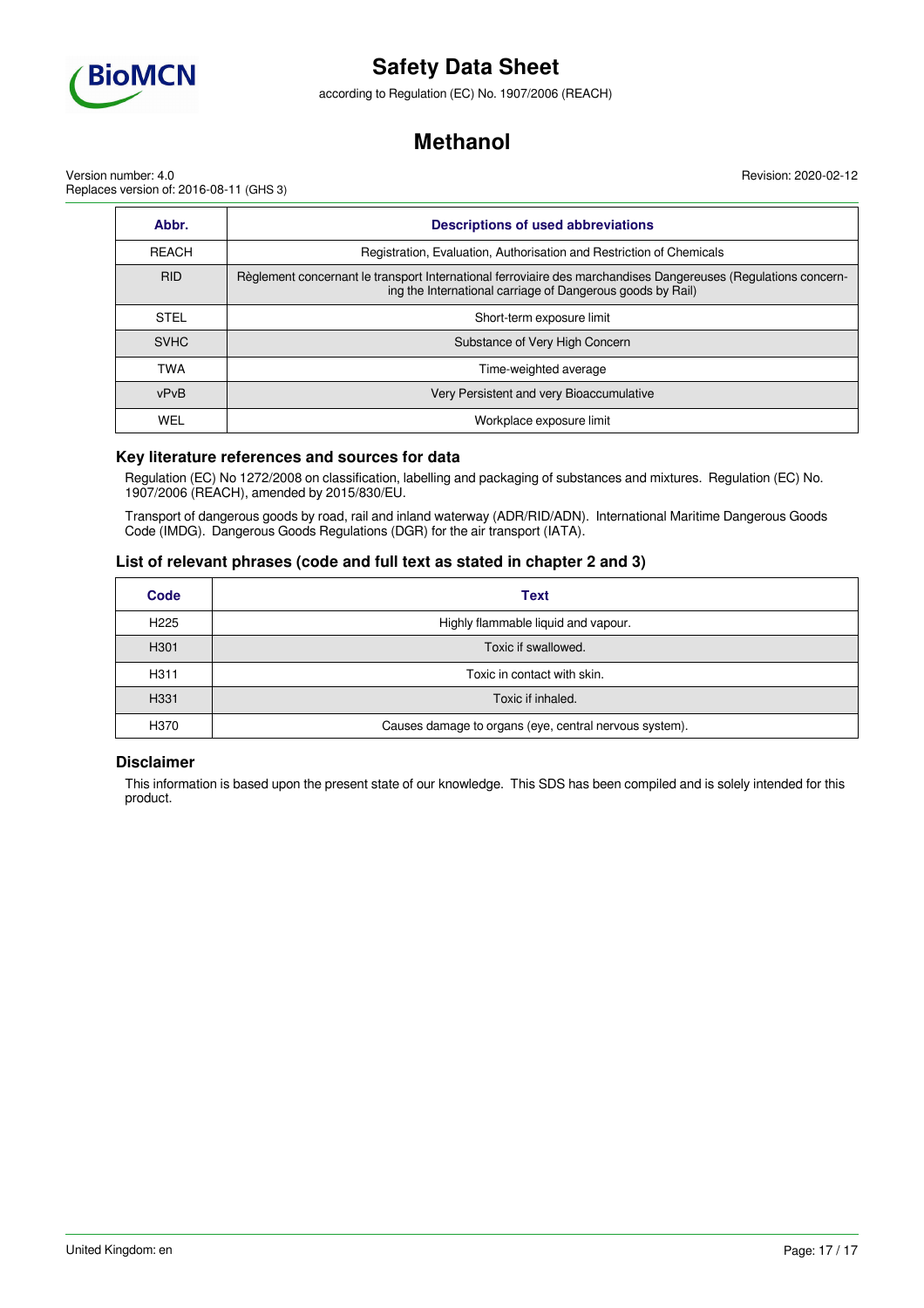| Abbr. | Descriptions of used abbreviations |
| --- | --- |
| REACH | Registration, Evaluation, Authorisation and Restriction of Chemicals |
| RID | Règlement concernant le transport International ferroviaire des marchandises Dangereuses (Regulations concerning the International carriage of Dangerous goods by Rail) |
| STEL | Short-term exposure limit |
| SVHC | Substance of Very High Concern |
| TWA | Time-weighted average |
| vPvB | Very Persistent and very Bioaccumulative |
| WEL | Workplace exposure limit |

### Key literature references and sources for data

Regulation (EC) No 1272/2008 on classification, labelling and packaging of substances and mixtures. Regulation (EC) No. 1907/2006 (REACH), amended by 2015/830/EU.

Transport of dangerous goods by road, rail and inland waterway (ADR/RID/ADN). International Maritime Dangerous Goods Code (IMDG). Dangerous Goods Regulations (DGR) for the air transport (IATA).

### List of relevant phrases (code and full text as stated in chapter 2 and 3)

| Code | Text |
| --- | --- |
| H225 | Highly flammable liquid and vapour. |
| H301 | Toxic if swallowed. |
| H311 | Toxic in contact with skin. |
| H331 | Toxic if inhaled. |
| H370 | Causes damage to organs (eye, central nervous system). |

### Disclaimer

This information is based upon the present state of our knowledge. This SDS has been compiled and is solely intended for this product.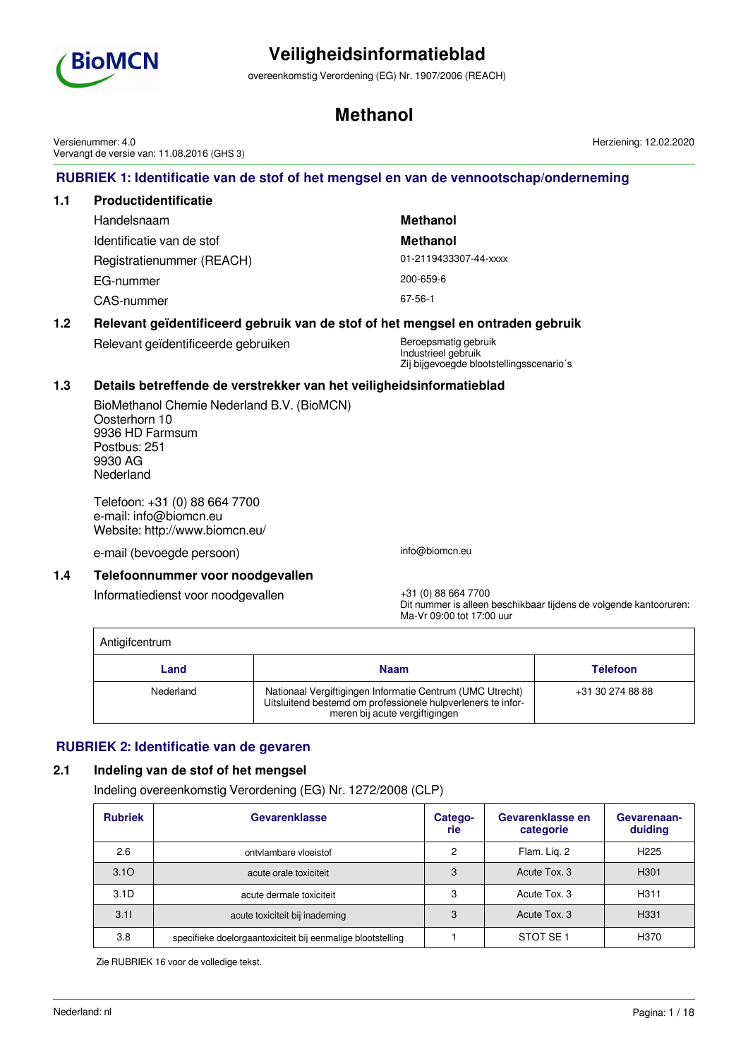# Veiligheidsinformatieblad

overeenkomstig Verordening (EG) Nr. 1907/2006 (REACH)

# Methanol

Versienummer: 4.0
Vervangt de versie van: 11.08.2016 (GHS 3)

Herziening: 12.02.2020

## RUBRIEK 1: Identificatie van de stof of het mengsel en van de vennootschap/onderneming

### 1.1 Productidentificatie

| | |
|---|---|
| Handelsnaam | **Methanol** |
| Identificatie van de stof | **Methanol** |
| Registratienummer (REACH) | 01-2119433307-44-xxxx |
| EG-nummer | 200-659-6 |
| CAS-nummer | 67-56-1 |

### 1.2 Relevant geïdentificeerd gebruik van de stof of het mengsel en ontraden gebruik

Relevant geïdentificeerde gebruiken: Beroepsmatig gebruik
Industrieel gebruik
Zij bijgevoegde blootstellingsscenario´s

### 1.3 Details betreffende de verstrekker van het veiligheidsinformatieblad

BioMethanol Chemie Nederland B.V. (BioMCN)
Oosterhorn 10
9936 HD Farmsum
Postbus: 251
9930 AG
Nederland

Telefoon: +31 (0) 88 664 7700
e-mail: info@biomcn.eu
Website: http://www.biomcn.eu/

e-mail (bevoegde persoon): info@biomcn.eu

### 1.4 Telefoonnummer voor noodgevallen

Informatiedienst voor noodgevallen: +31 (0) 88 664 7700
Dit nummer is alleen beschikbaar tijdens de volgende kantooruren: Ma-Vr 09:00 tot 17:00 uur

| Antigifcentrum | | |
|---|---|---|
| **Land** | **Naam** | **Telefoon** |
| Nederland | Nationaal Vergiftigingen Informatie Centrum (UMC Utrecht) Uitsluitend bestemd om professionele hulpverleners te informeren bij acute vergiftigingen | +31 30 274 88 88 |

## RUBRIEK 2: Identificatie van de gevaren

### 2.1 Indeling van de stof of het mengsel

Indeling overeenkomstig Verordening (EG) Nr. 1272/2008 (CLP)

| Rubriek | Gevarenklasse | Categorie | Gevarenklasse en categorie | Gevarenaanduiding |
|---|---|---|---|---|
| 2.6 | ontvlambare vloeistof | 2 | Flam. Liq. 2 | H225 |
| 3.1O | acute orale toxiciteit | 3 | Acute Tox. 3 | H301 |
| 3.1D | acute dermale toxiciteit | 3 | Acute Tox. 3 | H311 |
| 3.1I | acute toxiciteit bij inademing | 3 | Acute Tox. 3 | H331 |
| 3.8 | specifieke doelorgaantoxiciteit bij eenmalige blootstelling | 1 | STOT SE 1 | H370 |

Zie RUBRIEK 16 voor de volledige tekst.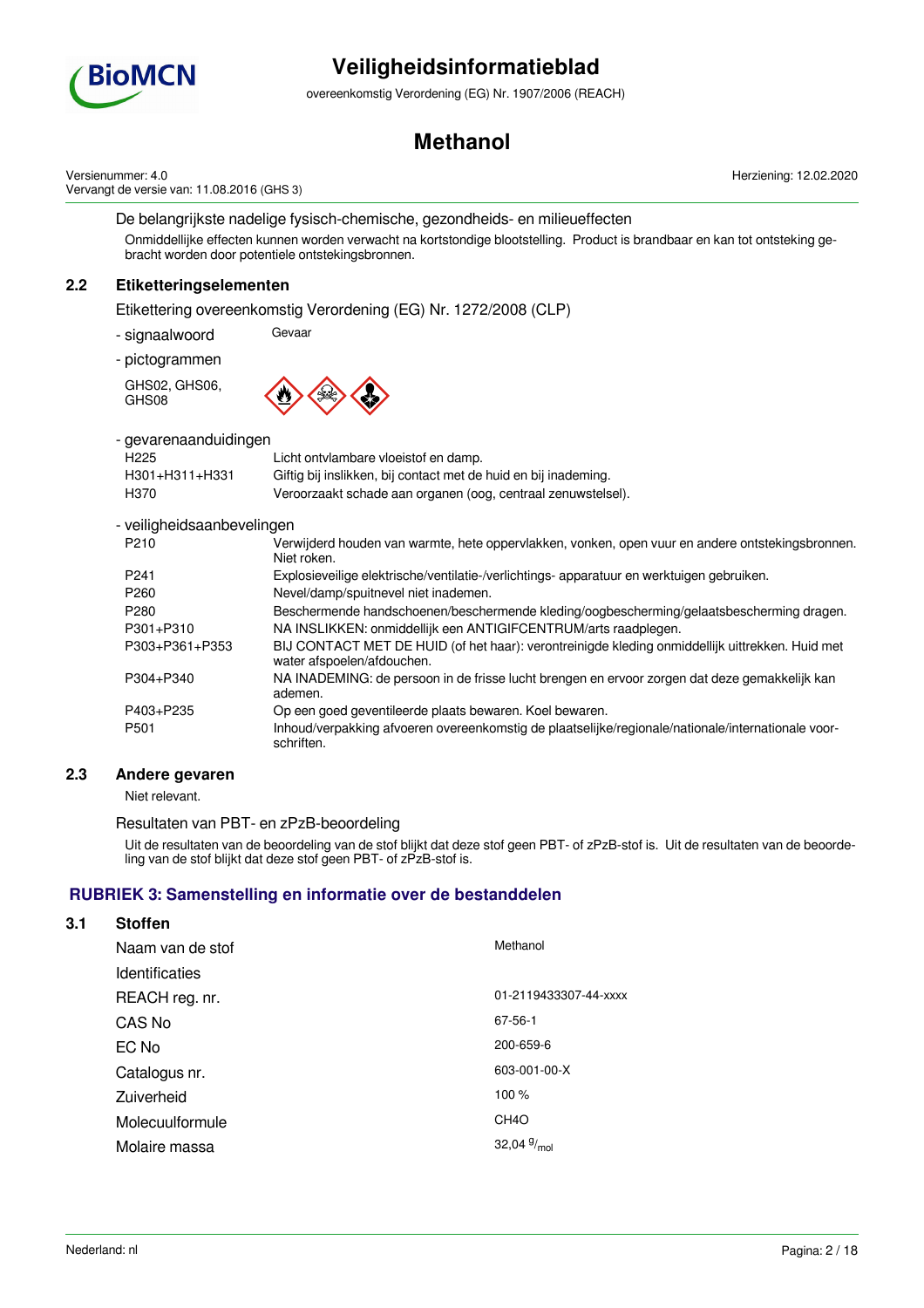De belangrijkste nadelige fysisch-chemische, gezondheids- en milieueffecten

Onmiddellijke effecten kunnen worden verwacht na kortstondige blootstelling. Product is brandbaar en kan tot ontsteking gebracht worden door potentiele ontstekingsbronnen.

### 2.2 Etiketteringselementen

Etikettering overeenkomstig Verordening (EG) Nr. 1272/2008 (CLP)

- signaalwoord: Gevaar

- pictogrammen

GHS02, GHS06, GHS08

- gevarenaanduidingen

| | |
|---|---|
| H225 | Licht ontvlambare vloeistof en damp. |
| H301+H311+H331 | Giftig bij inslikken, bij contact met de huid en bij inademing. |
| H370 | Veroorzaakt schade aan organen (oog, centraal zenuwstelsel). |

- veiligheidsaanbevelingen

| | |
|---|---|
| P210 | Verwijderd houden van warmte, hete oppervlakken, vonken, open vuur en andere ontstekingsbronnen. Niet roken. |
| P241 | Explosieveilige elektrische/ventilatie-/verlichtings- apparatuur en werktuigen gebruiken. |
| P260 | Nevel/damp/spuitnevel niet inademen. |
| P280 | Beschermende handschoenen/beschermende kleding/oogbescherming/gelaatsbescherming dragen. |
| P301+P310 | NA INSLIKKEN: onmiddellijk een ANTIGIFCENTRUM/arts raadplegen. |
| P303+P361+P353 | BIJ CONTACT MET DE HUID (of het haar): verontreinigde kleding onmiddellijk uittrekken. Huid met water afspoelen/afdouchen. |
| P304+P340 | NA INADEMING: de persoon in de frisse lucht brengen en ervoor zorgen dat deze gemakkelijk kan ademen. |
| P403+P235 | Op een goed geventileerde plaats bewaren. Koel bewaren. |
| P501 | Inhoud/verpakking afvoeren overeenkomstig de plaatselijke/regionale/nationale/internationale voorschriften. |

### 2.3 Andere gevaren

Niet relevant.

Resultaten van PBT- en zPzB-beoordeling

Uit de resultaten van de beoordeling van de stof blijkt dat deze stof geen PBT- of zPzB-stof is. Uit de resultaten van de beoordeling van de stof blijkt dat deze stof geen PBT- of zPzB-stof is.

## RUBRIEK 3: Samenstelling en informatie over de bestanddelen

### 3.1 Stoffen

| | |
|---|---|
| Naam van de stof | Methanol |
| Identificaties | |
| REACH reg. nr. | 01-2119433307-44-xxxx |
| CAS No | 67-56-1 |
| EC No | 200-659-6 |
| Catalogus nr. | 603-001-00-X |
| Zuiverheid | 100 % |
| Molecuulformule | $CH_4O$ |
| Molaire massa | 32,04 $^{g}/_{mol}$ |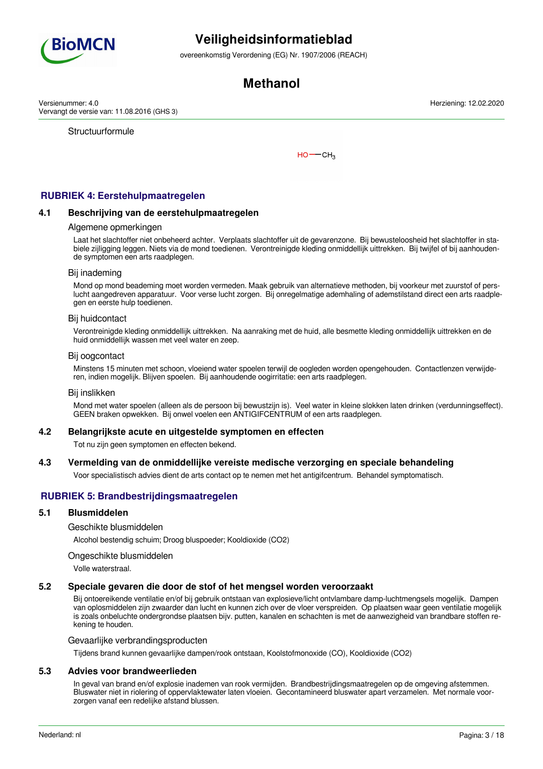Structuurformule

HO—CH$_3$

## RUBRIEK 4: Eerstehulpmaatregelen

### 4.1 Beschrijving van de eerstehulpmaatregelen

Algemene opmerkingen

Laat het slachtoffer niet onbeheerd achter. Verplaats slachtoffer uit de gevarenzone. Bij bewusteloosheid het slachtoffer in stabiele zijligging leggen. Niets via de mond toedienen. Verontreinigde kleding onmiddellijk uittrekken. Bij twijfel of bij aanhoudende symptomen een arts raadplegen.

Bij inademing

Mond op mond beademing moet worden vermeden. Maak gebruik van alternatieve methoden, bij voorkeur met zuurstof of perslucht aangedreven apparatuur. Voor verse lucht zorgen. Bij onregelmatige ademhaling of ademstilstand direct een arts raadplegen en eerste hulp toedienen.

Bij huidcontact

Verontreinigde kleding onmiddellijk uittrekken. Na aanraking met de huid, alle besmette kleding onmiddellijk uittrekken en de huid onmiddellijk wassen met veel water en zeep.

Bij oogcontact

Minstens 15 minuten met schoon, vloeiend water spoelen terwijl de oogleden worden opengehouden. Contactlenzen verwijderen, indien mogelijk. Blijven spoelen. Bij aanhoudende oogirritatie: een arts raadplegen.

Bij inslikken

Mond met water spoelen (alleen als de persoon bij bewustzijn is). Veel water in kleine slokken laten drinken (verdunningseffect). GEEN braken opwekken. Bij onwel voelen een ANTIGIFCENTRUM of een arts raadplegen.

### 4.2 Belangrijkste acute en uitgestelde symptomen en effecten

Tot nu zijn geen symptomen en effecten bekend.

### 4.3 Vermelding van de onmiddellijke vereiste medische verzorging en speciale behandeling

Voor specialistisch advies dient de arts contact op te nemen met het antigifcentrum. Behandel symptomatisch.

## RUBRIEK 5: Brandbestrijdingsmaatregelen

### 5.1 Blusmiddelen

Geschikte blusmiddelen

Alcohol bestendig schuim; Droog bluspoeder; Kooldioxide ($CO_2$)

Ongeschikte blusmiddelen

Volle waterstraal.

### 5.2 Speciale gevaren die door de stof of het mengsel worden veroorzaakt

Bij ontoereikende ventilatie en/of bij gebruik ontstaan van explosieve/licht ontvlambare damp-luchtmengsels mogelijk. Dampen van oplosmiddelen zijn zwaarder dan lucht en kunnen zich over de vloer verspreiden. Op plaatsen waar geen ventilatie mogelijk is zoals onbeluchte ondergrondse plaatsen bijv. putten, kanalen en schachten is met de aanwezigheid van brandbare stoffen rekening te houden.

Gevaarlijke verbrandingsproducten

Tijdens brand kunnen gevaarlijke dampen/rook ontstaan, Koolstofmonoxide (CO), Kooldioxide ($CO_2$)

### 5.3 Advies voor brandweerlieden

In geval van brand en/of explosie inademen van rook vermijden. Brandbestrijdingsmaatregelen op de omgeving afstemmen. Bluswater niet in riolering of oppervlaktewater laten vloeien. Gecontamineerd bluswater apart verzamelen. Met normale voorzorgen vanaf een redelijke afstand blussen.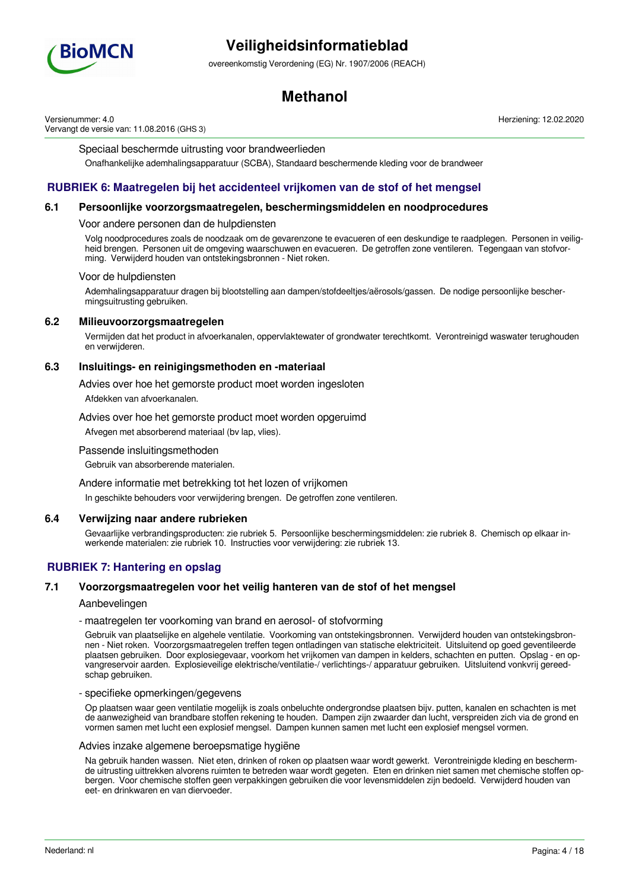Speciaal beschermde uitrusting voor brandweerlieden

Onafhankelijke ademhalingsapparatuur (SCBA), Standaard beschermende kleding voor de brandweer

## RUBRIEK 6: Maatregelen bij het accidenteel vrijkomen van de stof of het mengsel

### 6.1 Persoonlijke voorzorgsmaatregelen, beschermingsmiddelen en noodprocedures

Voor andere personen dan de hulpdiensten

Volg noodprocedures zoals de noodzaak om de gevarenzone te evacueren of een deskundige te raadplegen. Personen in veiligheid brengen. Personen uit de omgeving waarschuwen en evacueren. De getroffen zone ventileren. Tegengaan van stofvorming. Verwijderd houden van ontstekingsbronnen - Niet roken.

Voor de hulpdiensten

Ademhalingsapparatuur dragen bij blootstelling aan dampen/stofdeeltjes/aërosols/gassen. De nodige persoonlijke beschermingsuitrusting gebruiken.

### 6.2 Milieuvoorzorgsmaatregelen

Vermijden dat het product in afvoerkanalen, oppervlaktewater of grondwater terechtkomt. Verontreinigd waswater terughouden en verwijderen.

### 6.3 Insluitings- en reinigingsmethoden en -materiaal

Advies over hoe het gemorste product moet worden ingesloten

Afdekken van afvoerkanalen.

Advies over hoe het gemorste product moet worden opgeruimd

Afvegen met absorberend materiaal (bv lap, vlies).

Passende insluitingsmethoden

Gebruik van absorberende materialen.

Andere informatie met betrekking tot het lozen of vrijkomen

In geschikte behouders voor verwijdering brengen. De getroffen zone ventileren.

### 6.4 Verwijzing naar andere rubrieken

Gevaarlijke verbrandingsproducten: zie rubriek 5. Persoonlijke beschermingsmiddelen: zie rubriek 8. Chemisch op elkaar inwerkende materialen: zie rubriek 10. Instructies voor verwijdering: zie rubriek 13.

## RUBRIEK 7: Hantering en opslag

### 7.1 Voorzorgsmaatregelen voor het veilig hanteren van de stof of het mengsel

Aanbevelingen

- maatregelen ter voorkoming van brand en aerosol- of stofvorming

Gebruik van plaatselijke en algehele ventilatie. Voorkoming van ontstekingsbronnen. Verwijderd houden van ontstekingsbronnen - Niet roken. Voorzorgsmaatregelen treffen tegen ontladingen van statische elektriciteit. Uitsluitend op goed geventileerde plaatsen gebruiken. Door explosiegevaar, voorkom het vrijkomen van dampen in kelders, schachten en putten. Opslag - en opvangreservoir aarden. Explosieveilige elektrische/ventilatie-/ verlichtings-/ apparatuur gebruiken. Uitsluitend vonkvrij gereedschap gebruiken.

- specifieke opmerkingen/gegevens

Op plaatsen waar geen ventilatie mogelijk is zoals onbeluchte ondergrondse plaatsen bijv. putten, kanalen en schachten is met de aanwezigheid van brandbare stoffen rekening te houden. Dampen zijn zwaarder dan lucht, verspreiden zich via de grond en vormen samen met lucht een explosief mengsel. Dampen kunnen samen met lucht een explosief mengsel vormen.

Advies inzake algemene beroepsmatige hygiëne

Na gebruik handen wassen. Niet eten, drinken of roken op plaatsen waar wordt gewerkt. Verontreinigde kleding en beschermde uitrusting uittrekken alvorens ruimten te betreden waar wordt gegeten. Eten en drinken niet samen met chemische stoffen opbergen. Voor chemische stoffen geen verpakkingen gebruiken die voor levensmiddelen zijn bedoeld. Verwijderd houden van eet- en drinkwaren en van diervoeder.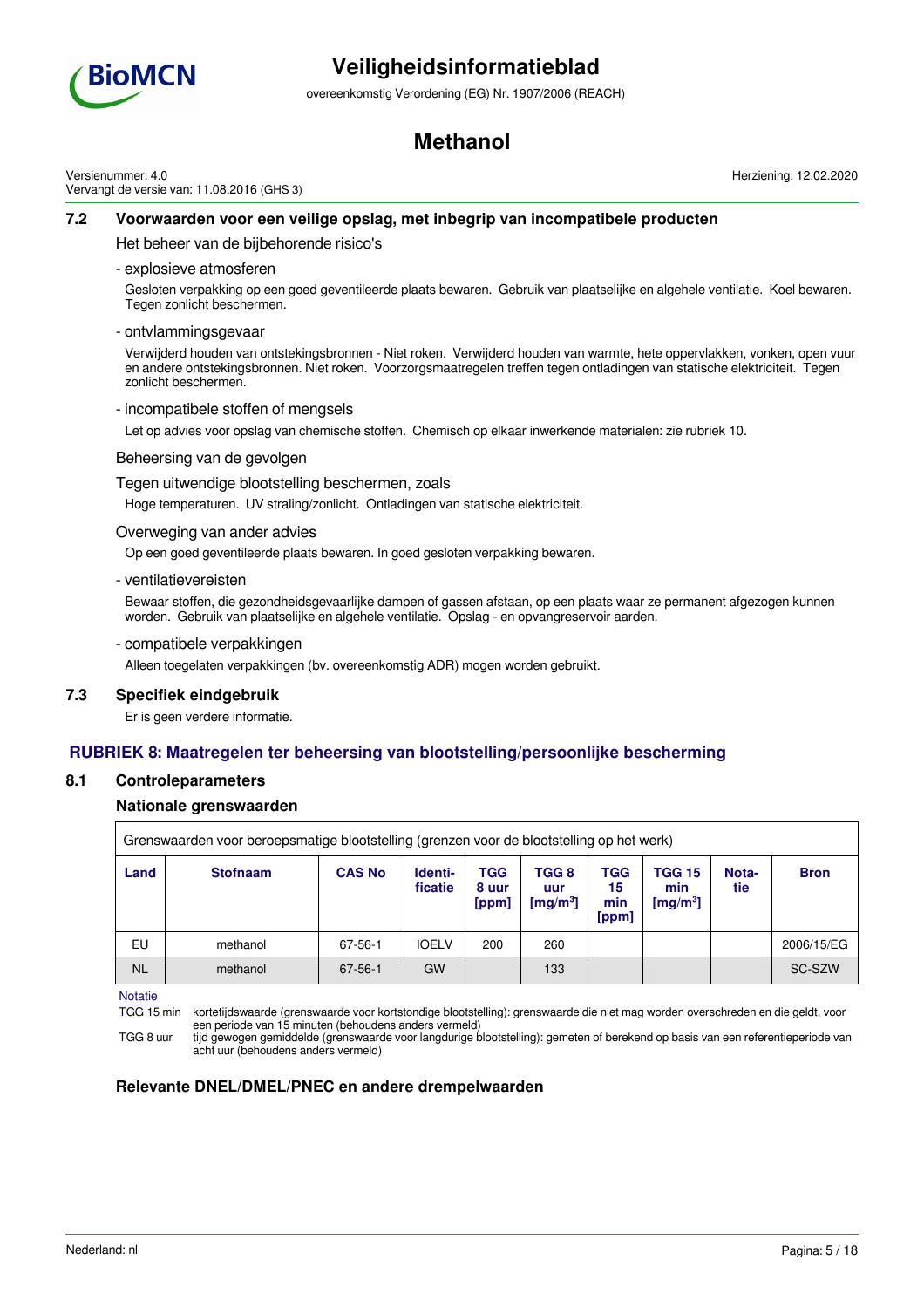### 7.2 Voorwaarden voor een veilige opslag, met inbegrip van incompatibele producten

Het beheer van de bijbehorende risico's

- explosieve atmosferen

Gesloten verpakking op een goed geventileerde plaats bewaren. Gebruik van plaatselijke en algehele ventilatie. Koel bewaren. Tegen zonlicht beschermen.

- ontvlammingsgevaar

Verwijderd houden van ontstekingsbronnen - Niet roken. Verwijderd houden van warmte, hete oppervlakken, vonken, open vuur en andere ontstekingsbronnen. Niet roken. Voorzorgsmaatregelen treffen tegen ontladingen van statische elektriciteit. Tegen zonlicht beschermen.

- incompatibele stoffen of mengsels

Let op advies voor opslag van chemische stoffen. Chemisch op elkaar inwerkende materialen: zie rubriek 10.

Beheersing van de gevolgen

Tegen uitwendige blootstelling beschermen, zoals

Hoge temperaturen. UV straling/zonlicht. Ontladingen van statische elektriciteit.

Overweging van ander advies

Op een goed geventileerde plaats bewaren. In goed gesloten verpakking bewaren.

- ventilatievereisten

Bewaar stoffen, die gezondheidsgevaarlijke dampen of gassen afstaan, op een plaats waar ze permanent afgezogen kunnen worden. Gebruik van plaatselijke en algehele ventilatie. Opslag - en opvangreservoir aarden.

- compatibele verpakkingen

Alleen toegelaten verpakkingen (bv. overeenkomstig ADR) mogen worden gebruikt.

### 7.3 Specifiek eindgebruik

Er is geen verdere informatie.

## RUBRIEK 8: Maatregelen ter beheersing van blootstelling/persoonlijke bescherming

### 8.1 Controleparameters

#### Nationale grenswaarden

Grenswaarden voor beroepsmatige blootstelling (grenzen voor de blootstelling op het werk)

| Land | Stofnaam | CAS No | Identi-ficatie | TGG 8 uur [ppm] | TGG 8 uur [mg/m³] | TGG 15 min [ppm] | TGG 15 min [mg/m³] | Nota-tie | Bron |
|---|---|---|---|---|---|---|---|---|---|
| EU | methanol | 67-56-1 | IOELV | 200 | 260 | | | | 2006/15/EG |
| NL | methanol | 67-56-1 | GW | | 133 | | | | SC-SZW |

Notatie

TGG 15 min  kortetijdswaarde (grenswaarde voor kortstondige blootstelling): grenswaarde die niet mag worden overschreden en die geldt, voor een periode van 15 minuten (behoudens anders vermeld)

TGG 8 uur  tijd gewogen gemiddelde (grenswaarde voor langdurige blootstelling): gemeten of berekend op basis van een referentieperiode van acht uur (behoudens anders vermeld)

#### Relevante DNEL/DMEL/PNEC en andere drempelwaarden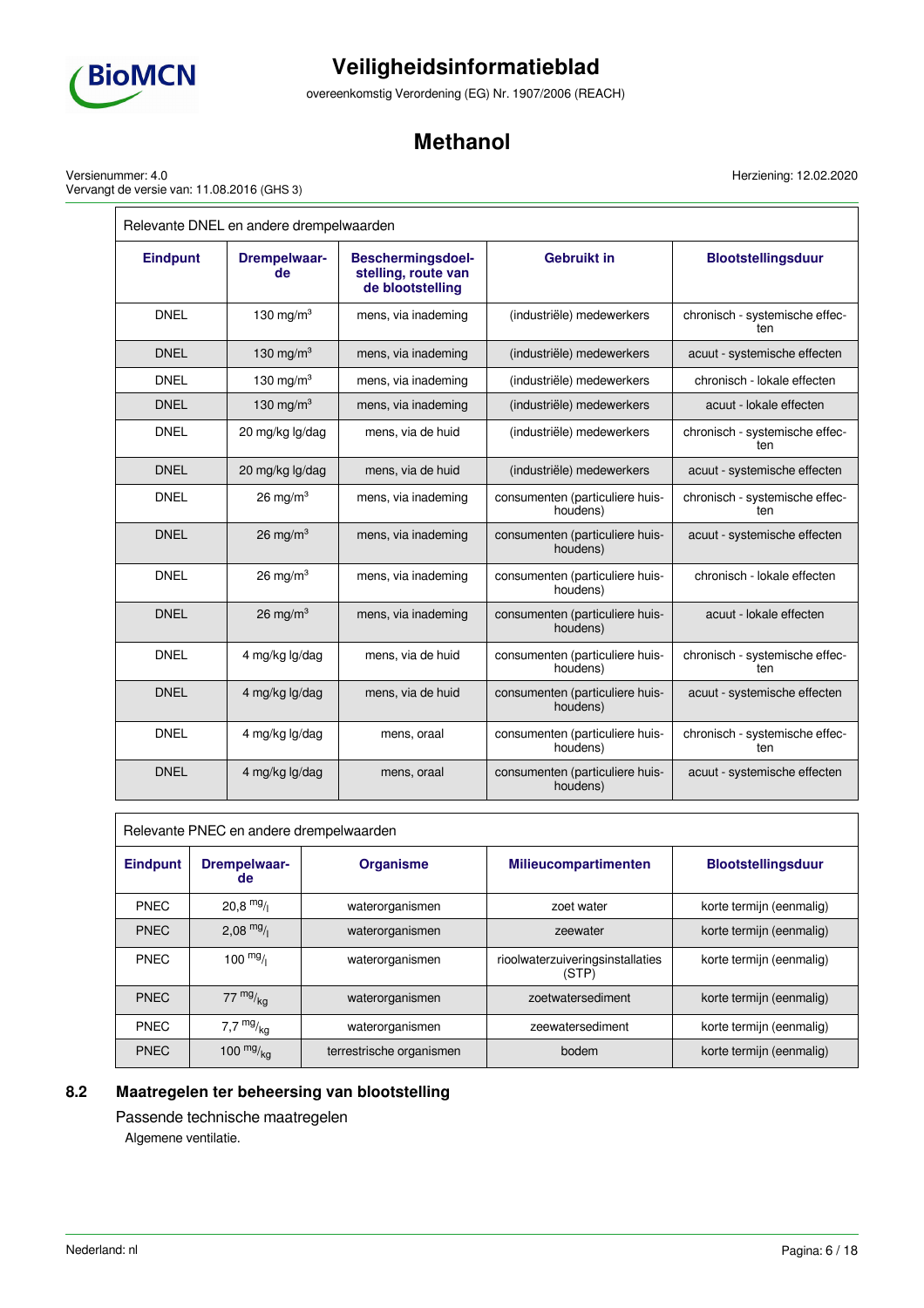Relevante DNEL en andere drempelwaarden

| Eindpunt | Drempelwaarde | Beschermingsdoelstelling, route van de blootstelling | Gebruikt in | Blootstellingsduur |
|---|---|---|---|---|
| DNEL | 130 mg/m³ | mens, via inademing | (industriële) medewerkers | chronisch - systemische effecten |
| DNEL | 130 mg/m³ | mens, via inademing | (industriële) medewerkers | acuut - systemische effecten |
| DNEL | 130 mg/m³ | mens, via inademing | (industriële) medewerkers | chronisch - lokale effecten |
| DNEL | 130 mg/m³ | mens, via inademing | (industriële) medewerkers | acuut - lokale effecten |
| DNEL | 20 mg/kg lg/dag | mens, via de huid | (industriële) medewerkers | chronisch - systemische effecten |
| DNEL | 20 mg/kg lg/dag | mens, via de huid | (industriële) medewerkers | acuut - systemische effecten |
| DNEL | 26 mg/m³ | mens, via inademing | consumenten (particuliere huishoudens) | chronisch - systemische effecten |
| DNEL | 26 mg/m³ | mens, via inademing | consumenten (particuliere huishoudens) | acuut - systemische effecten |
| DNEL | 26 mg/m³ | mens, via inademing | consumenten (particuliere huishoudens) | chronisch - lokale effecten |
| DNEL | 26 mg/m³ | mens, via inademing | consumenten (particuliere huishoudens) | acuut - lokale effecten |
| DNEL | 4 mg/kg lg/dag | mens, via de huid | consumenten (particuliere huishoudens) | chronisch - systemische effecten |
| DNEL | 4 mg/kg lg/dag | mens, via de huid | consumenten (particuliere huishoudens) | acuut - systemische effecten |
| DNEL | 4 mg/kg lg/dag | mens, oraal | consumenten (particuliere huishoudens) | chronisch - systemische effecten |
| DNEL | 4 mg/kg lg/dag | mens, oraal | consumenten (particuliere huishoudens) | acuut - systemische effecten |

Relevante PNEC en andere drempelwaarden

| Eindpunt | Drempelwaarde | Organisme | Milieucompartimenten | Blootstellingsduur |
|---|---|---|---|---|
| PNEC | 20,8 mg/l | waterorganismen | zoet water | korte termijn (eenmalig) |
| PNEC | 2,08 mg/l | waterorganismen | zeewater | korte termijn (eenmalig) |
| PNEC | 100 mg/l | waterorganismen | rioolwaterzuiveringsinstallaties (STP) | korte termijn (eenmalig) |
| PNEC | 77 mg/kg | waterorganismen | zoetwatersediment | korte termijn (eenmalig) |
| PNEC | 7,7 mg/kg | waterorganismen | zeewatersediment | korte termijn (eenmalig) |
| PNEC | 100 mg/kg | terrestrische organismen | bodem | korte termijn (eenmalig) |

## 8.2 Maatregelen ter beheersing van blootstelling

### Passende technische maatregelen

Algemene ventilatie.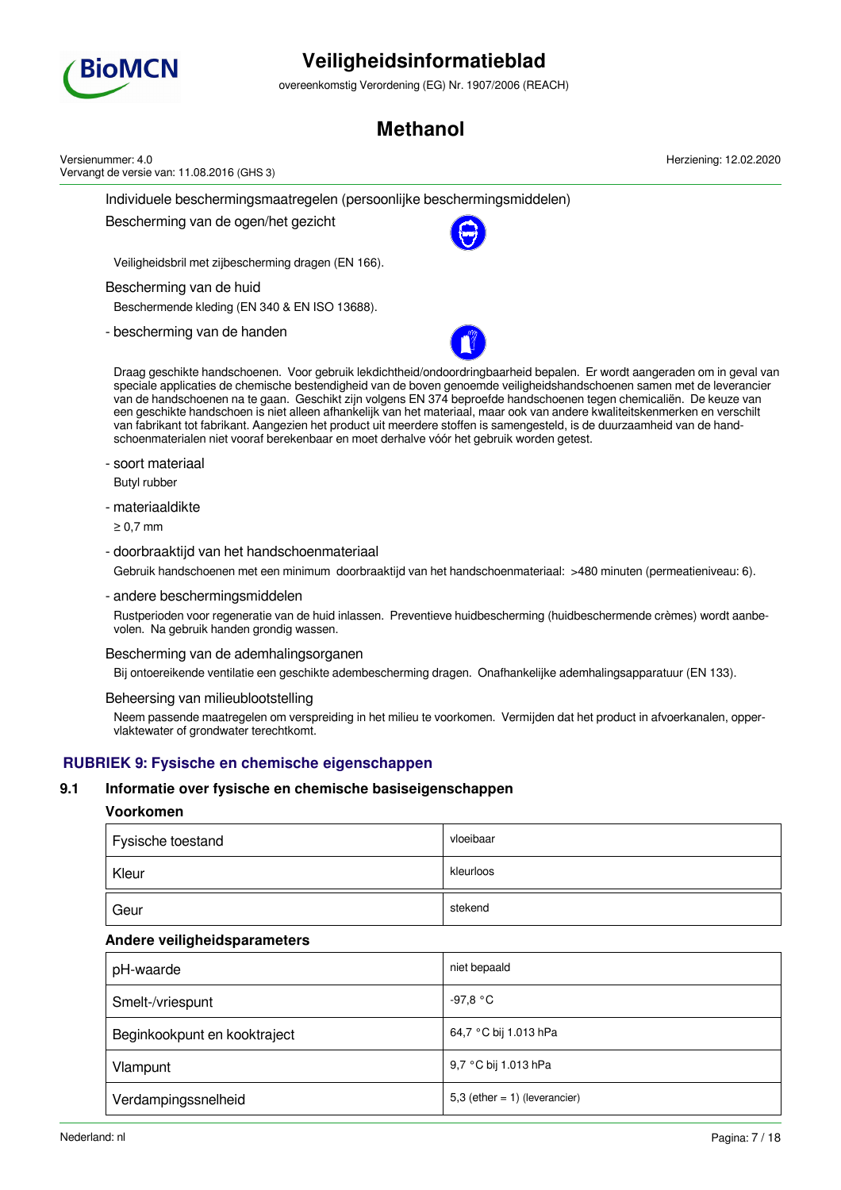Individuele beschermingsmaatregelen (persoonlijke beschermingsmiddelen)

Bescherming van de ogen/het gezicht

Veiligheidsbril met zijbescherming dragen (EN 166).

Bescherming van de huid

Beschermende kleding (EN 340 & EN ISO 13688).

- bescherming van de handen

Draag geschikte handschoenen. Voor gebruik lekdichtheid/ondoordringbaarheid bepalen. Er wordt aangeraden om in geval van speciale applicaties de chemische bestendigheid van de boven genoemde veiligheidshandschoenen samen met de leverancier van de handschoenen na te gaan. Geschikt zijn volgens EN 374 beproefde handschoenen tegen chemicaliën. De keuze van een geschikte handschoen is niet alleen afhankelijk van het materiaal, maar ook van andere kwaliteitskenmerken en verschilt van fabrikant tot fabrikant. Aangezien het product uit meerdere stoffen is samengesteld, is de duurzaamheid van de handschoenmaterialen niet vooraf berekenbaar en moet derhalve vóór het gebruik worden getest.

- soort materiaal

Butyl rubber

- materiaaldikte

≥ 0,7 mm

- doorbraaktijd van het handschoenmateriaal

Gebruik handschoenen met een minimum doorbraaktijd van het handschoenmateriaal: >480 minuten (permeatieniveau: 6).

- andere beschermingsmiddelen

Rustperioden voor regeneratie van de huid inlassen. Preventieve huidbescherming (huidbeschermende crèmes) wordt aanbevolen. Na gebruik handen grondig wassen.

Bescherming van de ademhalingsorganen

Bij ontoereikende ventilatie een geschikte adembescherming dragen. Onafhankelijke ademhalingsapparatuur (EN 133).

Beheersing van milieublootstelling

Neem passende maatregelen om verspreiding in het milieu te voorkomen. Vermijden dat het product in afvoerkanalen, oppervlaktewater of grondwater terechtkomt.

## RUBRIEK 9: Fysische en chemische eigenschappen

### 9.1 Informatie over fysische en chemische basiseigenschappen

**Voorkomen**

| | |
|---|---|
| Fysische toestand | vloeibaar |
| Kleur | kleurloos |
| Geur | stekend |

**Andere veiligheidsparameters**

| | |
|---|---|
| pH-waarde | niet bepaald |
| Smelt-/vriespunt | -97,8 °C |
| Beginkookpunt en kooktraject | 64,7 °C bij 1.013 hPa |
| Vlampunt | 9,7 °C bij 1.013 hPa |
| Verdampingssnelheid | 5,3 (ether = 1) (leverancier) |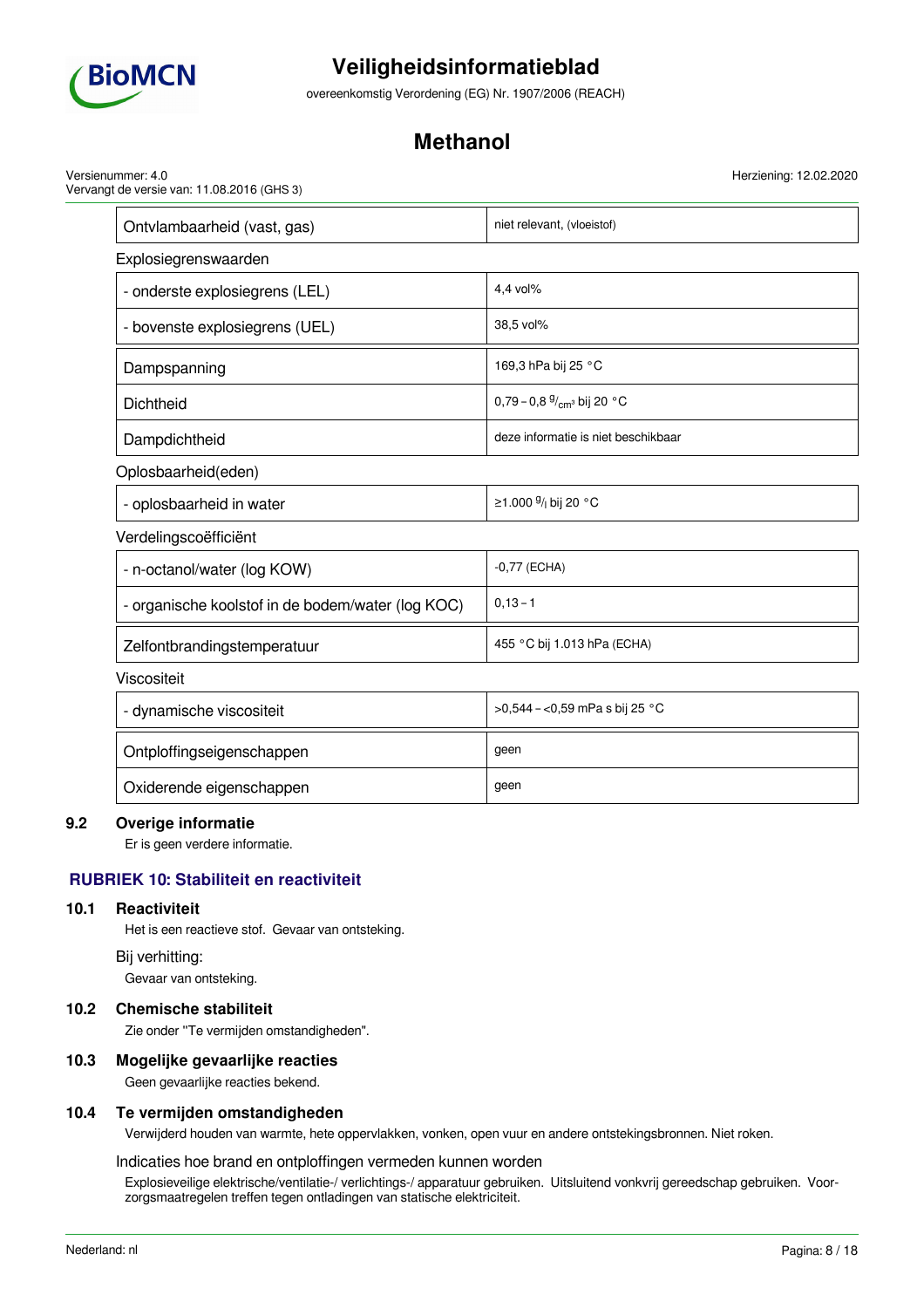| | |
|---|---|
| Ontvlambaarheid (vast, gas) | niet relevant, (vloeistof) |

Explosiegrenswaarden

| | |
|---|---|
| - onderste explosiegrens (LEL) | 4,4 vol% |
| - bovenste explosiegrens (UEL) | 38,5 vol% |

| | |
|---|---|
| Dampspanning | 169,3 hPa bij 25 °C |
| Dichtheid | 0,79 – 0,8 $^{g}/_{cm^3}$ bij 20 °C |
| Dampdichtheid | deze informatie is niet beschikbaar |

Oplosbaarheid(eden)

| | |
|---|---|
| - oplosbaarheid in water | ≥1.000 $^{g}/_{l}$ bij 20 °C |

Verdelingscoëfficiënt

| | |
|---|---|
| - n-octanol/water (log KOW) | -0,77 (ECHA) |
| - organische koolstof in de bodem/water (log KOC) | 0,13 – 1 |

| | |
|---|---|
| Zelfontbrandingstemperatuur | 455 °C bij 1.013 hPa (ECHA) |

Viscositeit

| | |
|---|---|
| - dynamische viscositeit | >0,544 – <0,59 mPa s bij 25 °C |

| | |
|---|---|
| Ontploffingseigenschappen | geen |
| Oxiderende eigenschappen | geen |

### 9.2 Overige informatie

Er is geen verdere informatie.

## RUBRIEK 10: Stabiliteit en reactiviteit

### 10.1 Reactiviteit

Het is een reactieve stof. Gevaar van ontsteking.

Bij verhitting:

Gevaar van ontsteking.

### 10.2 Chemische stabiliteit

Zie onder "Te vermijden omstandigheden".

### 10.3 Mogelijke gevaarlijke reacties

Geen gevaarlijke reacties bekend.

### 10.4 Te vermijden omstandigheden

Verwijderd houden van warmte, hete oppervlakken, vonken, open vuur en andere ontstekingsbronnen. Niet roken.

Indicaties hoe brand en ontploffingen vermeden kunnen worden

Explosieveilige elektrische/ventilatie-/ verlichtings-/ apparatuur gebruiken. Uitsluitend vonkvrij gereedschap gebruiken. Voorzorgsmaatregelen treffen tegen ontladingen van statische elektriciteit.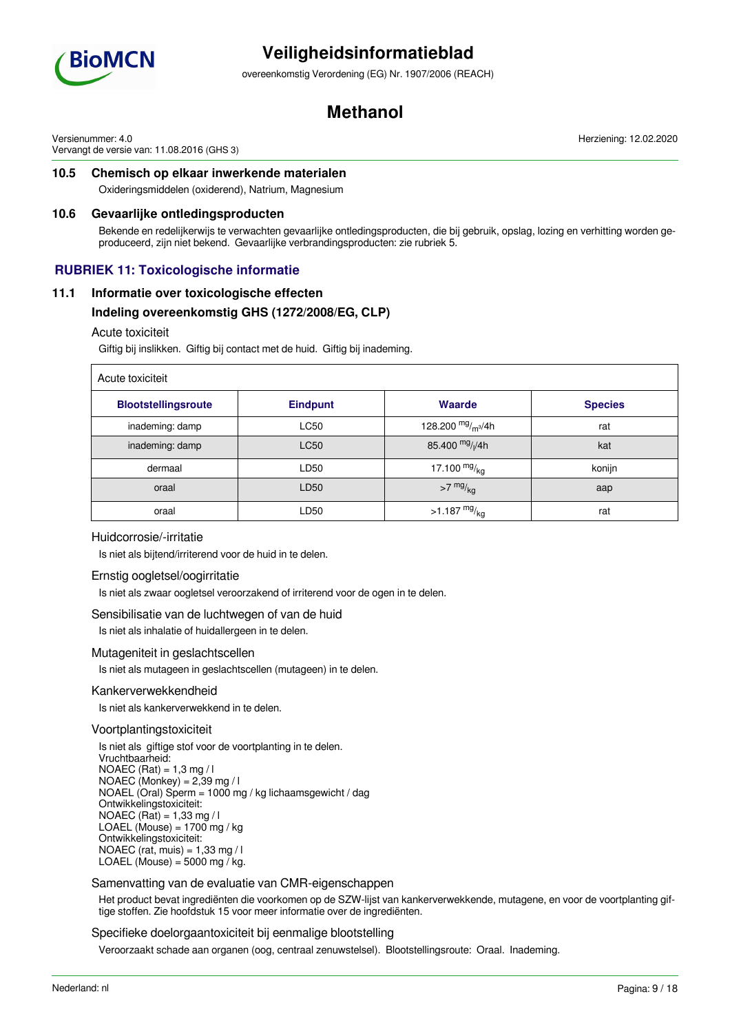### 10.5 Chemisch op elkaar inwerkende materialen

Oxideringsmiddelen (oxiderend), Natrium, Magnesium

### 10.6 Gevaarlijke ontledingsproducten

Bekende en redelijkerwijs te verwachten gevaarlijke ontledingsproducten, die bij gebruik, opslag, lozing en verhitting worden geproduceerd, zijn niet bekend. Gevaarlijke verbrandingsproducten: zie rubriek 5.

## RUBRIEK 11: Toxicologische informatie

### 11.1 Informatie over toxicologische effecten

#### Indeling overeenkomstig GHS (1272/2008/EG, CLP)

Acute toxiciteit

Giftig bij inslikken. Giftig bij contact met de huid. Giftig bij inademing.

Acute toxiciteit

| Blootstellingsroute | Eindpunt | Waarde | Species |
|---|---|---|---|
| inademing: damp | LC50 | 128.200 $^{mg}/_{m^3}$/4h | rat |
| inademing: damp | LC50 | 85.400 $^{mg}/_{l}$/4h | kat |
| dermaal | LD50 | 17.100 $^{mg}/_{kg}$ | konijn |
| oraal | LD50 | >7 $^{mg}/_{kg}$ | aap |
| oraal | LD50 | >1.187 $^{mg}/_{kg}$ | rat |

Huidcorrosie/-irritatie

Is niet als bijtend/irriterend voor de huid in te delen.

Ernstig oogletsel/oogirritatie

Is niet als zwaar oogletsel veroorzakend of irriterend voor de ogen in te delen.

Sensibilisatie van de luchtwegen of van de huid

Is niet als inhalatie of huidallergeen in te delen.

Mutageniteit in geslachtscellen

Is niet als mutageen in geslachtscellen (mutageen) in te delen.

Kankerverwekkendheid

Is niet als kankerverwekkend in te delen.

Voortplantingstoxiciteit

Is niet als giftige stof voor de voortplanting in te delen.
Vruchtbaarheid:
NOAEC (Rat) = 1,3 mg / l
NOAEC (Monkey) = 2,39 mg / l
NOAEL (Oral) Sperm = 1000 mg / kg lichaamsgewicht / dag
Ontwikkelingstoxiciteit:
NOAEC (Rat) = 1,33 mg / l
LOAEL (Mouse) = 1700 mg / kg
Ontwikkelingstoxiciteit:
NOAEC (rat, muis) = 1,33 mg / l
LOAEL (Mouse) = 5000 mg / kg.

Samenvatting van de evaluatie van CMR-eigenschappen

Het product bevat ingrediënten die voorkomen op de SZW-lijst van kankerverwekkende, mutagene, en voor de voortplanting giftige stoffen. Zie hoofdstuk 15 voor meer informatie over de ingrediënten.

Specifieke doelorgaantoxiciteit bij eenmalige blootstelling

Veroorzaakt schade aan organen (oog, centraal zenuwstelsel). Blootstellingsroute: Oraal. Inademing.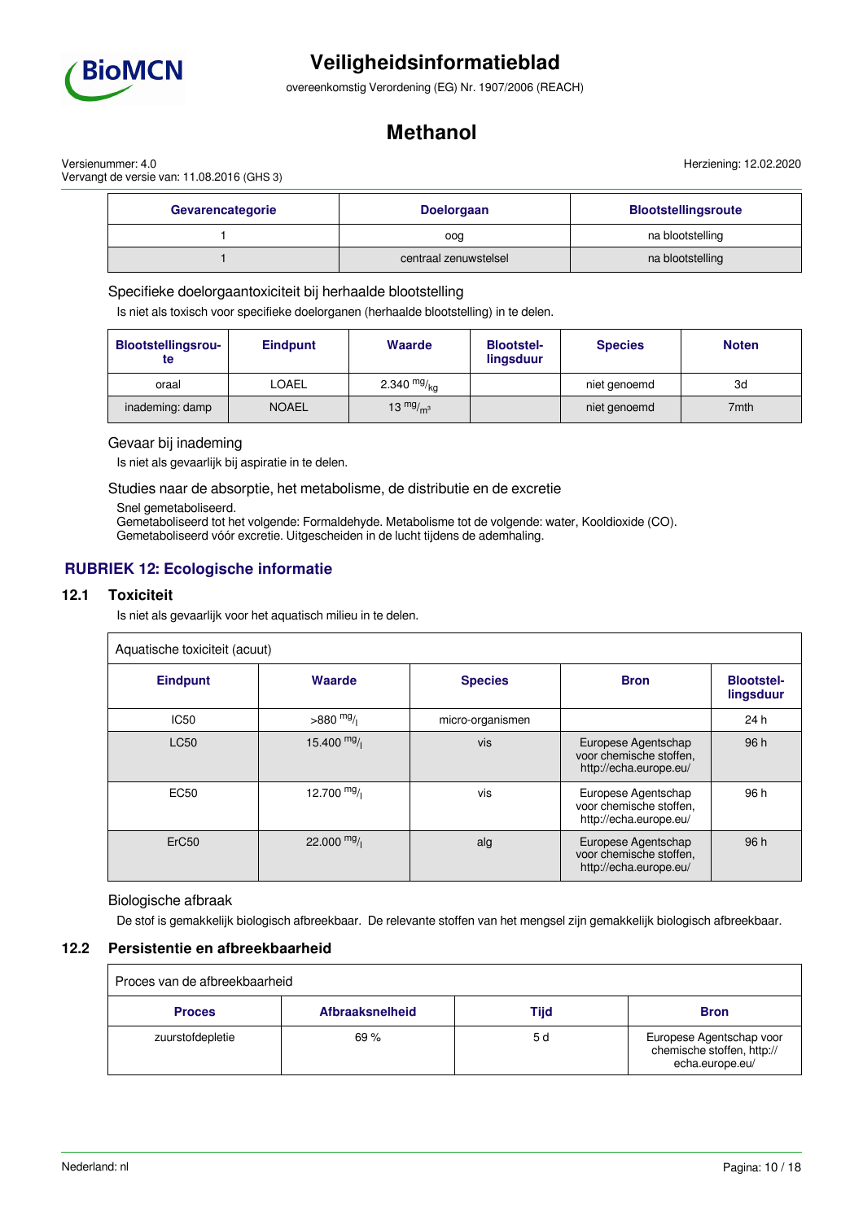| Gevarencategorie | Doelorgaan | Blootstellingsroute |
|---|---|---|
| 1 | oog | na blootstelling |
| 1 | centraal zenuwstelsel | na blootstelling |

Specifieke doelorgaantoxiciteit bij herhaalde blootstelling

Is niet als toxisch voor specifieke doelorganen (herhaalde blootstelling) in te delen.

| Blootstellingsroute | Eindpunt | Waarde | Blootstellingsduur | Species | Noten |
|---|---|---|---|---|---|
| oraal | LOAEL | 2.340 $^{mg}/_{kg}$ | | niet genoemd | 3d |
| inademing: damp | NOAEL | 13 $^{mg}/_{m^3}$ | | niet genoemd | 7mth |

Gevaar bij inademing

Is niet als gevaarlijk bij aspiratie in te delen.

Studies naar de absorptie, het metabolisme, de distributie en de excretie

Snel gemetaboliseerd.
Gemetaboliseerd tot het volgende: Formaldehyde. Metabolisme tot de volgende: water, Kooldioxide (CO).
Gemetaboliseerd vóór excretie. Uitgescheiden in de lucht tijdens de ademhaling.

## RUBRIEK 12: Ecologische informatie

### 12.1 Toxiciteit

Is niet als gevaarlijk voor het aquatisch milieu in te delen.

| Aquatische toxiciteit (acuut) | | | | |
|---|---|---|---|---|
| **Eindpunt** | **Waarde** | **Species** | **Bron** | **Blootstellingsduur** |
| IC50 | >880 $^{mg}/_{l}$ | micro-organismen | | 24 h |
| LC50 | 15.400 $^{mg}/_{l}$ | vis | Europese Agentschap voor chemische stoffen, http://echa.europe.eu/ | 96 h |
| EC50 | 12.700 $^{mg}/_{l}$ | vis | Europese Agentschap voor chemische stoffen, http://echa.europe.eu/ | 96 h |
| ErC50 | 22.000 $^{mg}/_{l}$ | alg | Europese Agentschap voor chemische stoffen, http://echa.europe.eu/ | 96 h |

Biologische afbraak

De stof is gemakkelijk biologisch afbreekbaar. De relevante stoffen van het mengsel zijn gemakkelijk biologisch afbreekbaar.

### 12.2 Persistentie en afbreekbaarheid

| Proces van de afbreekbaarheid | | | |
|---|---|---|---|
| **Proces** | **Afbraaksnelheid** | **Tijd** | **Bron** |
| zuurstofdepletie | 69 % | 5 d | Europese Agentschap voor chemische stoffen, http://echa.europe.eu/ |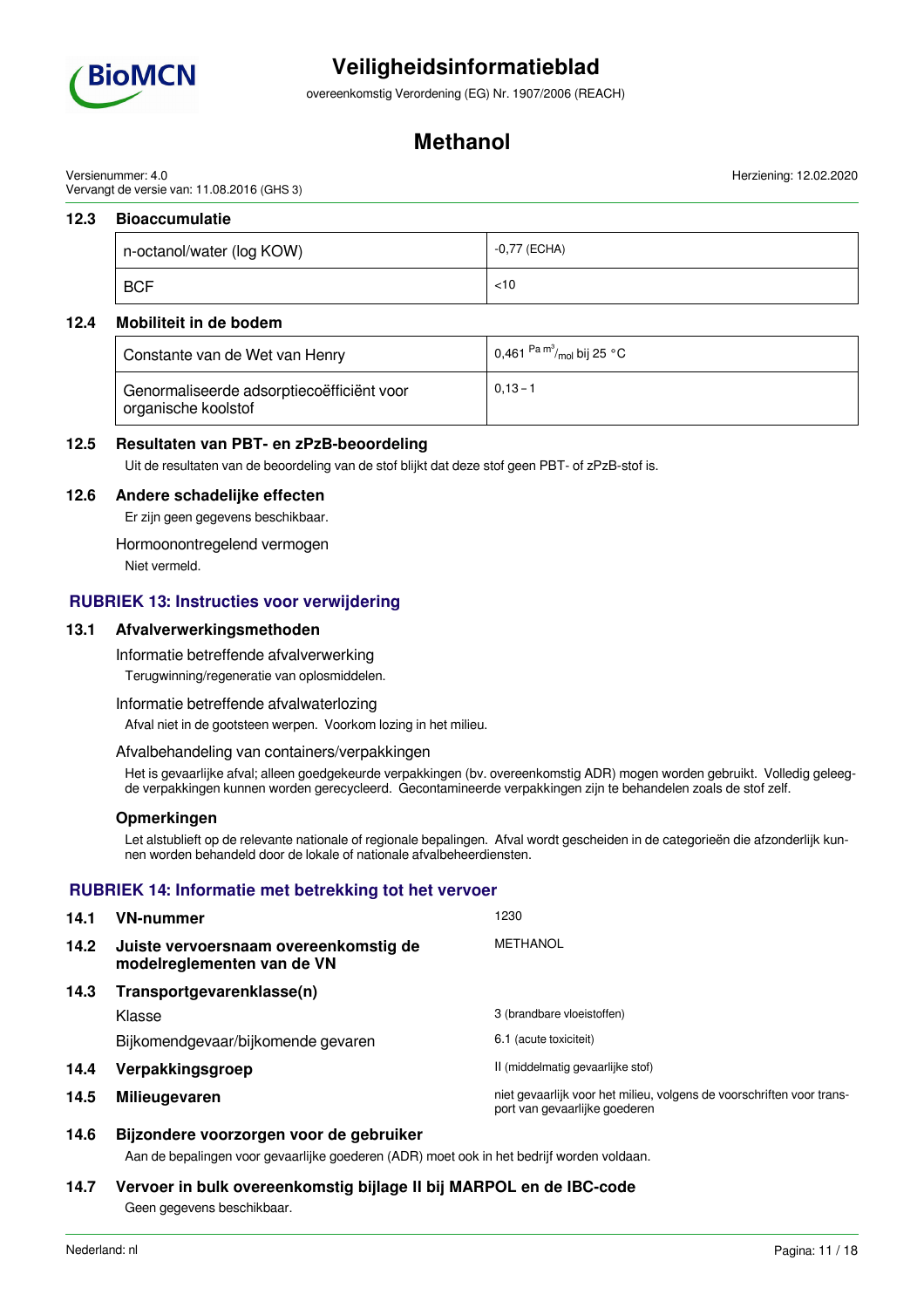### 12.3 Bioaccumulatie

| n-octanol/water (log KOW) | -0,77 (ECHA) |
|---|---|
| BCF | <10 |

### 12.4 Mobiliteit in de bodem

| Constante van de Wet van Henry | 0,461 $^{Pa\ m^3}/_{mol}$ bij 25 °C |
|---|---|
| Genormaliseerde adsorptiecoëfficiënt voor organische koolstof | 0,13 – 1 |

### 12.5 Resultaten van PBT- en zPzB-beoordeling

Uit de resultaten van de beoordeling van de stof blijkt dat deze stof geen PBT- of zPzB-stof is.

### 12.6 Andere schadelijke effecten

Er zijn geen gegevens beschikbaar.

Hormoonontregelend vermogen

Niet vermeld.

## RUBRIEK 13: Instructies voor verwijdering

### 13.1 Afvalverwerkingsmethoden

Informatie betreffende afvalverwerking

Terugwinning/regeneratie van oplosmiddelen.

Informatie betreffende afvalwaterlozing

Afval niet in de gootsteen werpen. Voorkom lozing in het milieu.

Afvalbehandeling van containers/verpakkingen

Het is gevaarlijke afval; alleen goedgekeurde verpakkingen (bv. overeenkomstig ADR) mogen worden gebruikt. Volledig geleegde verpakkingen kunnen worden gerecycleerd. Gecontamineerde verpakkingen zijn te behandelen zoals de stof zelf.

#### Opmerkingen

Let alstublieft op de relevante nationale of regionale bepalingen. Afval wordt gescheiden in de categorieën die afzonderlijk kunnen worden behandeld door de lokale of nationale afvalbeheerdiensten.

## RUBRIEK 14: Informatie met betrekking tot het vervoer

**14.1 VN-nummer**: 1230

**14.2 Juiste vervoersnaam overeenkomstig de modelreglementen van de VN**: METHANOL

**14.3 Transportgevarenklasse(n)**

Klasse: 3 (brandbare vloeistoffen)

Bijkomendgevaar/bijkomende gevaren: 6.1 (acute toxiciteit)

**14.4 Verpakkingsgroep**: II (middelmatig gevaarlijke stof)

**14.5 Milieugevaren**: niet gevaarlijk voor het milieu, volgens de voorschriften voor transport van gevaarlijke goederen

### 14.6 Bijzondere voorzorgen voor de gebruiker

Aan de bepalingen voor gevaarlijke goederen (ADR) moet ook in het bedrijf worden voldaan.

### 14.7 Vervoer in bulk overeenkomstig bijlage II bij MARPOL en de IBC-code

Geen gegevens beschikbaar.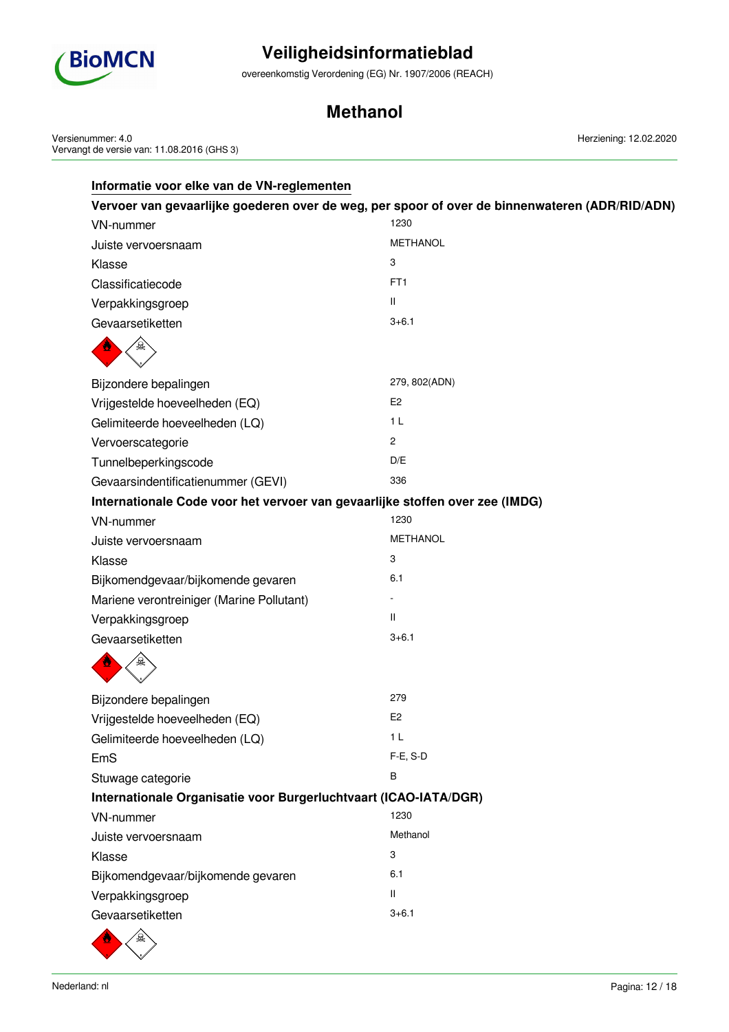## Informatie voor elke van de VN-reglementen

### Vervoer van gevaarlijke goederen over de weg, per spoor of over de binnenwateren (ADR/RID/ADN)

| | |
|---|---|
| VN-nummer | 1230 |
| Juiste vervoersnaam | METHANOL |
| Klasse | 3 |
| Classificatiecode | FT1 |
| Verpakkingsgroep | II |
| Gevaarsetiketten | 3+6.1 |
| Bijzondere bepalingen | 279, 802(ADN) |
| Vrijgestelde hoeveelheden (EQ) | E2 |
| Gelimiteerde hoeveelheden (LQ) | 1 L |
| Vervoerscategorie | 2 |
| Tunnelbeperkingscode | D/E |
| Gevaarsindentificatienummer (GEVI) | 336 |

### Internationale Code voor het vervoer van gevaarlijke stoffen over zee (IMDG)

| | |
|---|---|
| VN-nummer | 1230 |
| Juiste vervoersnaam | METHANOL |
| Klasse | 3 |
| Bijkomendgevaar/bijkomende gevaren | 6.1 |
| Mariene verontreiniger (Marine Pollutant) | - |
| Verpakkingsgroep | II |
| Gevaarsetiketten | 3+6.1 |
| Bijzondere bepalingen | 279 |
| Vrijgestelde hoeveelheden (EQ) | E2 |
| Gelimiteerde hoeveelheden (LQ) | 1 L |
| EmS | F-E, S-D |
| Stuwage categorie | B |

### Internationale Organisatie voor Burgerluchtvaart (ICAO-IATA/DGR)

| | |
|---|---|
| VN-nummer | 1230 |
| Juiste vervoersnaam | Methanol |
| Klasse | 3 |
| Bijkomendgevaar/bijkomende gevaren | 6.1 |
| Verpakkingsgroep | II |
| Gevaarsetiketten | 3+6.1 |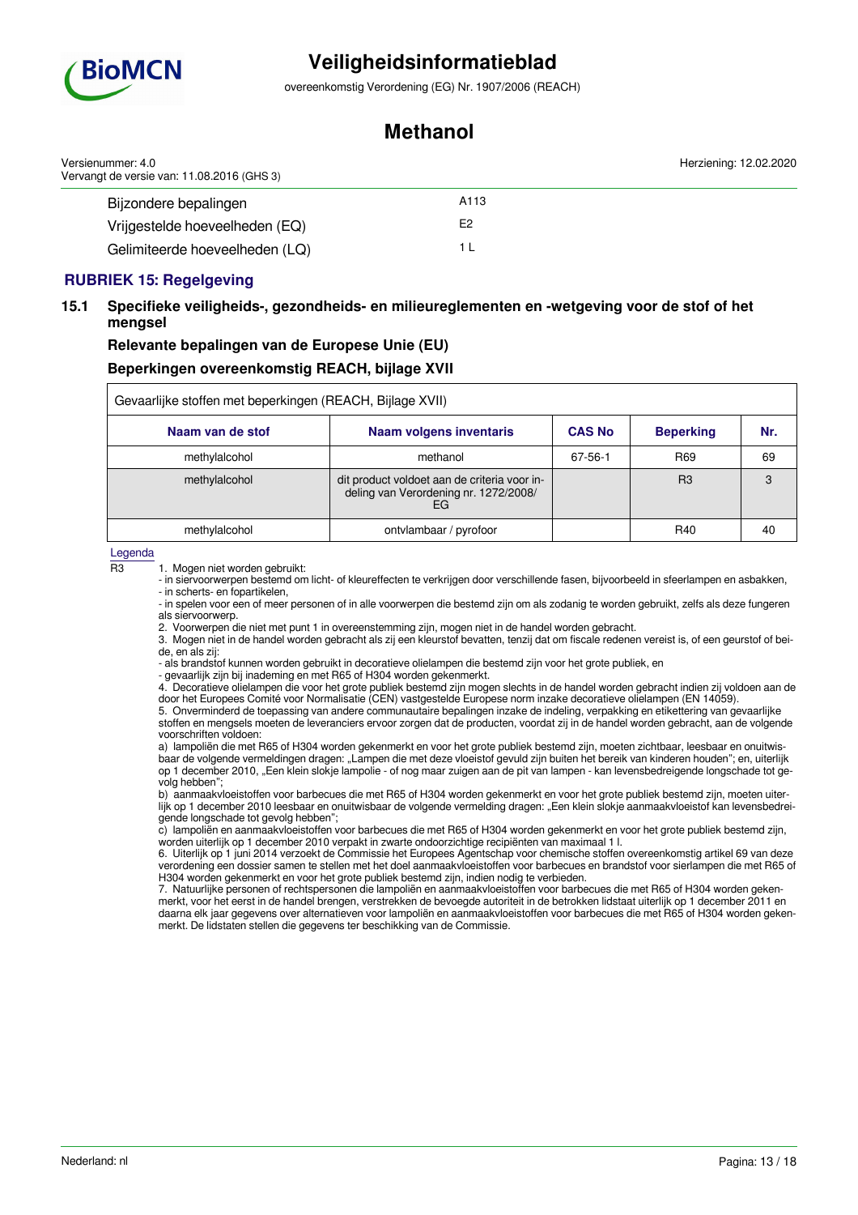| | |
|---|---|
| Bijzondere bepalingen | A113 |
| Vrijgestelde hoeveelheden (EQ) | E2 |
| Gelimiteerde hoeveelheden (LQ) | 1 L |

## RUBRIEK 15: Regelgeving

### 15.1 Specifieke veiligheids-, gezondheids- en milieureglementen en -wetgeving voor de stof of het mengsel

**Relevante bepalingen van de Europese Unie (EU)**

**Beperkingen overeenkomstig REACH, bijlage XVII**

Gevaarlijke stoffen met beperkingen (REACH, Bijlage XVII)

| Naam van de stof | Naam volgens inventaris | CAS No | Beperking | Nr. |
|---|---|---|---|---|
| methylalcohol | methanol | 67-56-1 | R69 | 69 |
| methylalcohol | dit product voldoet aan de criteria voor indeling van Verordening nr. 1272/2008/EG | | R3 | 3 |
| methylalcohol | ontvlambaar / pyrofoor | | R40 | 40 |

Legenda

R3

1. Mogen niet worden gebruikt:
   - in siervoorwerpen bestemd om licht- of kleureffecten te verkrijgen door verschillende fasen, bijvoorbeeld in sfeerlampen en asbakken,
   - in scherts- en fopartikelen,
   - in spelen voor een of meer personen of in alle voorwerpen die bestemd zijn om als zodanig te worden gebruikt, zelfs als deze fungeren als siervoorwerp.
2. Voorwerpen die niet met punt 1 in overeenstemming zijn, mogen niet in de handel worden gebracht.
3. Mogen niet in de handel worden gebracht als zij een kleurstof bevatten, tenzij dat om fiscale redenen vereist is, of een geurstof of beide, en als zij:
   - als brandstof kunnen worden gebruikt in decoratieve olielampen die bestemd zijn voor het grote publiek, en
   - gevaarlijk zijn bij inademing en met R65 of H304 worden gekenmerkt.
4. Decoratieve olielampen die voor het grote publiek bestemd zijn mogen slechts in de handel worden gebracht indien zij voldoen aan de door het Europees Comité voor Normalisatie (CEN) vastgestelde Europese norm inzake decoratieve olielampen (EN 14059).
5. Onverminderd de toepassing van andere communautaire bepalingen inzake de indeling, verpakking en etikettering van gevaarlijke stoffen en mengsels moeten de leveranciers ervoor zorgen dat de producten, voordat zij in de handel worden gebracht, aan de volgende voorschriften voldoen:
   a) lampoliën die met R65 of H304 worden gekenmerkt en voor het grote publiek bestemd zijn, moeten zichtbaar, leesbaar en onuitwisbaar de volgende vermeldingen dragen: „Lampen die met deze vloeistof gevuld zijn buiten het bereik van kinderen houden"; en, uiterlijk op 1 december 2010, „Een klein slokje lampolie - of nog maar zuigen aan de pit van lampen - kan levensbedreigende longschade tot gevolg hebben";
   b) aanmaakvloeistoffen voor barbecues die met R65 of H304 worden gekenmerkt en voor het grote publiek bestemd zijn, moeten uiterlijk op 1 december 2010 leesbaar en onuitwisbaar de volgende vermelding dragen: „Een klein slokje aanmaakvloeistof kan levensbedreigende longschade tot gevolg hebben";
   c) lampoliën en aanmaakvloeistoffen voor barbecues die met R65 of H304 worden gekenmerkt en voor het grote publiek bestemd zijn, worden uiterlijk op 1 december 2010 verpakt in zwarte ondoorzichtige recipiënten van maximaal 1 l.
6. Uiterlijk op 1 juni 2014 verzoekt de Commissie het Europees Agentschap voor chemische stoffen overeenkomstig artikel 69 van deze verordening een dossier samen te stellen met het doel aanmaakvloeistoffen voor barbecues en brandstof voor sierlampen die met R65 of H304 worden gekenmerkt en voor het grote publiek bestemd zijn, indien nodig te verbieden.
7. Natuurlijke personen of rechtspersonen die lampoliën en aanmaakvloeistoffen voor barbecues die met R65 of H304 worden gekenmerkt, voor het eerst in de handel brengen, verstrekken de bevoegde autoriteit in de betrokken lidstaat uiterlijk op 1 december 2011 en daarna elk jaar gegevens over alternatieven voor lampoliën en aanmaakvloeistoffen voor barbecues die met R65 of H304 worden gekenmerkt. De lidstaten stellen die gegevens ter beschikking van de Commissie.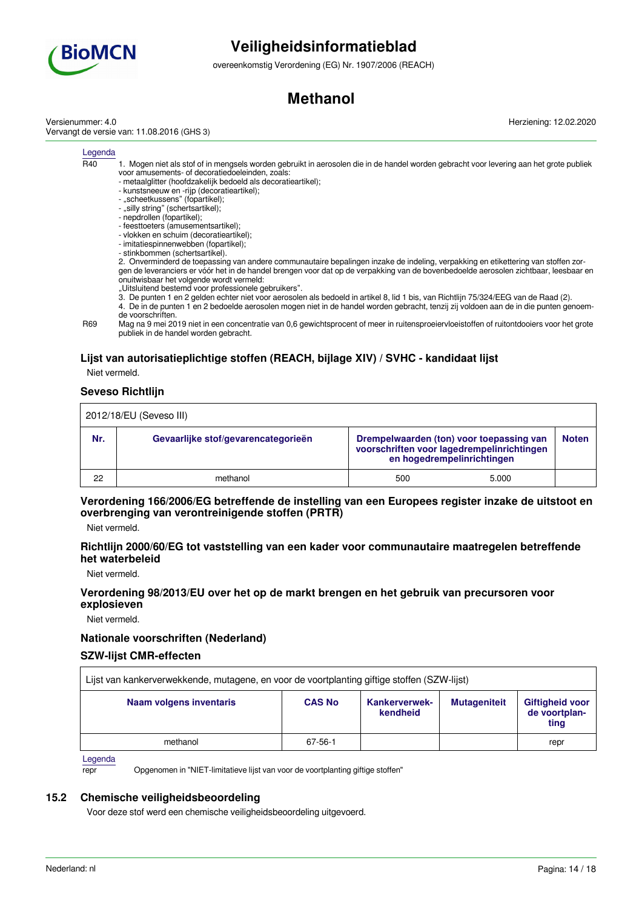Legenda

| | |
|---|---|
| R40 | 1. Mogen niet als stof of in mengsels worden gebruikt in aerosolen die in de handel worden gebracht voor levering aan het grote publiek voor amusements- of decoratiedoeleinden, zoals:<br>- metaalglitter (hoofdzakelijk bedoeld als decoratieartikel);<br>- kunstsneeuw en -rijp (decoratieartikel);<br>- „scheetkussens" (fopartikel);<br>- „silly string" (schertsartikel);<br>- nepdrollen (fopartikel);<br>- feesttoeters (amusementsartikel);<br>- vlokken en schuim (decoratieartikel);<br>- imitatiespinnenwebben (fopartikel);<br>- stinkbommen (schertsartikel).<br>2. Onverminderd de toepassing van andere communautaire bepalingen inzake de indeling, verpakking en etikettering van stoffen zorgen de leveranciers er vóór het in de handel brengen voor dat op de verpakking van de bovenbedoelde aerosolen zichtbaar, leesbaar en onuitwisbaar het volgende wordt vermeld:<br>„Uitsluitend bestemd voor professionele gebruikers".<br>3. De punten 1 en 2 gelden echter niet voor aerosolen als bedoeld in artikel 8, lid 1 bis, van Richtlijn 75/324/EEG van de Raad (2).<br>4. De in de punten 1 en 2 bedoelde aerosolen mogen niet in de handel worden gebracht, tenzij zij voldoen aan de in die punten genoemde voorschriften. |
| R69 | Mag na 9 mei 2019 niet in een concentratie van 0,6 gewichtsprocent of meer in ruitensproeiervloeistoffen of ruitontdooiers voor het grote publiek in de handel worden gebracht. |

### Lijst van autorisatieplichtige stoffen (REACH, bijlage XIV) / SVHC - kandidaat lijst

Niet vermeld.

### Seveso Richtlijn

| 2012/18/EU (Seveso III) | | | | |
|---|---|---|---|---|
| **Nr.** | **Gevaarlijke stof/gevarencategorieën** | **Drempelwaarden (ton) voor toepassing van voorschriften voor lagedrempelinrichtingen en hogedrempelinrichtingen** | | **Noten** |
| 22 | methanol | 500 | 5.000 | |

### Verordening 166/2006/EG betreffende de instelling van een Europees register inzake de uitstoot en overbrenging van verontreinigende stoffen (PRTR)

Niet vermeld.

### Richtlijn 2000/60/EG tot vaststelling van een kader voor communautaire maatregelen betreffende het waterbeleid

Niet vermeld.

### Verordening 98/2013/EU over het op de markt brengen en het gebruik van precursoren voor explosieven

Niet vermeld.

### Nationale voorschriften (Nederland)

### SZW-lijst CMR-effecten

| Lijst van kankerverwekkende, mutagene, en voor de voortplanting giftige stoffen (SZW-lijst) | | | | |
|---|---|---|---|---|
| **Naam volgens inventaris** | **CAS No** | **Kankerverwekkendheid** | **Mutageniteit** | **Giftigheid voor de voortplanting** |
| methanol | 67-56-1 | | | repr |

Legenda

| | |
|---|---|
| repr | Opgenomen in "NIET-limitatieve lijst van voor de voortplanting giftige stoffen" |

## 15.2 Chemische veiligheidsbeoordeling

Voor deze stof werd een chemische veiligheidsbeoordeling uitgevoerd.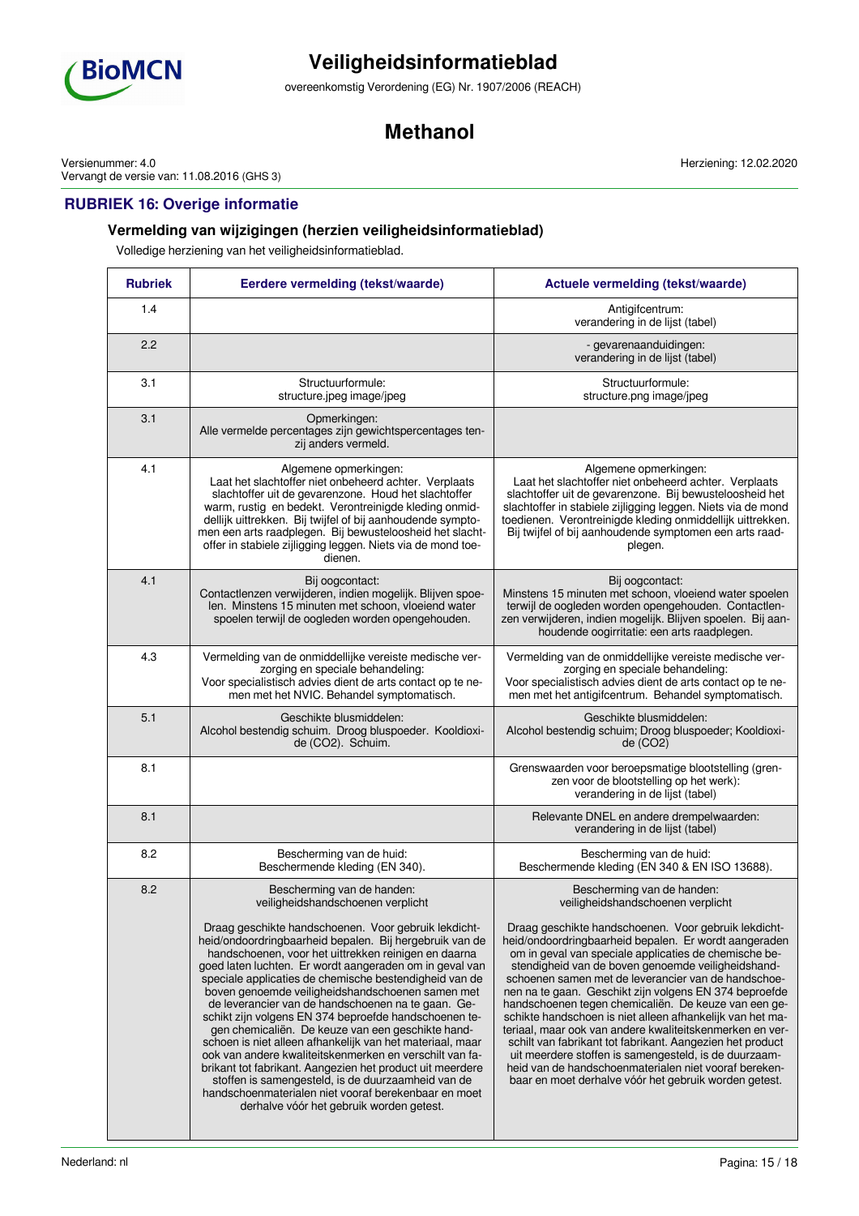## RUBRIEK 16: Overige informatie

### Vermelding van wijzigingen (herzien veiligheidsinformatieblad)

Volledige herziening van het veiligheidsinformatieblad.

| Rubriek | Eerdere vermelding (tekst/waarde) | Actuele vermelding (tekst/waarde) |
|---|---|---|
| 1.4 | | Antigifcentrum: verandering in de lijst (tabel) |
| 2.2 | | - gevarenaanduidingen: verandering in de lijst (tabel) |
| 3.1 | Structuurformule: structure.jpeg image/jpeg | Structuurformule: structure.png image/jpeg |
| 3.1 | Opmerkingen: Alle vermelde percentages zijn gewichtspercentages tenzij anders vermeld. | |
| 4.1 | Algemene opmerkingen: Laat het slachtoffer niet onbeheerd achter. Verplaats slachtoffer uit de gevarenzone. Houd het slachtoffer warm, rustig en bedekt. Verontreinigde kleding onmiddellijk uittrekken. Bij twijfel of bij aanhoudende symptomen een arts raadplegen. Bij bewusteloosheid het slachtoffer in stabiele zijligging leggen. Niets via de mond toedienen. | Algemene opmerkingen: Laat het slachtoffer niet onbeheerd achter. Verplaats slachtoffer uit de gevarenzone. Bij bewusteloosheid het slachtoffer in stabiele zijligging leggen. Niets via de mond toedienen. Verontreinigde kleding onmiddellijk uittrekken. Bij twijfel of bij aanhoudende symptomen een arts raadplegen. |
| 4.1 | Bij oogcontact: Contactlenzen verwijderen, indien mogelijk. Blijven spoelen. Minstens 15 minuten met schoon, vloeiend water spoelen terwijl de oogleden worden opengehouden. | Bij oogcontact: Minstens 15 minuten met schoon, vloeiend water spoelen terwijl de oogleden worden opengehouden. Contactlenzen verwijderen, indien mogelijk. Blijven spoelen. Bij aanhoudende oogirritatie: een arts raadplegen. |
| 4.3 | Vermelding van de onmiddellijke vereiste medische verzorging en speciale behandeling: Voor specialistisch advies dient de arts contact op te nemen met het NVIC. Behandel symptomatisch. | Vermelding van de onmiddellijke vereiste medische verzorging en speciale behandeling: Voor specialistisch advies dient de arts contact op te nemen met het antigifcentrum. Behandel symptomatisch. |
| 5.1 | Geschikte blusmiddelen: Alcohol bestendig schuim. Droog bluspoeder. Kooldioxide ($CO_2$). Schuim. | Geschikte blusmiddelen: Alcohol bestendig schuim; Droog bluspoeder; Kooldioxide ($CO_2$) |
| 8.1 | | Grenswaarden voor beroepsmatige blootstelling (grenzen voor de blootstelling op het werk): verandering in de lijst (tabel) |
| 8.1 | | Relevante DNEL en andere drempelwaarden: verandering in de lijst (tabel) |
| 8.2 | Bescherming van de huid: Beschermende kleding (EN 340). | Bescherming van de huid: Beschermende kleding (EN 340 & EN ISO 13688). |
| 8.2 | Bescherming van de handen: veiligheidshandschoenen verplicht<br><br>Draag geschikte handschoenen. Voor gebruik lekdichtheid/ondoordringbaarheid bepalen. Bij hergebruik van de handschoenen, voor het uittrekken reinigen en daarna goed laten luchten. Er wordt aangeraden om in geval van speciale applicaties de chemische bestendigheid van de boven genoemde veiligheidshandschoenen samen met de leverancier van de handschoenen na te gaan. Geschikt zijn volgens EN 374 beproefde handschoenen tegen chemicaliën. De keuze van een geschikte handschoen is niet alleen afhankelijk van het materiaal, maar ook van andere kwaliteitskenmerken en verschilt van fabrikant tot fabrikant. Aangezien het product uit meerdere stoffen is samengesteld, is de duurzaamheid van de handschoenmaterialen niet vooraf berekenbaar en moet derhalve vóór het gebruik worden getest. | Bescherming van de handen: veiligheidshandschoenen verplicht<br><br>Draag geschikte handschoenen. Voor gebruik lekdichtheid/ondoordringbaarheid bepalen. Er wordt aangeraden om in geval van speciale applicaties de chemische bestendigheid van de boven genoemde veiligheidshandschoenen samen met de leverancier van de handschoenen na te gaan. Geschikt zijn volgens EN 374 beproefde handschoenen tegen chemicaliën. De keuze van een geschikte handschoen is niet alleen afhankelijk van het materiaal, maar ook van andere kwaliteitskenmerken en verschilt van fabrikant tot fabrikant. Aangezien het product uit meerdere stoffen is samengesteld, is de duurzaamheid van de handschoenmaterialen niet vooraf berekenbaar en moet derhalve vóór het gebruik worden getest. |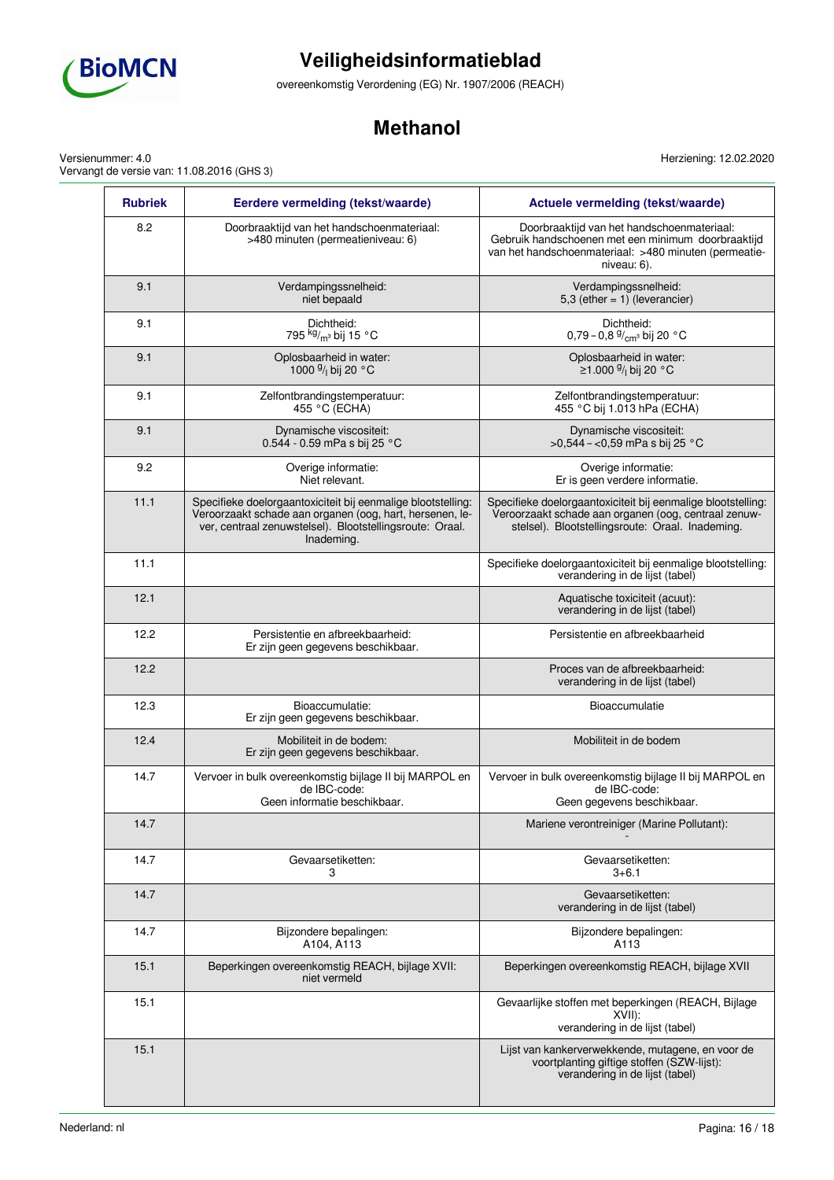| Rubriek | Eerdere vermelding (tekst/waarde) | Actuele vermelding (tekst/waarde) |
|---|---|---|
| 8.2 | Doorbraaktijd van het handschoenmateriaal: >480 minuten (permeatieniveau: 6) | Doorbraaktijd van het handschoenmateriaal: Gebruik handschoenen met een minimum doorbraaktijd van het handschoenmateriaal: >480 minuten (permeatie-niveau: 6). |
| 9.1 | Verdampingssnelheid: niet bepaald | Verdampingssnelheid: 5,3 (ether = 1) (leverancier) |
| 9.1 | Dichtheid: 795 $^{kg}/_{m^3}$ bij 15 °C | Dichtheid: 0,79 – 0,8 $^{g}/_{cm^3}$ bij 20 °C |
| 9.1 | Oplosbaarheid in water: 1000 $^{g}/_{l}$ bij 20 °C | Oplosbaarheid in water: ≥1.000 $^{g}/_{l}$ bij 20 °C |
| 9.1 | Zelfontbrandingstemperatuur: 455 °C (ECHA) | Zelfontbrandingstemperatuur: 455 °C bij 1.013 hPa (ECHA) |
| 9.1 | Dynamische viscositeit: 0.544 - 0.59 mPa s bij 25 °C | Dynamische viscositeit: >0,544 – <0,59 mPa s bij 25 °C |
| 9.2 | Overige informatie: Niet relevant. | Overige informatie: Er is geen verdere informatie. |
| 11.1 | Specifieke doelorgaantoxiciteit bij eenmalige blootstelling: Veroorzaakt schade aan organen (oog, hart, hersenen, lever, centraal zenuwstelsel). Blootstellingsroute: Oraal. Inademing. | Specifieke doelorgaantoxiciteit bij eenmalige blootstelling: Veroorzaakt schade aan organen (oog, centraal zenuwstelsel). Blootstellingsroute: Oraal. Inademing. |
| 11.1 | | Specifieke doelorgaantoxiciteit bij eenmalige blootstelling: verandering in de lijst (tabel) |
| 12.1 | | Aquatische toxiciteit (acuut): verandering in de lijst (tabel) |
| 12.2 | Persistentie en afbreekbaarheid: Er zijn geen gegevens beschikbaar. | Persistentie en afbreekbaarheid |
| 12.2 | | Proces van de afbreekbaarheid: verandering in de lijst (tabel) |
| 12.3 | Bioaccumulatie: Er zijn geen gegevens beschikbaar. | Bioaccumulatie |
| 12.4 | Mobiliteit in de bodem: Er zijn geen gegevens beschikbaar. | Mobiliteit in de bodem |
| 14.7 | Vervoer in bulk overeenkomstig bijlage II bij MARPOL en de IBC-code: Geen informatie beschikbaar. | Vervoer in bulk overeenkomstig bijlage II bij MARPOL en de IBC-code: Geen gegevens beschikbaar. |
| 14.7 | | Mariene verontreiniger (Marine Pollutant): - |
| 14.7 | Gevaarsetiketten: 3 | Gevaarsetiketten: 3+6.1 |
| 14.7 | | Gevaarsetiketten: verandering in de lijst (tabel) |
| 14.7 | Bijzondere bepalingen: A104, A113 | Bijzondere bepalingen: A113 |
| 15.1 | Beperkingen overeenkomstig REACH, bijlage XVII: niet vermeld | Beperkingen overeenkomstig REACH, bijlage XVII |
| 15.1 | | Gevaarlijke stoffen met beperkingen (REACH, Bijlage XVII): verandering in de lijst (tabel) |
| 15.1 | | Lijst van kankerverwekkende, mutagene, en voor de voortplanting giftige stoffen (SZW-lijst): verandering in de lijst (tabel) |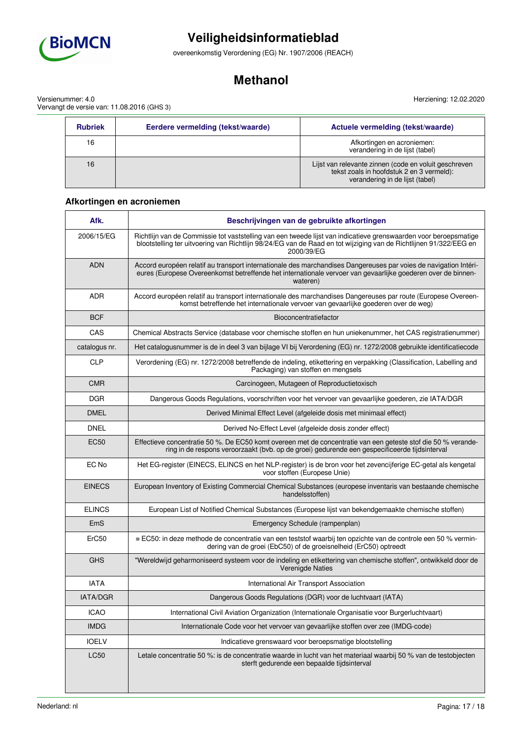| Rubriek | Eerdere vermelding (tekst/waarde) | Actuele vermelding (tekst/waarde) |
|---|---|---|
| 16 | | Afkortingen en acroniemen: verandering in de lijst (tabel) |
| 16 | | Lijst van relevante zinnen (code en voluit geschreven tekst zoals in hoofdstuk 2 en 3 vermeld): verandering in de lijst (tabel) |

### Afkortingen en acroniemen

| Afk. | Beschrijvingen van de gebruikte afkortingen |
|---|---|
| 2006/15/EG | Richtlijn van de Commissie tot vaststelling van een tweede lijst van indicatieve grenswaarden voor beroepsmatige blootstelling ter uitvoering van Richtlijn 98/24/EG van de Raad en tot wijziging van de Richtlijnen 91/322/EEG en 2000/39/EG |
| ADN | Accord européen relatif au transport internationale des marchandises Dangereuses par voies de navigation Intérieures (Europese Overeenkomst betreffende het internationale vervoer van gevaarlijke goederen over de binnenwateren) |
| ADR | Accord européen relatif au transport internationale des marchandises Dangereuses par route (Europese Overeenkomst betreffende het internationale vervoer van gevaarlijke goederen over de weg) |
| BCF | Bioconcentratiefactor |
| CAS | Chemical Abstracts Service (database voor chemische stoffen en hun uniekenummer, het CAS registratienummer) |
| catalogus nr. | Het catalogusnummer is de in deel 3 van bijlage VI bij Verordening (EG) nr. 1272/2008 gebruikte identificatiecode |
| CLP | Verordening (EG) nr. 1272/2008 betreffende de indeling, etikettering en verpakking (Classification, Labelling and Packaging) van stoffen en mengsels |
| CMR | Carcinogeen, Mutageen of Reproductietoxisch |
| DGR | Dangerous Goods Regulations, voorschriften voor het vervoer van gevaarlijke goederen, zie IATA/DGR |
| DMEL | Derived Minimal Effect Level (afgeleide dosis met minimaal effect) |
| DNEL | Derived No-Effect Level (afgeleide dosis zonder effect) |
| EC50 | Effectieve concentratie 50 %. De EC50 komt overeen met de concentratie van een geteste stof die 50 % verandering in de respons veroorzaakt (bvb. op de groei) gedurende een gespecificeerde tijdsinterval |
| EC No | Het EG-register (EINECS, ELINCS en het NLP-register) is de bron voor het zevencijferige EC-getal als kengetal voor stoffen (Europese Unie) |
| EINECS | European Inventory of Existing Commercial Chemical Substances (europese inventaris van bestaande chemische handelsstoffen) |
| ELINCS | European List of Notified Chemical Substances (Europese lijst van bekendgemaakte chemische stoffen) |
| EmS | Emergency Schedule (rampenplan) |
| ErC50 | ≡ EC50: in deze methode de concentratie van een teststof waarbij ten opzichte van de controle een 50 % vermindering van de groei (EbC50) of de groeisnelheid (ErC50) optreedt |
| GHS | "Wereldwijd geharmoniseerd systeem voor de indeling en etikettering van chemische stoffen", ontwikkeld door de Verenigde Naties |
| IATA | International Air Transport Association |
| IATA/DGR | Dangerous Goods Regulations (DGR) voor de luchtvaart (IATA) |
| ICAO | International Civil Aviation Organization (Internationale Organisatie voor Burgerluchtvaart) |
| IMDG | Internationale Code voor het vervoer van gevaarlijke stoffen over zee (IMDG-code) |
| IOELV | Indicatieve grenswaard voor beroepsmatige blootstelling |
| LC50 | Letale concentratie 50 %: is de concentratie waarde in lucht van het materiaal waarbij 50 % van de testobjecten sterft gedurende een bepaalde tijdsinterval |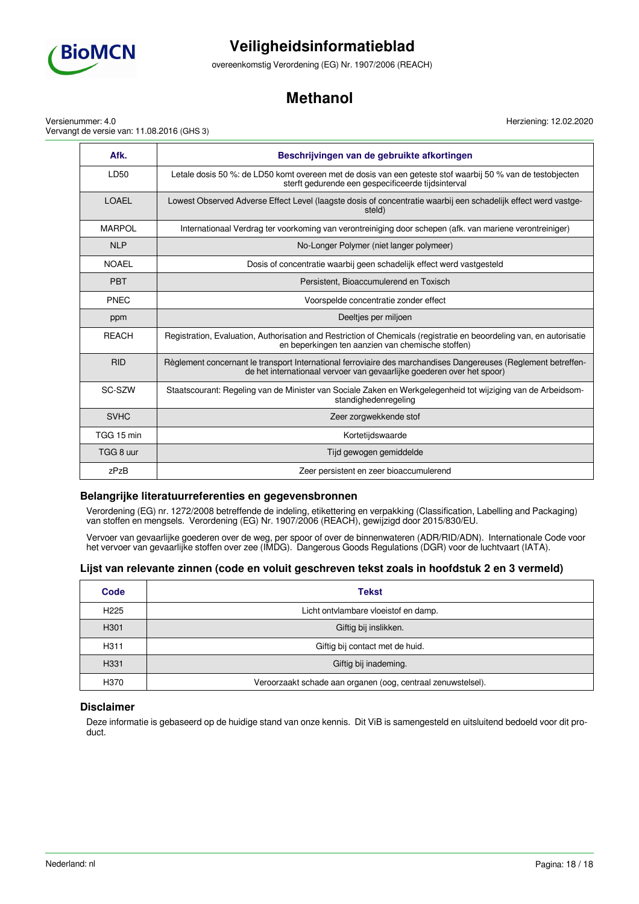| Afk. | Beschrijvingen van de gebruikte afkortingen |
|---|---|
| LD50 | Letale dosis 50 %: de LD50 komt overeen met de dosis van een geteste stof waarbij 50 % van de testobjecten sterft gedurende een gespecificeerde tijdsinterval |
| LOAEL | Lowest Observed Adverse Effect Level (laagste dosis of concentratie waarbij een schadelijk effect werd vastgesteld) |
| MARPOL | Internationaal Verdrag ter voorkoming van verontreiniging door schepen (afk. van mariene verontreiniger) |
| NLP | No-Longer Polymer (niet langer polymeer) |
| NOAEL | Dosis of concentratie waarbij geen schadelijk effect werd vastgesteld |
| PBT | Persistent, Bioaccumulerend en Toxisch |
| PNEC | Voorspelde concentratie zonder effect |
| ppm | Deeltjes per miljoen |
| REACH | Registration, Evaluation, Authorisation and Restriction of Chemicals (registratie en beoordeling van, en autorisatie en beperkingen ten aanzien van chemische stoffen) |
| RID | Règlement concernant le transport International ferroviaire des marchandises Dangereuses (Reglement betreffende het internationaal vervoer van gevaarlijke goederen over het spoor) |
| SC-SZW | Staatscourant: Regeling van de Minister van Sociale Zaken en Werkgelegenheid tot wijziging van de Arbeidsomstandighedenregeling |
| SVHC | Zeer zorgwekkende stof |
| TGG 15 min | Kortetijdswaarde |
| TGG 8 uur | Tijd gewogen gemiddelde |
| zPzB | Zeer persistent en zeer bioaccumulerend |

### Belangrijke literatuurreferenties en gegevensbronnen

Verordening (EG) nr. 1272/2008 betreffende de indeling, etikettering en verpakking (Classification, Labelling and Packaging) van stoffen en mengsels. Verordening (EG) Nr. 1907/2006 (REACH), gewijzigd door 2015/830/EU.

Vervoer van gevaarlijke goederen over de weg, per spoor of over de binnenwateren (ADR/RID/ADN). Internationale Code voor het vervoer van gevaarlijke stoffen over zee (IMDG). Dangerous Goods Regulations (DGR) voor de luchtvaart (IATA).

### Lijst van relevante zinnen (code en voluit geschreven tekst zoals in hoofdstuk 2 en 3 vermeld)

| Code | Tekst |
|---|---|
| H225 | Licht ontvlambare vloeistof en damp. |
| H301 | Giftig bij inslikken. |
| H311 | Giftig bij contact met de huid. |
| H331 | Giftig bij inademing. |
| H370 | Veroorzaakt schade aan organen (oog, centraal zenuwstelsel). |

### Disclaimer

Deze informatie is gebaseerd op de huidige stand van onze kennis. Dit ViB is samengesteld en uitsluitend bedoeld voor dit product.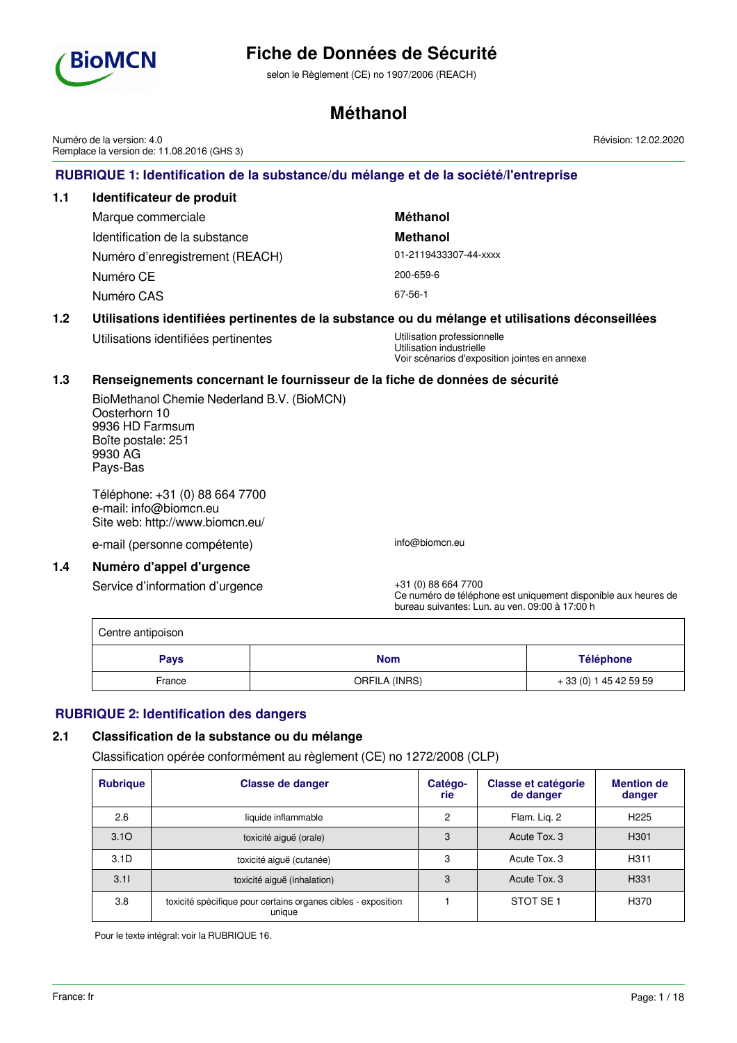# Fiche de Données de Sécurité

selon le Règlement (CE) no 1907/2006 (REACH)

# Méthanol

Numéro de la version: 4.0
Remplace la version de: 11.08.2016 (GHS 3)

Révision: 12.02.2020

## RUBRIQUE 1: Identification de la substance/du mélange et de la société/l'entreprise

### 1.1 Identificateur de produit

| | |
|---|---|
| Marque commerciale | **Méthanol** |
| Identification de la substance | **Methanol** |
| Numéro d'enregistrement (REACH) | 01-2119433307-44-xxxx |
| Numéro CE | 200-659-6 |
| Numéro CAS | 67-56-1 |

### 1.2 Utilisations identifiées pertinentes de la substance ou du mélange et utilisations déconseillées

Utilisations identifiées pertinentes

Utilisation professionnelle
Utilisation industrielle
Voir scénarios d'exposition jointes en annexe

### 1.3 Renseignements concernant le fournisseur de la fiche de données de sécurité

BioMethanol Chemie Nederland B.V. (BioMCN)
Oosterhorn 10
9936 HD Farmsum
Boîte postale: 251
9930 AG
Pays-Bas

Téléphone: +31 (0) 88 664 7700
e-mail: info@biomcn.eu
Site web: http://www.biomcn.eu/

e-mail (personne compétente): info@biomcn.eu

### 1.4 Numéro d'appel d'urgence

Service d'information d'urgence

+31 (0) 88 664 7700
Ce numéro de téléphone est uniquement disponible aux heures de bureau suivantes: Lun. au ven. 09:00 à 17:00 h

| Centre antipoison | | |
|---|---|---|
| **Pays** | **Nom** | **Téléphone** |
| France | ORFILA (INRS) | + 33 (0) 1 45 42 59 59 |

## RUBRIQUE 2: Identification des dangers

### 2.1 Classification de la substance ou du mélange

Classification opérée conformément au règlement (CE) no 1272/2008 (CLP)

| Rubrique | Classe de danger | Catégorie | Classe et catégorie de danger | Mention de danger |
|---|---|---|---|---|
| 2.6 | liquide inflammable | 2 | Flam. Liq. 2 | H225 |
| 3.1O | toxicité aiguë (orale) | 3 | Acute Tox. 3 | H301 |
| 3.1D | toxicité aiguë (cutanée) | 3 | Acute Tox. 3 | H311 |
| 3.1I | toxicité aiguë (inhalation) | 3 | Acute Tox. 3 | H331 |
| 3.8 | toxicité spécifique pour certains organes cibles - exposition unique | 1 | STOT SE 1 | H370 |

Pour le texte intégral: voir la RUBRIQUE 16.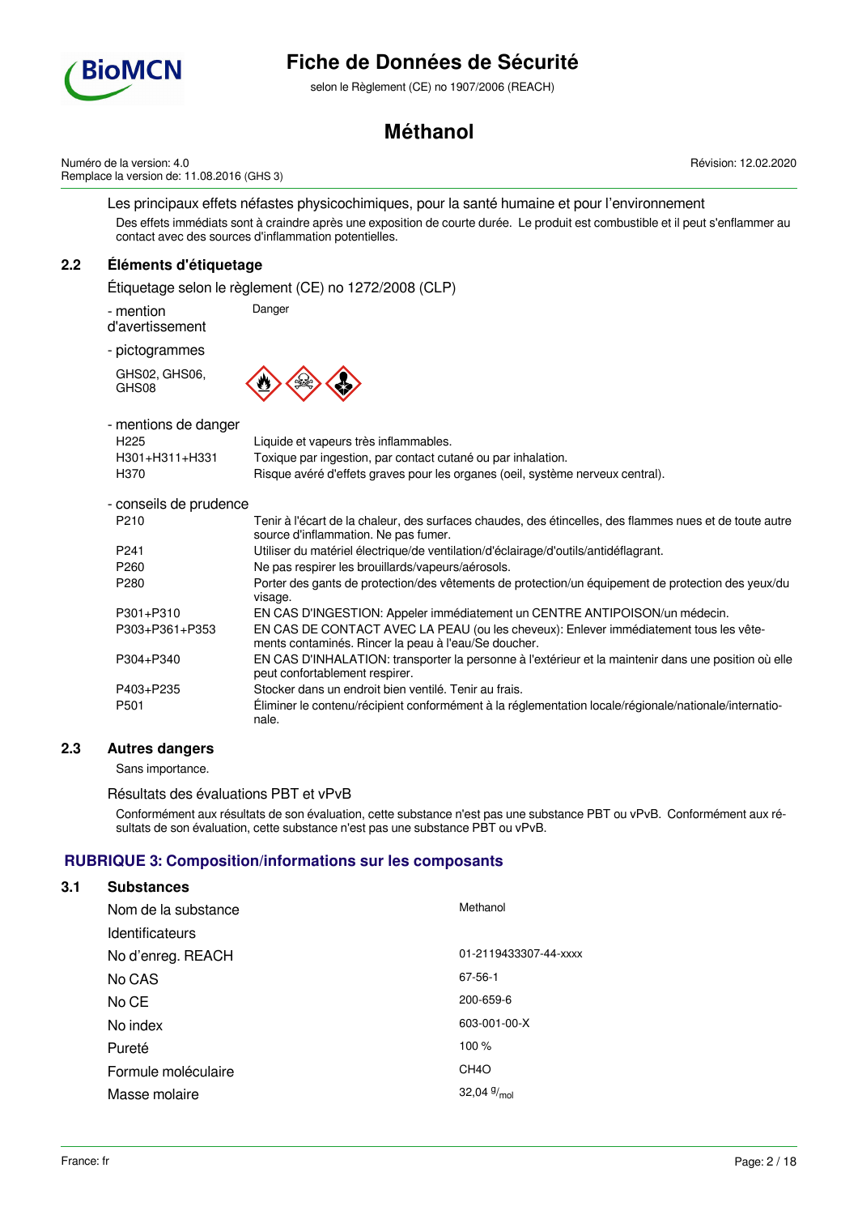Les principaux effets néfastes physicochimiques, pour la santé humaine et pour l'environnement

Des effets immédiats sont à craindre après une exposition de courte durée. Le produit est combustible et il peut s'enflammer au contact avec des sources d'inflammation potentielles.

### 2.2 Éléments d'étiquetage

Étiquetage selon le règlement (CE) no 1272/2008 (CLP)

- mention d'avertissement: Danger

- pictogrammes

GHS02, GHS06, GHS08

- mentions de danger

| | |
|---|---|
| H225 | Liquide et vapeurs très inflammables. |
| H301+H311+H331 | Toxique par ingestion, par contact cutané ou par inhalation. |
| H370 | Risque avéré d'effets graves pour les organes (oeil, système nerveux central). |

- conseils de prudence

| | |
|---|---|
| P210 | Tenir à l'écart de la chaleur, des surfaces chaudes, des étincelles, des flammes nues et de toute autre source d'inflammation. Ne pas fumer. |
| P241 | Utiliser du matériel électrique/de ventilation/d'éclairage/d'outils/antidéflagrant. |
| P260 | Ne pas respirer les brouillards/vapeurs/aérosols. |
| P280 | Porter des gants de protection/des vêtements de protection/un équipement de protection des yeux/du visage. |
| P301+P310 | EN CAS D'INGESTION: Appeler immédiatement un CENTRE ANTIPOISON/un médecin. |
| P303+P361+P353 | EN CAS DE CONTACT AVEC LA PEAU (ou les cheveux): Enlever immédiatement tous les vêtements contaminés. Rincer la peau à l'eau/Se doucher. |
| P304+P340 | EN CAS D'INHALATION: transporter la personne à l'extérieur et la maintenir dans une position où elle peut confortablement respirer. |
| P403+P235 | Stocker dans un endroit bien ventilé. Tenir au frais. |
| P501 | Éliminer le contenu/récipient conformément à la réglementation locale/régionale/nationale/internationale. |

### 2.3 Autres dangers

Sans importance.

Résultats des évaluations PBT et vPvB

Conformément aux résultats de son évaluation, cette substance n'est pas une substance PBT ou vPvB. Conformément aux résultats de son évaluation, cette substance n'est pas une substance PBT ou vPvB.

## RUBRIQUE 3: Composition/informations sur les composants

### 3.1 Substances

| | |
|---|---|
| Nom de la substance | Methanol |
| Identificateurs | |
| No d'enreg. REACH | 01-2119433307-44-xxxx |
| No CAS | 67-56-1 |
| No CE | 200-659-6 |
| No index | 603-001-00-X |
| Pureté | 100 % |
| Formule moléculaire | $CH_4O$ |
| Masse molaire | 32,04 $^{g}/_{mol}$ |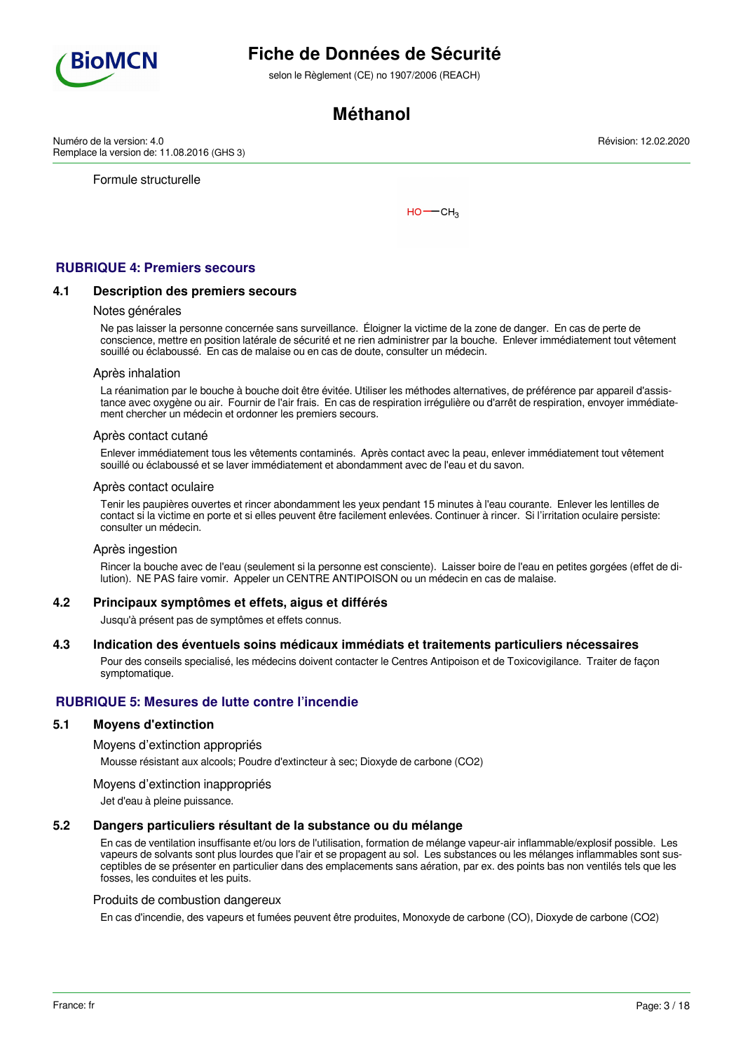Formule structurelle

HO—$CH_3$

## RUBRIQUE 4: Premiers secours

### 4.1 Description des premiers secours

Notes générales

Ne pas laisser la personne concernée sans surveillance. Éloigner la victime de la zone de danger. En cas de perte de conscience, mettre en position latérale de sécurité et ne rien administrer par la bouche. Enlever immédiatement tout vêtement souillé ou éclaboussé. En cas de malaise ou en cas de doute, consulter un médecin.

Après inhalation

La réanimation par le bouche à bouche doit être évitée. Utiliser les méthodes alternatives, de préférence par appareil d'assistance avec oxygène ou air. Fournir de l'air frais. En cas de respiration irrégulière ou d'arrêt de respiration, envoyer immédiatement chercher un médecin et ordonner les premiers secours.

Après contact cutané

Enlever immédiatement tous les vêtements contaminés. Après contact avec la peau, enlever immédiatement tout vêtement souillé ou éclaboussé et se laver immédiatement et abondamment avec de l'eau et du savon.

Après contact oculaire

Tenir les paupières ouvertes et rincer abondamment les yeux pendant 15 minutes à l'eau courante. Enlever les lentilles de contact si la victime en porte et si elles peuvent être facilement enlevées. Continuer à rincer. Si l'irritation oculaire persiste: consulter un médecin.

Après ingestion

Rincer la bouche avec de l'eau (seulement si la personne est consciente). Laisser boire de l'eau en petites gorgées (effet de dilution). NE PAS faire vomir. Appeler un CENTRE ANTIPOISON ou un médecin en cas de malaise.

### 4.2 Principaux symptômes et effets, aigus et différés

Jusqu'à présent pas de symptômes et effets connus.

### 4.3 Indication des éventuels soins médicaux immédiats et traitements particuliers nécessaires

Pour des conseils specialisé, les médecins doivent contacter le Centres Antipoison et de Toxicovigilance. Traiter de façon symptomatique.

## RUBRIQUE 5: Mesures de lutte contre l'incendie

### 5.1 Moyens d'extinction

Moyens d'extinction appropriés

Mousse résistant aux alcools; Poudre d'extincteur à sec; Dioxyde de carbone ($CO_2$)

Moyens d'extinction inappropriés

Jet d'eau à pleine puissance.

### 5.2 Dangers particuliers résultant de la substance ou du mélange

En cas de ventilation insuffisante et/ou lors de l'utilisation, formation de mélange vapeur-air inflammable/explosif possible. Les vapeurs de solvants sont plus lourdes que l'air et se propagent au sol. Les substances ou les mélanges inflammables sont susceptibles de se présenter en particulier dans des emplacements sans aération, par ex. des points bas non ventilés tels que les fosses, les conduites et les puits.

Produits de combustion dangereux

En cas d'incendie, des vapeurs et fumées peuvent être produites, Monoxyde de carbone (CO), Dioxyde de carbone ($CO_2$)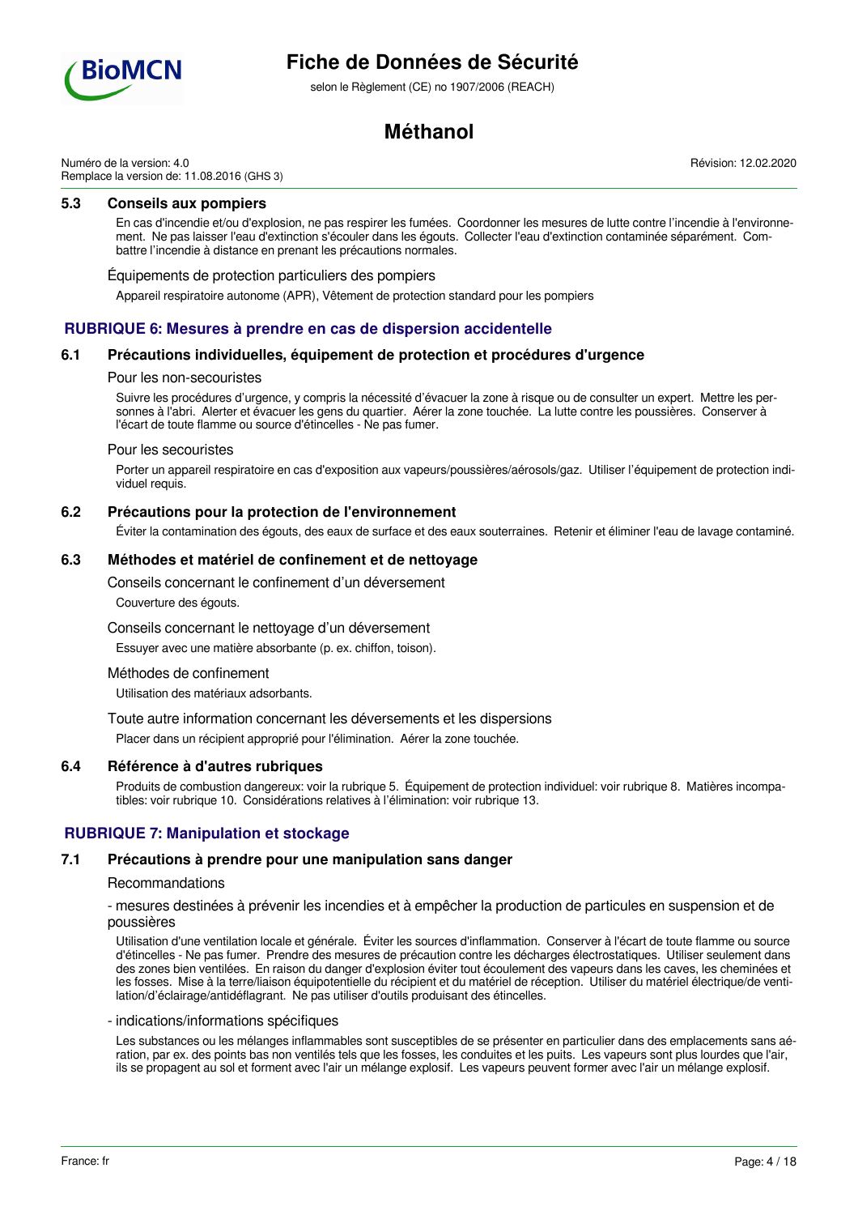### 5.3 Conseils aux pompiers

En cas d'incendie et/ou d'explosion, ne pas respirer les fumées. Coordonner les mesures de lutte contre l'incendie à l'environnement. Ne pas laisser l'eau d'extinction s'écouler dans les égouts. Collecter l'eau d'extinction contaminée séparément. Combattre l'incendie à distance en prenant les précautions normales.

Équipements de protection particuliers des pompiers

Appareil respiratoire autonome (APR), Vêtement de protection standard pour les pompiers

## RUBRIQUE 6: Mesures à prendre en cas de dispersion accidentelle

### 6.1 Précautions individuelles, équipement de protection et procédures d'urgence

Pour les non-secouristes

Suivre les procédures d'urgence, y compris la nécessité d'évacuer la zone à risque ou de consulter un expert. Mettre les personnes à l'abri. Alerter et évacuer les gens du quartier. Aérer la zone touchée. La lutte contre les poussières. Conserver à l'écart de toute flamme ou source d'étincelles - Ne pas fumer.

Pour les secouristes

Porter un appareil respiratoire en cas d'exposition aux vapeurs/poussières/aérosols/gaz. Utiliser l'équipement de protection individuel requis.

### 6.2 Précautions pour la protection de l'environnement

Éviter la contamination des égouts, des eaux de surface et des eaux souterraines. Retenir et éliminer l'eau de lavage contaminé.

### 6.3 Méthodes et matériel de confinement et de nettoyage

Conseils concernant le confinement d'un déversement

Couverture des égouts.

Conseils concernant le nettoyage d'un déversement

Essuyer avec une matière absorbante (p. ex. chiffon, toison).

Méthodes de confinement

Utilisation des matériaux adsorbants.

Toute autre information concernant les déversements et les dispersions

Placer dans un récipient approprié pour l'élimination. Aérer la zone touchée.

### 6.4 Référence à d'autres rubriques

Produits de combustion dangereux: voir la rubrique 5. Équipement de protection individuel: voir rubrique 8. Matières incompatibles: voir rubrique 10. Considérations relatives à l'élimination: voir rubrique 13.

## RUBRIQUE 7: Manipulation et stockage

### 7.1 Précautions à prendre pour une manipulation sans danger

Recommandations

- mesures destinées à prévenir les incendies et à empêcher la production de particules en suspension et de poussières

Utilisation d'une ventilation locale et générale. Éviter les sources d'inflammation. Conserver à l'écart de toute flamme ou source d'étincelles - Ne pas fumer. Prendre des mesures de précaution contre les décharges électrostatiques. Utiliser seulement dans des zones bien ventilées. En raison du danger d'explosion éviter tout écoulement des vapeurs dans les caves, les cheminées et les fosses. Mise à la terre/liaison équipotentielle du récipient et du matériel de réception. Utiliser du matériel électrique/de ventilation/d'éclairage/antidéflagrant. Ne pas utiliser d'outils produisant des étincelles.

- indications/informations spécifiques

Les substances ou les mélanges inflammables sont susceptibles de se présenter en particulier dans des emplacements sans aération, par ex. des points bas non ventilés tels que les fosses, les conduites et les puits. Les vapeurs sont plus lourdes que l'air, ils se propagent au sol et forment avec l'air un mélange explosif. Les vapeurs peuvent former avec l'air un mélange explosif.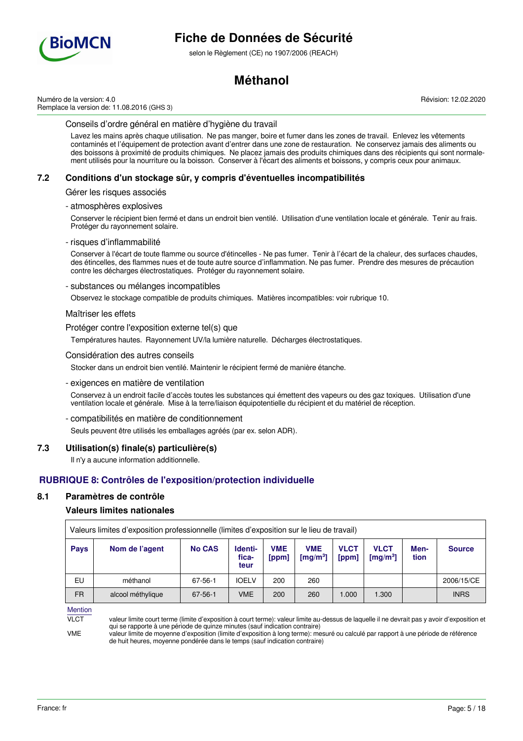Conseils d'ordre général en matière d'hygiène du travail

Lavez les mains après chaque utilisation. Ne pas manger, boire et fumer dans les zones de travail. Enlevez les vêtements contaminés et l'équipement de protection avant d'entrer dans une zone de restauration. Ne conservez jamais des aliments ou des boissons à proximité de produits chimiques. Ne placez jamais des produits chimiques dans des récipients qui sont normalement utilisés pour la nourriture ou la boisson. Conserver à l'écart des aliments et boissons, y compris ceux pour animaux.

### 7.2 Conditions d'un stockage sûr, y compris d'éventuelles incompatibilités

Gérer les risques associés

- atmosphères explosives

Conserver le récipient bien fermé et dans un endroit bien ventilé. Utilisation d'une ventilation locale et générale. Tenir au frais. Protéger du rayonnement solaire.

- risques d'inflammabilité

Conserver à l'écart de toute flamme ou source d'étincelles - Ne pas fumer. Tenir à l'écart de la chaleur, des surfaces chaudes, des étincelles, des flammes nues et de toute autre source d'inflammation. Ne pas fumer. Prendre des mesures de précaution contre les décharges électrostatiques. Protéger du rayonnement solaire.

- substances ou mélanges incompatibles

Observez le stockage compatible de produits chimiques. Matières incompatibles: voir rubrique 10.

Maîtriser les effets

Protéger contre l'exposition externe tel(s) que

Températures hautes. Rayonnement UV/la lumière naturelle. Décharges électrostatiques.

Considération des autres conseils

Stocker dans un endroit bien ventilé. Maintenir le récipient fermé de manière étanche.

- exigences en matière de ventilation

Conservez à un endroit facile d'accès toutes les substances qui émettent des vapeurs ou des gaz toxiques. Utilisation d'une ventilation locale et générale. Mise à la terre/liaison équipotentielle du récipient et du matériel de réception.

- compatibilités en matière de conditionnement

Seuls peuvent être utilisés les emballages agréés (par ex. selon ADR).

### 7.3 Utilisation(s) finale(s) particulière(s)

Il n'y a aucune information additionnelle.

## RUBRIQUE 8: Contrôles de l'exposition/protection individuelle

### 8.1 Paramètres de contrôle

**Valeurs limites nationales**

| Valeurs limites d'exposition professionnelle (limites d'exposition sur le lieu de travail) | | | | | | | | | |
|---|---|---|---|---|---|---|---|---|---|
| **Pays** | **Nom de l'agent** | **No CAS** | **Identi-fica-teur** | **VME [ppm]** | **VME [mg/m³]** | **VLCT [ppm]** | **VLCT [mg/m³]** | **Men-tion** | **Source** |
| EU | méthanol | 67-56-1 | IOELV | 200 | 260 | | | | 2006/15/CE |
| FR | alcool méthylique | 67-56-1 | VME | 200 | 260 | 1.000 | 1.300 | | INRS |

Mention

VLCT — valeur limite court terme (limite d'exposition à court terme): valeur limite au-dessus de laquelle il ne devrait pas y avoir d'exposition et qui se rapporte à une période de quinze minutes (sauf indication contraire)

VME — valeur limite de moyenne d'exposition (limite d'exposition à long terme): mesuré ou calculé par rapport à une période de référence de huit heures, moyenne pondérée dans le temps (sauf indication contraire)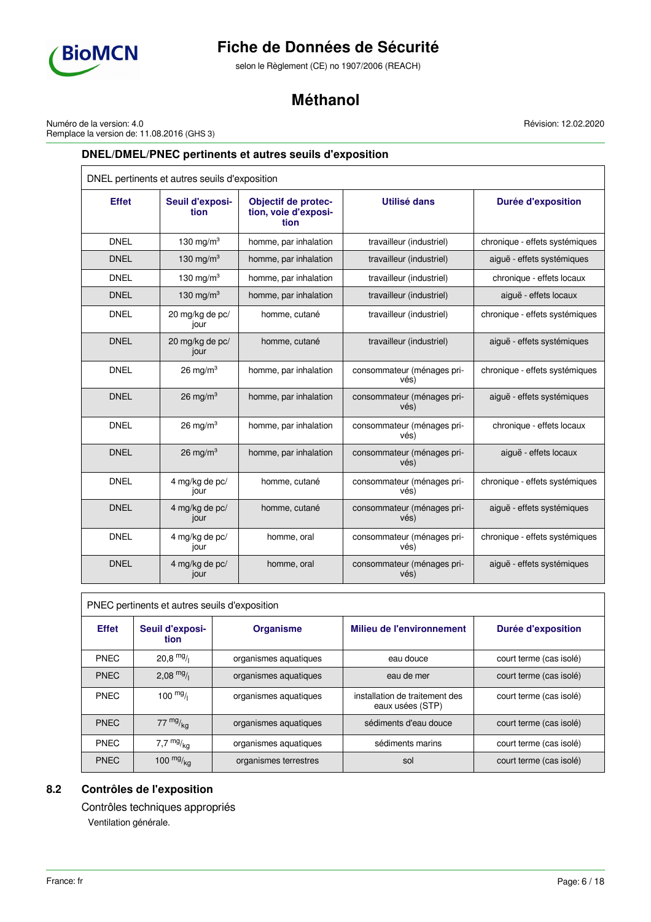### DNEL/DMEL/PNEC pertinents et autres seuils d'exposition

DNEL pertinents et autres seuils d'exposition

| Effet | Seuil d'exposition | Objectif de protection, voie d'exposition | Utilisé dans | Durée d'exposition |
|---|---|---|---|---|
| DNEL | 130 $mg/m^3$ | homme, par inhalation | travailleur (industriel) | chronique - effets systémiques |
| DNEL | 130 $mg/m^3$ | homme, par inhalation | travailleur (industriel) | aiguë - effets systémiques |
| DNEL | 130 $mg/m^3$ | homme, par inhalation | travailleur (industriel) | chronique - effets locaux |
| DNEL | 130 $mg/m^3$ | homme, par inhalation | travailleur (industriel) | aiguë - effets locaux |
| DNEL | 20 mg/kg de pc/jour | homme, cutané | travailleur (industriel) | chronique - effets systémiques |
| DNEL | 20 mg/kg de pc/jour | homme, cutané | travailleur (industriel) | aiguë - effets systémiques |
| DNEL | 26 $mg/m^3$ | homme, par inhalation | consommateur (ménages privés) | chronique - effets systémiques |
| DNEL | 26 $mg/m^3$ | homme, par inhalation | consommateur (ménages privés) | aiguë - effets systémiques |
| DNEL | 26 $mg/m^3$ | homme, par inhalation | consommateur (ménages privés) | chronique - effets locaux |
| DNEL | 26 $mg/m^3$ | homme, par inhalation | consommateur (ménages privés) | aiguë - effets locaux |
| DNEL | 4 mg/kg de pc/jour | homme, cutané | consommateur (ménages privés) | chronique - effets systémiques |
| DNEL | 4 mg/kg de pc/jour | homme, cutané | consommateur (ménages privés) | aiguë - effets systémiques |
| DNEL | 4 mg/kg de pc/jour | homme, oral | consommateur (ménages privés) | chronique - effets systémiques |
| DNEL | 4 mg/kg de pc/jour | homme, oral | consommateur (ménages privés) | aiguë - effets systémiques |

PNEC pertinents et autres seuils d'exposition

| Effet | Seuil d'exposition | Organisme | Milieu de l'environnement | Durée d'exposition |
|---|---|---|---|---|
| PNEC | 20,8 $^{mg}/_{l}$ | organismes aquatiques | eau douce | court terme (cas isolé) |
| PNEC | 2,08 $^{mg}/_{l}$ | organismes aquatiques | eau de mer | court terme (cas isolé) |
| PNEC | 100 $^{mg}/_{l}$ | organismes aquatiques | installation de traitement des eaux usées (STP) | court terme (cas isolé) |
| PNEC | 77 $^{mg}/_{kg}$ | organismes aquatiques | sédiments d'eau douce | court terme (cas isolé) |
| PNEC | 7,7 $^{mg}/_{kg}$ | organismes aquatiques | sédiments marins | court terme (cas isolé) |
| PNEC | 100 $^{mg}/_{kg}$ | organismes terrestres | sol | court terme (cas isolé) |

## 8.2 Contrôles de l'exposition

Contrôles techniques appropriés

Ventilation générale.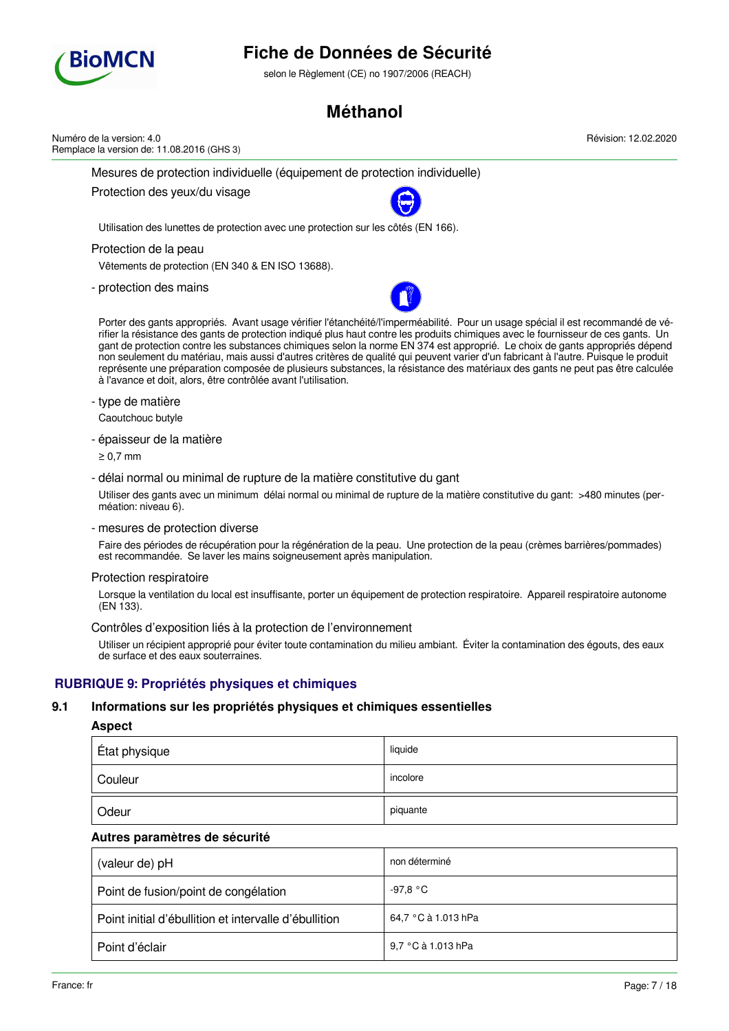Mesures de protection individuelle (équipement de protection individuelle)

Protection des yeux/du visage

Utilisation des lunettes de protection avec une protection sur les côtés (EN 166).

Protection de la peau

Vêtements de protection (EN 340 & EN ISO 13688).

- protection des mains

Porter des gants appropriés. Avant usage vérifier l'étanchéité/l'imperméabilité. Pour un usage spécial il est recommandé de vérifier la résistance des gants de protection indiqué plus haut contre les produits chimiques avec le fournisseur de ces gants. Un gant de protection contre les substances chimiques selon la norme EN 374 est approprié. Le choix de gants appropriés dépend non seulement du matériau, mais aussi d'autres critères de qualité qui peuvent varier d'un fabricant à l'autre. Puisque le produit représente une préparation composée de plusieurs substances, la résistance des matériaux des gants ne peut pas être calculée à l'avance et doit, alors, être contrôlée avant l'utilisation.

- type de matière

Caoutchouc butyle

- épaisseur de la matière

≥ 0,7 mm

- délai normal ou minimal de rupture de la matière constitutive du gant

Utiliser des gants avec un minimum délai normal ou minimal de rupture de la matière constitutive du gant: >480 minutes (perméation: niveau 6).

- mesures de protection diverse

Faire des périodes de récupération pour la régénération de la peau. Une protection de la peau (crèmes barrières/pommades) est recommandée. Se laver les mains soigneusement après manipulation.

Protection respiratoire

Lorsque la ventilation du local est insuffisante, porter un équipement de protection respiratoire. Appareil respiratoire autonome (EN 133).

Contrôles d'exposition liés à la protection de l'environnement

Utiliser un récipient approprié pour éviter toute contamination du milieu ambiant. Éviter la contamination des égouts, des eaux de surface et des eaux souterraines.

## RUBRIQUE 9: Propriétés physiques et chimiques

### 9.1 Informations sur les propriétés physiques et chimiques essentielles

**Aspect**

| | |
|---|---|
| État physique | liquide |
| Couleur | incolore |
| Odeur | piquante |

**Autres paramètres de sécurité**

| | |
|---|---|
| (valeur de) pH | non déterminé |
| Point de fusion/point de congélation | -97,8 °C |
| Point initial d'ébullition et intervalle d'ébullition | 64,7 °C à 1.013 hPa |
| Point d'éclair | 9,7 °C à 1.013 hPa |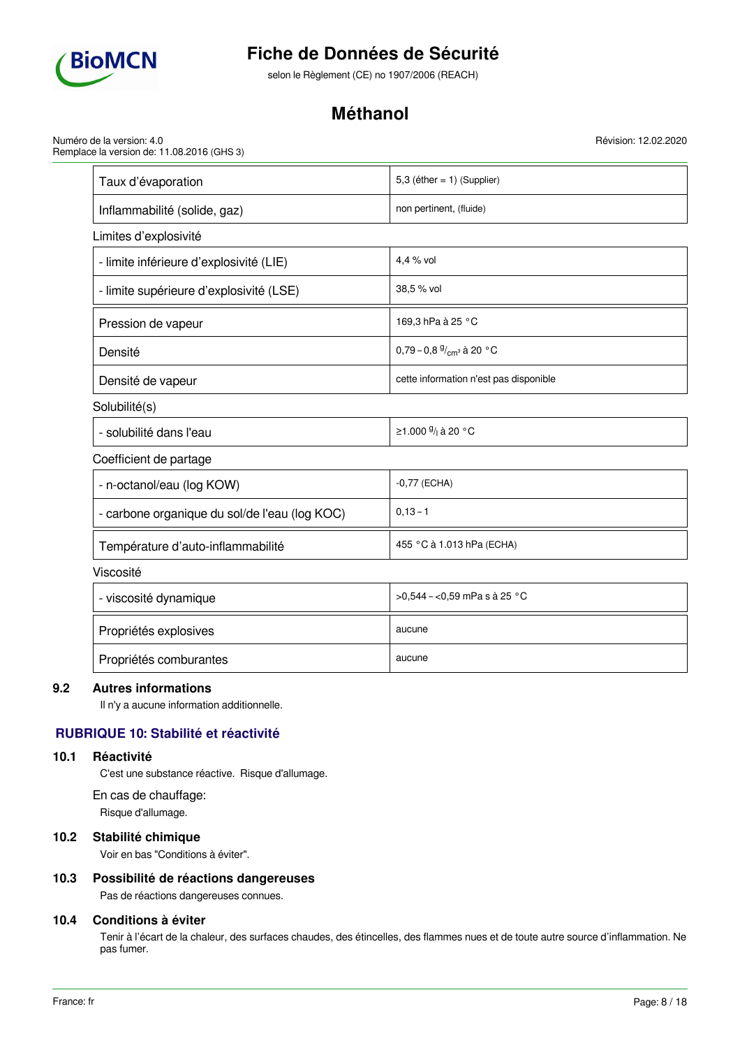| | |
|---|---|
| Taux d'évaporation | 5,3 (éther = 1) (Supplier) |
| Inflammabilité (solide, gaz) | non pertinent, (fluide) |

Limites d'explosivité

| | |
|---|---|
| - limite inférieure d'explosivité (LIE) | 4,4 % vol |
| - limite supérieure d'explosivité (LSE) | 38,5 % vol |

| | |
|---|---|
| Pression de vapeur | 169,3 hPa à 25 °C |
| Densité | 0,79 – 0,8 $^{g}/_{cm^3}$ à 20 °C |
| Densité de vapeur | cette information n'est pas disponible |

Solubilité(s)

| | |
|---|---|
| - solubilité dans l'eau | ≥1.000 $^{g}/_{l}$ à 20 °C |

Coefficient de partage

| | |
|---|---|
| - n-octanol/eau (log KOW) | -0,77 (ECHA) |
| - carbone organique du sol/de l'eau (log KOC) | 0,13 – 1 |

| | |
|---|---|
| Température d'auto-inflammabilité | 455 °C à 1.013 hPa (ECHA) |

Viscosité

| | |
|---|---|
| - viscosité dynamique | >0,544 – <0,59 mPa s à 25 °C |

| | |
|---|---|
| Propriétés explosives | aucune |
| Propriétés comburantes | aucune |

### 9.2 Autres informations

Il n'y a aucune information additionnelle.

## RUBRIQUE 10: Stabilité et réactivité

### 10.1 Réactivité

C'est une substance réactive. Risque d'allumage.

En cas de chauffage:

Risque d'allumage.

### 10.2 Stabilité chimique

Voir en bas "Conditions à éviter".

### 10.3 Possibilité de réactions dangereuses

Pas de réactions dangereuses connues.

### 10.4 Conditions à éviter

Tenir à l'écart de la chaleur, des surfaces chaudes, des étincelles, des flammes nues et de toute autre source d'inflammation. Ne pas fumer.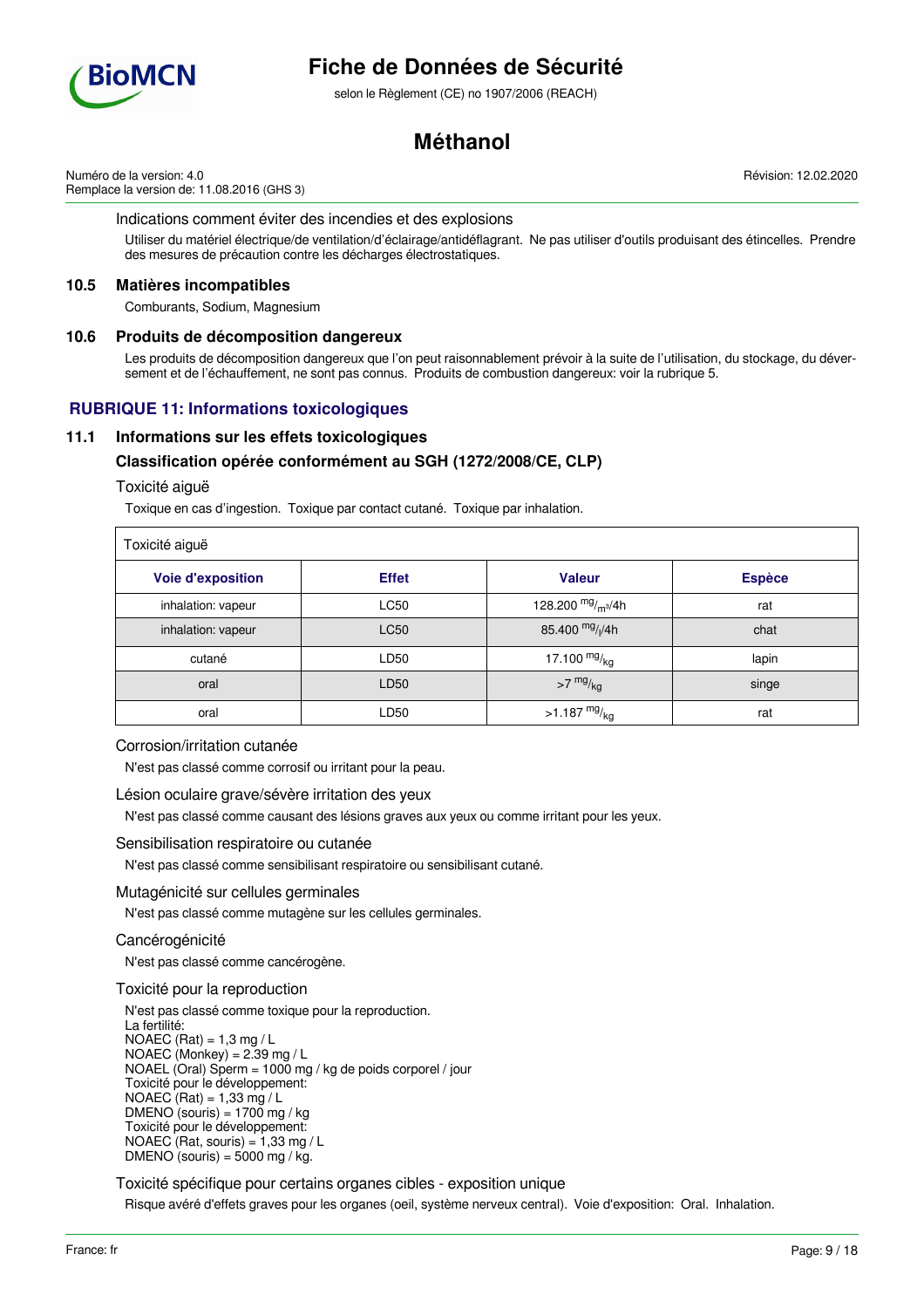Indications comment éviter des incendies et des explosions

Utiliser du matériel électrique/de ventilation/d'éclairage/antidéflagrant. Ne pas utiliser d'outils produisant des étincelles. Prendre des mesures de précaution contre les décharges électrostatiques.

### 10.5 Matières incompatibles

Comburants, Sodium, Magnesium

### 10.6 Produits de décomposition dangereux

Les produits de décomposition dangereux que l'on peut raisonnablement prévoir à la suite de l'utilisation, du stockage, du déversement et de l'échauffement, ne sont pas connus. Produits de combustion dangereux: voir la rubrique 5.

## RUBRIQUE 11: Informations toxicologiques

### 11.1 Informations sur les effets toxicologiques

#### Classification opérée conformément au SGH (1272/2008/CE, CLP)

Toxicité aiguë

Toxique en cas d'ingestion. Toxique par contact cutané. Toxique par inhalation.

| Toxicité aiguë | | | |
|---|---|---|---|
| **Voie d'exposition** | **Effet** | **Valeur** | **Espèce** |
| inhalation: vapeur | LC50 | 128.200 $^{mg}/_{m^3}$/4h | rat |
| inhalation: vapeur | LC50 | 85.400 $^{mg}/_{l}$/4h | chat |
| cutané | LD50 | 17.100 $^{mg}/_{kg}$ | lapin |
| oral | LD50 | >7 $^{mg}/_{kg}$ | singe |
| oral | LD50 | >1.187 $^{mg}/_{kg}$ | rat |

Corrosion/irritation cutanée

N'est pas classé comme corrosif ou irritant pour la peau.

Lésion oculaire grave/sévère irritation des yeux

N'est pas classé comme causant des lésions graves aux yeux ou comme irritant pour les yeux.

Sensibilisation respiratoire ou cutanée

N'est pas classé comme sensibilisant respiratoire ou sensibilisant cutané.

Mutagénicité sur cellules germinales

N'est pas classé comme mutagène sur les cellules germinales.

Cancérogénicité

N'est pas classé comme cancérogène.

Toxicité pour la reproduction

N'est pas classé comme toxique pour la reproduction.
La fertilité:
NOAEC (Rat) = 1,3 mg / L
NOAEC (Monkey) = 2.39 mg / L
NOAEL (Oral) Sperm = 1000 mg / kg de poids corporel / jour
Toxicité pour le développement:
NOAEC (Rat) = 1,33 mg / L
DMENO (souris) = 1700 mg / kg
Toxicité pour le développement:
NOAEC (Rat, souris) = 1,33 mg / L
DMENO (souris) = 5000 mg / kg.

Toxicité spécifique pour certains organes cibles - exposition unique

Risque avéré d'effets graves pour les organes (oeil, système nerveux central). Voie d'exposition: Oral. Inhalation.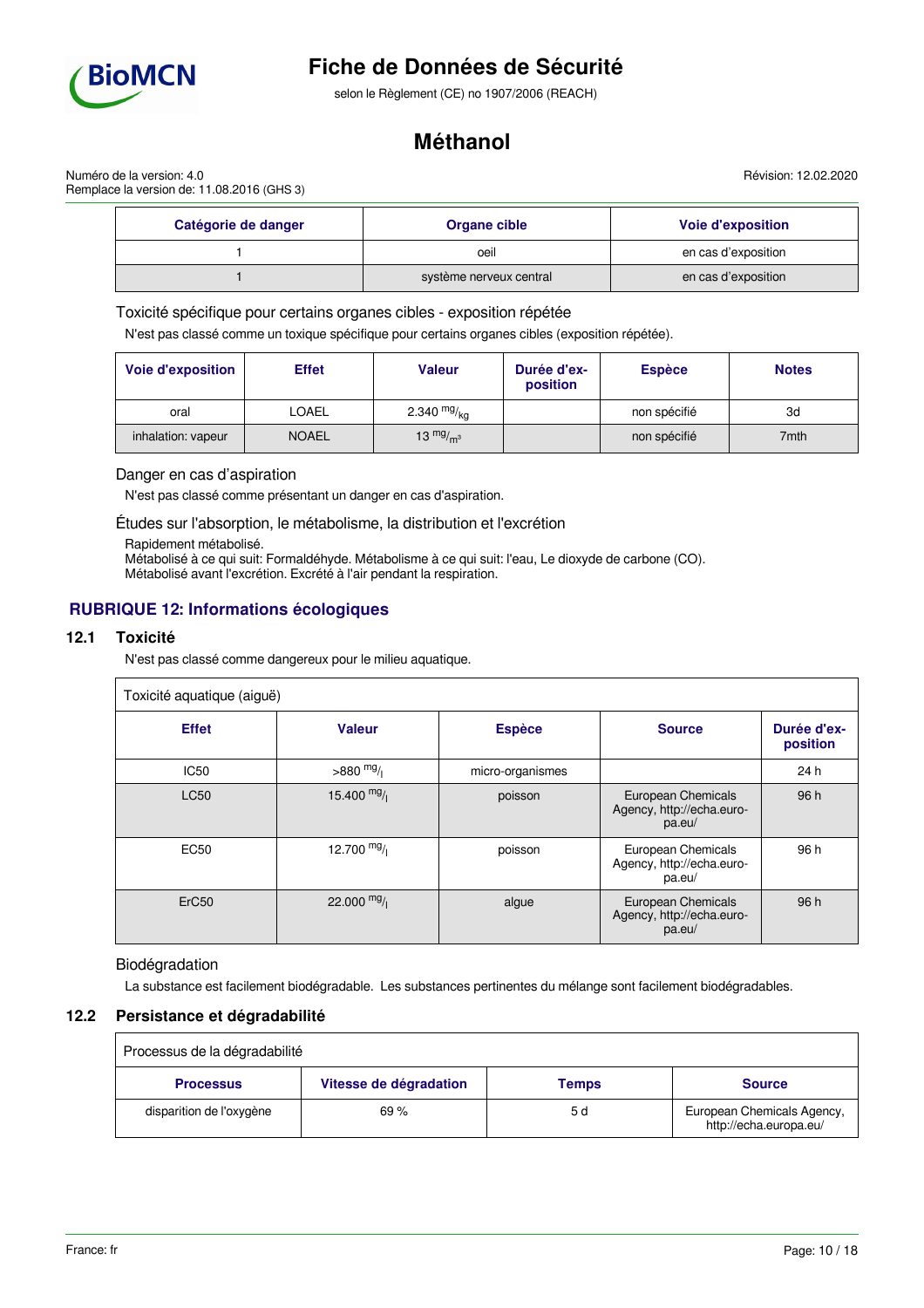| Catégorie de danger | Organe cible | Voie d'exposition |
|---|---|---|
| 1 | oeil | en cas d'exposition |
| 1 | système nerveux central | en cas d'exposition |

### Toxicité spécifique pour certains organes cibles - exposition répétée

N'est pas classé comme un toxique spécifique pour certains organes cibles (exposition répétée).

| Voie d'exposition | Effet | Valeur | Durée d'exposition | Espèce | Notes |
|---|---|---|---|---|---|
| oral | LOAEL | 2.340 $^{mg}/_{kg}$ | | non spécifié | 3d |
| inhalation: vapeur | NOAEL | 13 $^{mg}/_{m^3}$ | | non spécifié | 7mth |

### Danger en cas d'aspiration

N'est pas classé comme présentant un danger en cas d'aspiration.

### Études sur l'absorption, le métabolisme, la distribution et l'excrétion

Rapidement métabolisé.
Métabolisé à ce qui suit: Formaldéhyde. Métabolisme à ce qui suit: l'eau, Le dioxyde de carbone (CO).
Métabolisé avant l'excrétion. Excrété à l'air pendant la respiration.

## RUBRIQUE 12: Informations écologiques

### 12.1 Toxicité

N'est pas classé comme dangereux pour le milieu aquatique.

| Toxicité aquatique (aiguë) | | | | |
|---|---|---|---|---|
| **Effet** | **Valeur** | **Espèce** | **Source** | **Durée d'exposition** |
| IC50 | >880 $^{mg}/_{l}$ | micro-organismes | | 24 h |
| LC50 | 15.400 $^{mg}/_{l}$ | poisson | European Chemicals Agency, http://echa.europa.eu/ | 96 h |
| EC50 | 12.700 $^{mg}/_{l}$ | poisson | European Chemicals Agency, http://echa.europa.eu/ | 96 h |
| ErC50 | 22.000 $^{mg}/_{l}$ | algue | European Chemicals Agency, http://echa.europa.eu/ | 96 h |

### Biodégradation

La substance est facilement biodégradable. Les substances pertinentes du mélange sont facilement biodégradables.

### 12.2 Persistance et dégradabilité

| Processus de la dégradabilité | | | |
|---|---|---|---|
| **Processus** | **Vitesse de dégradation** | **Temps** | **Source** |
| disparition de l'oxygène | 69 % | 5 d | European Chemicals Agency, http://echa.europa.eu/ |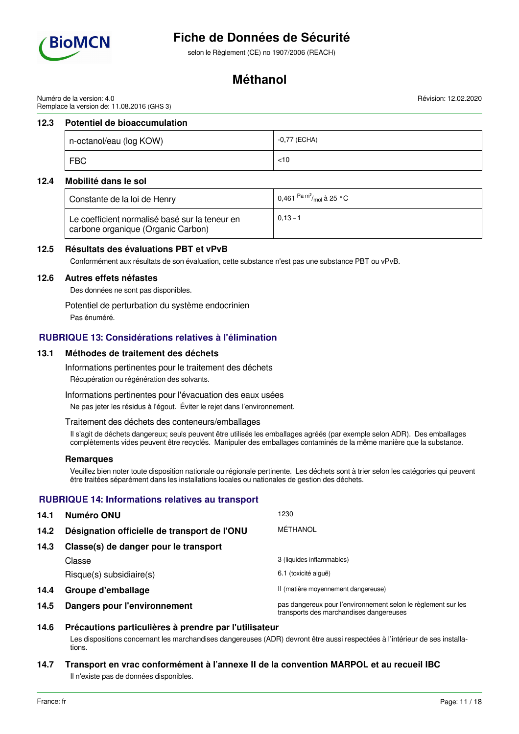### 12.3 Potentiel de bioaccumulation

| | |
|---|---|
| n-octanol/eau (log KOW) | -0,77 (ECHA) |
| FBC | <10 |

### 12.4 Mobilité dans le sol

| | |
|---|---|
| Constante de la loi de Henry | 0,461 $^{Pa\,m^3}/_{mol}$ à 25 °C |
| Le coefficient normalisé basé sur la teneur en carbone organique (Organic Carbon) | 0,13 – 1 |

### 12.5 Résultats des évaluations PBT et vPvB

Conformément aux résultats de son évaluation, cette substance n'est pas une substance PBT ou vPvB.

### 12.6 Autres effets néfastes

Des données ne sont pas disponibles.

Potentiel de perturbation du système endocrinien

Pas énuméré.

## RUBRIQUE 13: Considérations relatives à l'élimination

### 13.1 Méthodes de traitement des déchets

Informations pertinentes pour le traitement des déchets

Récupération ou régénération des solvants.

Informations pertinentes pour l'évacuation des eaux usées

Ne pas jeter les résidus à l'égout. Éviter le rejet dans l'environnement.

Traitement des déchets des conteneurs/emballages

Il s'agit de déchets dangereux; seuls peuvent être utilisés les emballages agréés (par exemple selon ADR). Des emballages complètements vides peuvent être recyclés. Manipuler des emballages contaminés de la même manière que la substance.

**Remarques**

Veuillez bien noter toute disposition nationale ou régionale pertinente. Les déchets sont à trier selon les catégories qui peuvent être traitées séparément dans les installations locales ou nationales de gestion des déchets.

## RUBRIQUE 14: Informations relatives au transport

**14.1 Numéro ONU** — 1230

**14.2 Désignation officielle de transport de l'ONU** — MÉTHANOL

**14.3 Classe(s) de danger pour le transport**

Classe — 3 (liquides inflammables)

Risque(s) subsidiaire(s) — 6.1 (toxicité aiguë)

**14.4 Groupe d'emballage** — II (matière moyennement dangereuse)

**14.5 Dangers pour l'environnement** — pas dangereux pour l'environnement selon le règlement sur les transports des marchandises dangereuses

### 14.6 Précautions particulières à prendre par l'utilisateur

Les dispositions concernant les marchandises dangereuses (ADR) devront être aussi respectées à l'intérieur de ses installations.

### 14.7 Transport en vrac conformément à l'annexe II de la convention MARPOL et au recueil IBC

Il n'existe pas de données disponibles.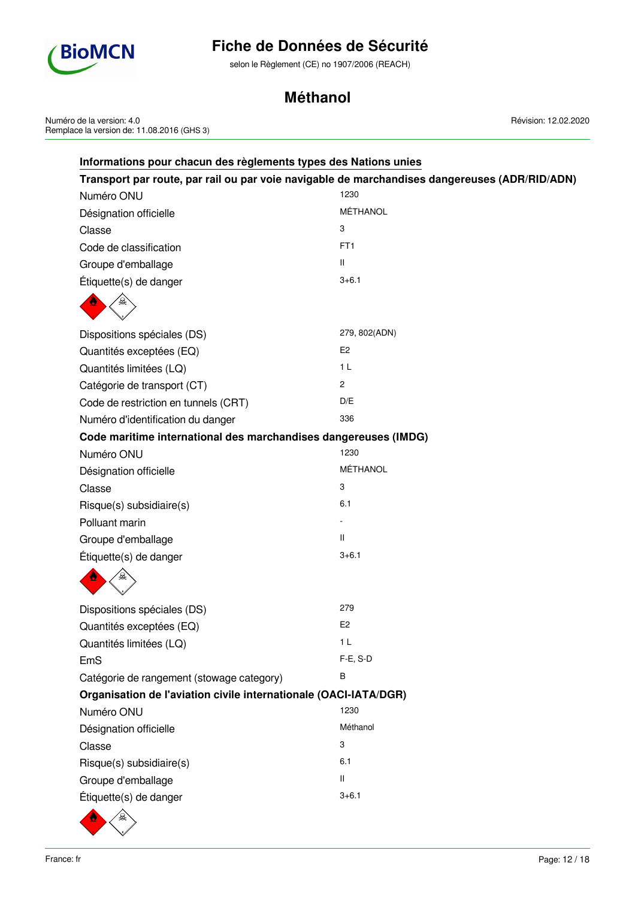## Informations pour chacun des règlements types des Nations unies

### Transport par route, par rail ou par voie navigable de marchandises dangereuses (ADR/RID/ADN)

| | |
|---|---|
| Numéro ONU | 1230 |
| Désignation officielle | MÉTHANOL |
| Classe | 3 |
| Code de classification | FT1 |
| Groupe d'emballage | II |
| Étiquette(s) de danger | 3+6.1 |
| Dispositions spéciales (DS) | 279, 802(ADN) |
| Quantités exceptées (EQ) | E2 |
| Quantités limitées (LQ) | 1 L |
| Catégorie de transport (CT) | 2 |
| Code de restriction en tunnels (CRT) | D/E |
| Numéro d'identification du danger | 336 |

### Code maritime international des marchandises dangereuses (IMDG)

| | |
|---|---|
| Numéro ONU | 1230 |
| Désignation officielle | MÉTHANOL |
| Classe | 3 |
| Risque(s) subsidiaire(s) | 6.1 |
| Polluant marin | - |
| Groupe d'emballage | II |
| Étiquette(s) de danger | 3+6.1 |
| Dispositions spéciales (DS) | 279 |
| Quantités exceptées (EQ) | E2 |
| Quantités limitées (LQ) | 1 L |
| EmS | F-E, S-D |
| Catégorie de rangement (stowage category) | B |

### Organisation de l'aviation civile internationale (OACI-IATA/DGR)

| | |
|---|---|
| Numéro ONU | 1230 |
| Désignation officielle | Méthanol |
| Classe | 3 |
| Risque(s) subsidiaire(s) | 6.1 |
| Groupe d'emballage | II |
| Étiquette(s) de danger | 3+6.1 |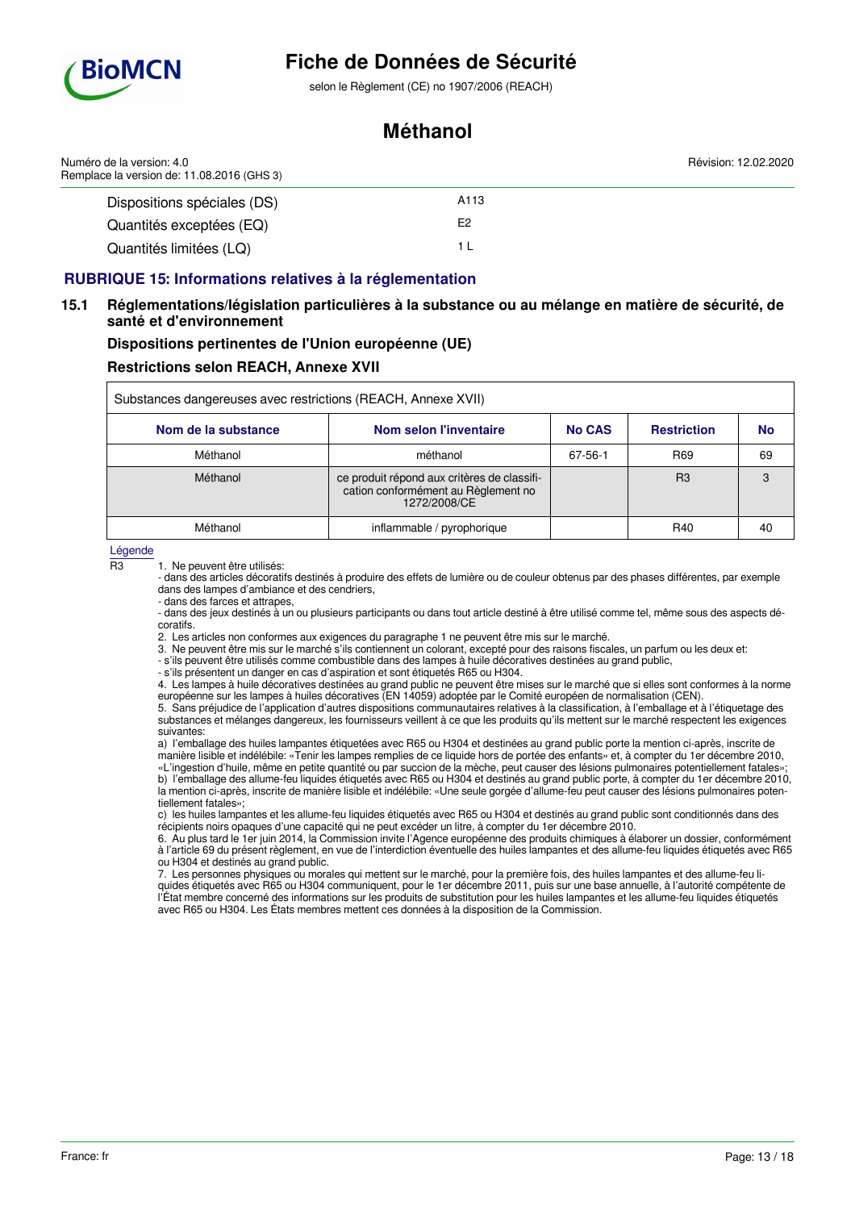| | |
|---|---|
| Dispositions spéciales (DS) | A113 |
| Quantités exceptées (EQ) | E2 |
| Quantités limitées (LQ) | 1 L |

## RUBRIQUE 15: Informations relatives à la réglementation

### 15.1 Réglementations/législation particulières à la substance ou au mélange en matière de sécurité, de santé et d'environnement

**Dispositions pertinentes de l'Union européenne (UE)**

**Restrictions selon REACH, Annexe XVII**

Substances dangereuses avec restrictions (REACH, Annexe XVII)

| Nom de la substance | Nom selon l'inventaire | No CAS | Restriction | No |
|---|---|---|---|---|
| Méthanol | méthanol | 67-56-1 | R69 | 69 |
| Méthanol | ce produit répond aux critères de classification conformément au Règlement no 1272/2008/CE | | R3 | 3 |
| Méthanol | inflammable / pyrophorique | | R40 | 40 |

Légende

R3

1. Ne peuvent être utilisés:
- dans des articles décoratifs destinés à produire des effets de lumière ou de couleur obtenus par des phases différentes, par exemple dans des lampes d'ambiance et des cendriers,
- dans des farces et attrapes,
- dans des jeux destinés à un ou plusieurs participants ou dans tout article destiné à être utilisé comme tel, même sous des aspects décoratifs.
2. Les articles non conformes aux exigences du paragraphe 1 ne peuvent être mis sur le marché.
3. Ne peuvent être mis sur le marché s'ils contiennent un colorant, excepté pour des raisons fiscales, un parfum ou les deux et:
- s'ils peuvent être utilisés comme combustible dans des lampes à huile décoratives destinées au grand public,
- s'ils présentent un danger en cas d'aspiration et sont étiquetés R65 ou H304.
4. Les lampes à huile décoratives destinées au grand public ne peuvent être mises sur le marché que si elles sont conformes à la norme européenne sur les lampes à huiles décoratives (EN 14059) adoptée par le Comité européen de normalisation (CEN).
5. Sans préjudice de l'application d'autres dispositions communautaires relatives à la classification, à l'emballage et à l'étiquetage des substances et mélanges dangereux, les fournisseurs veillent à ce que les produits qu'ils mettent sur le marché respectent les exigences suivantes:
a) l'emballage des huiles lampantes étiquetées avec R65 ou H304 et destinées au grand public porte la mention ci-après, inscrite de manière lisible et indélébile: «Tenir les lampes remplies de ce liquide hors de portée des enfants» et, à compter du 1er décembre 2010, «L'ingestion d'huile, même en petite quantité ou par succion de la mèche, peut causer des lésions pulmonaires potentiellement fatales»;
b) l'emballage des allume-feu liquides étiquetés avec R65 ou H304 et destinés au grand public porte, à compter du 1er décembre 2010, la mention ci-après, inscrite de manière lisible et indélébile: «Une seule gorgée d'allume-feu peut causer des lésions pulmonaires potentiellement fatales»;
c) les huiles lampantes et les allume-feu liquides étiquetés avec R65 ou H304 et destinés au grand public sont conditionnés dans des récipients noirs opaques d'une capacité qui ne peut excéder un litre, à compter du 1er décembre 2010.
6. Au plus tard le 1er juin 2014, la Commission invite l'Agence européenne des produits chimiques à élaborer un dossier, conformément à l'article 69 du présent règlement, en vue de l'interdiction éventuelle des huiles lampantes et des allume-feu liquides étiquetés avec R65 ou H304 et destinés au grand public.
7. Les personnes physiques ou morales qui mettent sur le marché, pour la première fois, des huiles lampantes et des allume-feu liquides étiquetés avec R65 ou H304 communiquent, pour le 1er décembre 2011, puis sur une base annuelle, à l'autorité compétente de l'État membre concerné des informations sur les produits de substitution pour les huiles lampantes et les allume-feu liquides étiquetés avec R65 ou H304. Les États membres mettent ces données à la disposition de la Commission.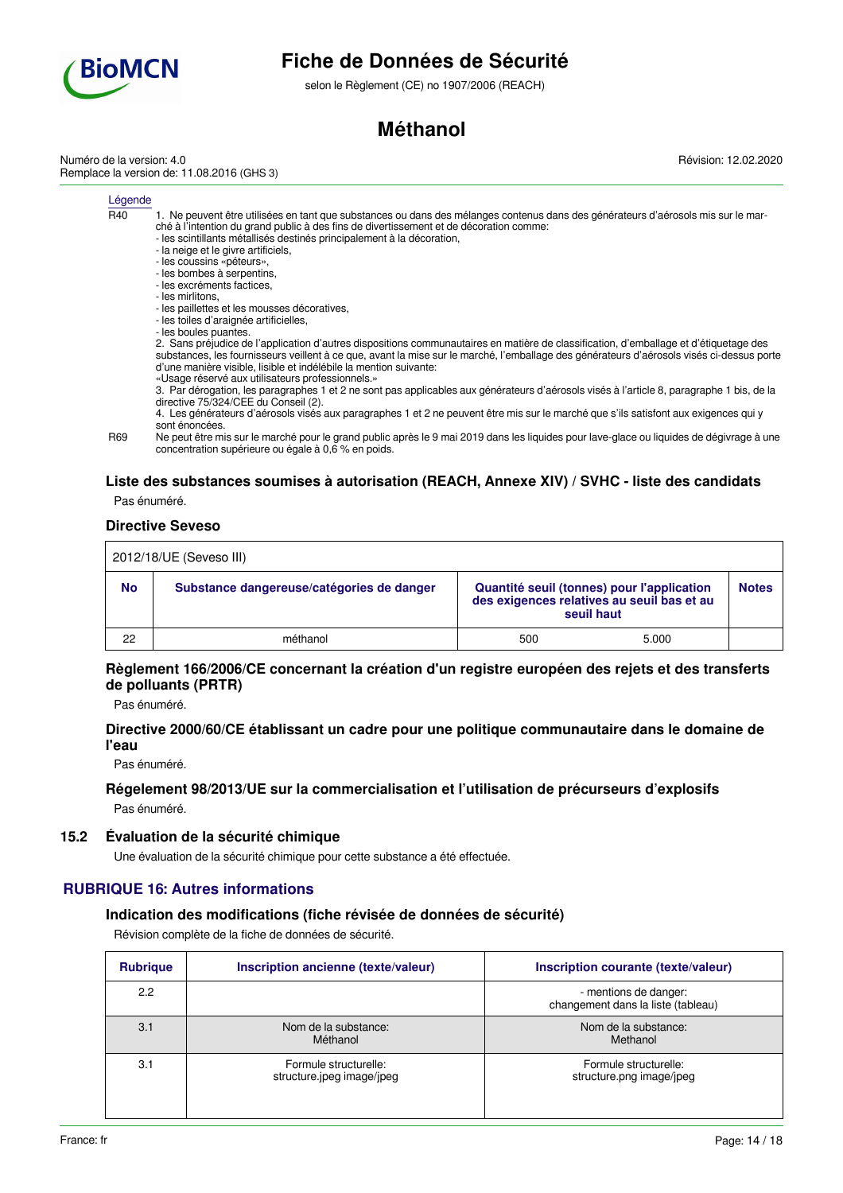Légende

| | |
|---|---|
| R40 | 1. Ne peuvent être utilisées en tant que substances ou dans des mélanges contenus dans des générateurs d'aérosols mis sur le marché à l'intention du grand public à des fins de divertissement et de décoration comme:<br>- les scintillants métallisés destinés principalement à la décoration,<br>- la neige et le givre artificiels,<br>- les coussins «péteurs»,<br>- les bombes à serpentins,<br>- les excréments factices,<br>- les mirlitons,<br>- les paillettes et les mousses décoratives,<br>- les toiles d'araignée artificielles,<br>- les boules puantes.<br>2. Sans préjudice de l'application d'autres dispositions communautaires en matière de classification, d'emballage et d'étiquetage des substances, les fournisseurs veillent à ce que, avant la mise sur le marché, l'emballage des générateurs d'aérosols visés ci-dessus porte d'une manière visible, lisible et indélébile la mention suivante:<br>«Usage réservé aux utilisateurs professionnels.»<br>3. Par dérogation, les paragraphes 1 et 2 ne sont pas applicables aux générateurs d'aérosols visés à l'article 8, paragraphe 1 bis, de la directive 75/324/CEE du Conseil (2).<br>4. Les générateurs d'aérosols visés aux paragraphes 1 et 2 ne peuvent être mis sur le marché que s'ils satisfont aux exigences qui y sont énoncées. |
| R69 | Ne peut être mis sur le marché pour le grand public après le 9 mai 2019 dans les liquides pour lave-glace ou liquides de dégivrage à une concentration supérieure ou égale à 0,6 % en poids. |

### Liste des substances soumises à autorisation (REACH, Annexe XIV) / SVHC - liste des candidats

Pas énuméré.

### Directive Seveso

| 2012/18/UE (Seveso III) | | | | |
|---|---|---|---|---|
| **No** | **Substance dangereuse/catégories de danger** | **Quantité seuil (tonnes) pour l'application des exigences relatives au seuil bas et au seuil haut** | | **Notes** |
| 22 | méthanol | 500 | 5.000 | |

### Règlement 166/2006/CE concernant la création d'un registre européen des rejets et des transferts de polluants (PRTR)

Pas énuméré.

### Directive 2000/60/CE établissant un cadre pour une politique communautaire dans le domaine de l'eau

Pas énuméré.

### Régelement 98/2013/UE sur la commercialisation et l'utilisation de précurseurs d'explosifs

Pas énuméré.

## 15.2 Évaluation de la sécurité chimique

Une évaluation de la sécurité chimique pour cette substance a été effectuée.

## RUBRIQUE 16: Autres informations

### Indication des modifications (fiche révisée de données de sécurité)

Révision complète de la fiche de données de sécurité.

| Rubrique | Inscription ancienne (texte/valeur) | Inscription courante (texte/valeur) |
|---|---|---|
| 2.2 | | - mentions de danger:<br>changement dans la liste (tableau) |
| 3.1 | Nom de la substance:<br>Méthanol | Nom de la substance:<br>Methanol |
| 3.1 | Formule structurelle:<br>structure.jpeg image/jpeg | Formule structurelle:<br>structure.png image/jpeg |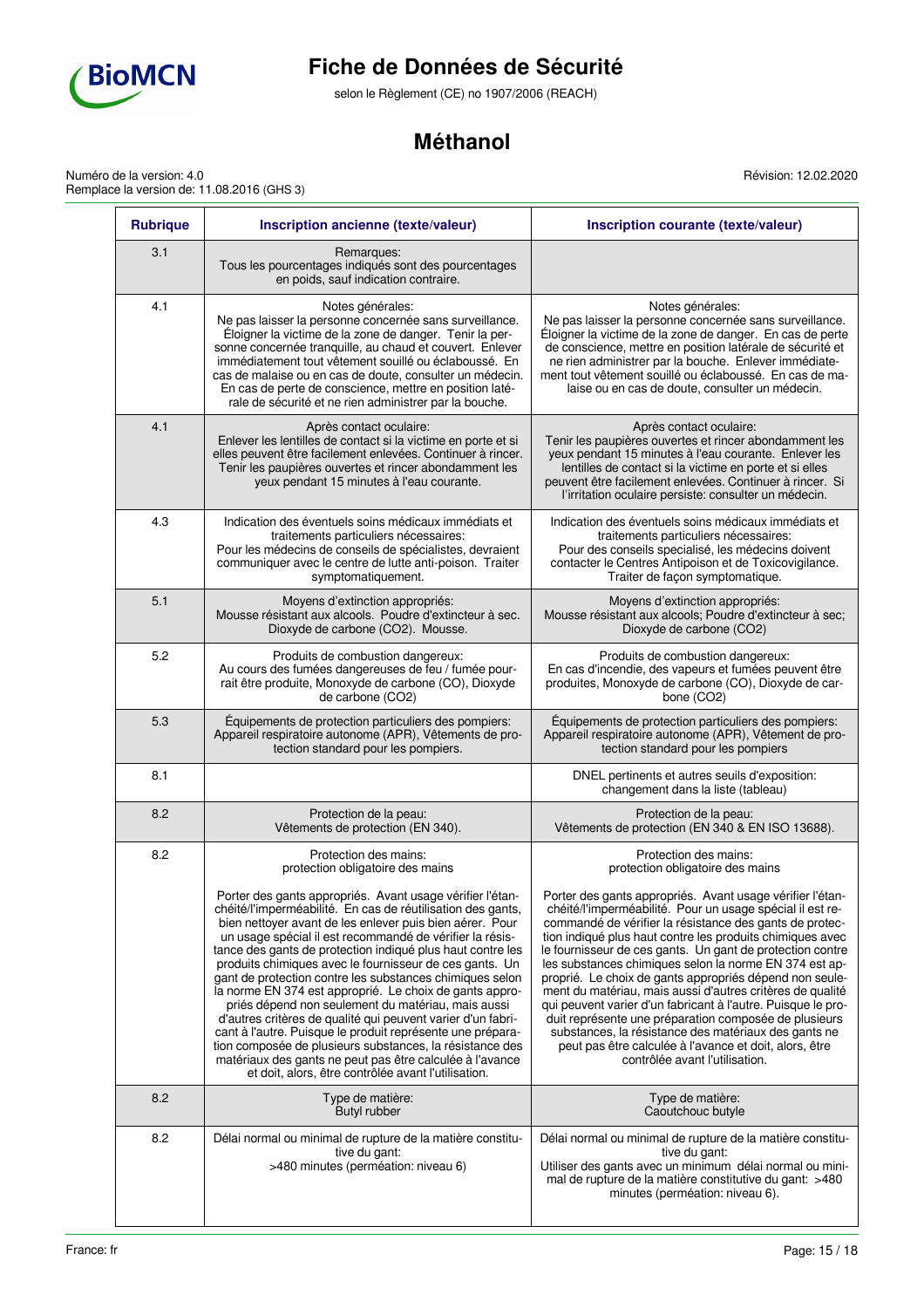| Rubrique | Inscription ancienne (texte/valeur) | Inscription courante (texte/valeur) |
|---|---|---|
| 3.1 | Remarques:<br>Tous les pourcentages indiqués sont des pourcentages en poids, sauf indication contraire. | |
| 4.1 | Notes générales:<br>Ne pas laisser la personne concernée sans surveillance. Éloigner la victime de la zone de danger. Tenir la personne concernée tranquille, au chaud et couvert. Enlever immédiatement tout vêtement souillé ou éclaboussé. En cas de malaise ou en cas de doute, consulter un médecin. En cas de perte de conscience, mettre en position latérale de sécurité et ne rien administrer par la bouche. | Notes générales:<br>Ne pas laisser la personne concernée sans surveillance. Éloigner la victime de la zone de danger. En cas de perte de conscience, mettre en position latérale de sécurité et ne rien administrer par la bouche. Enlever immédiatement tout vêtement souillé ou éclaboussé. En cas de malaise ou en cas de doute, consulter un médecin. |
| 4.1 | Après contact oculaire:<br>Enlever les lentilles de contact si la victime en porte et si elles peuvent être facilement enlevées. Continuer à rincer. Tenir les paupières ouvertes et rincer abondamment les yeux pendant 15 minutes à l'eau courante. | Après contact oculaire:<br>Tenir les paupières ouvertes et rincer abondamment les yeux pendant 15 minutes à l'eau courante. Enlever les lentilles de contact si la victime en porte et si elles peuvent être facilement enlevées. Continuer à rincer. Si l'irritation oculaire persiste: consulter un médecin. |
| 4.3 | Indication des éventuels soins médicaux immédiats et traitements particuliers nécessaires:<br>Pour les médecins de conseils de spécialistes, devraient communiquer avec le centre de lutte anti-poison. Traiter symptomatiquement. | Indication des éventuels soins médicaux immédiats et traitements particuliers nécessaires:<br>Pour des conseils specialisé, les médecins doivent contacter le Centres Antipoison et de Toxicovigilance. Traiter de façon symptomatique. |
| 5.1 | Moyens d'extinction appropriés:<br>Mousse résistant aux alcools. Poudre d'extincteur à sec. Dioxyde de carbone (CO2). Mousse. | Moyens d'extinction appropriés:<br>Mousse résistant aux alcools; Poudre d'extincteur à sec; Dioxyde de carbone (CO2) |
| 5.2 | Produits de combustion dangereux:<br>Au cours des fumées dangereuses de feu / fumée pourrait être produite, Monoxyde de carbone (CO), Dioxyde de carbone (CO2) | Produits de combustion dangereux:<br>En cas d'incendie, des vapeurs et fumées peuvent être produites, Monoxyde de carbone (CO), Dioxyde de carbone (CO2) |
| 5.3 | Équipements de protection particuliers des pompiers:<br>Appareil respiratoire autonome (APR), Vêtements de protection standard pour les pompiers. | Équipements de protection particuliers des pompiers:<br>Appareil respiratoire autonome (APR), Vêtement de protection standard pour les pompiers |
| 8.1 | | DNEL pertinents et autres seuils d'exposition:<br>changement dans la liste (tableau) |
| 8.2 | Protection de la peau:<br>Vêtements de protection (EN 340). | Protection de la peau:<br>Vêtements de protection (EN 340 & EN ISO 13688). |
| 8.2 | Protection des mains:<br>protection obligatoire des mains<br><br>Porter des gants appropriés. Avant usage vérifier l'étanchéité/l'imperméabilité. En cas de réutilisation des gants, bien nettoyer avant de les enlever puis bien aérer. Pour un usage spécial il est recommandé de vérifier la résistance des gants de protection indiqué plus haut contre les produits chimiques avec le fournisseur de ces gants. Un gant de protection contre les substances chimiques selon la norme EN 374 est approprié. Le choix de gants appropriés dépend non seulement du matériau, mais aussi d'autres critères de qualité qui peuvent varier d'un fabricant à l'autre. Puisque le produit représente une préparation composée de plusieurs substances, la résistance des matériaux des gants ne peut pas être calculée à l'avance et doit, alors, être contrôlée avant l'utilisation. | Protection des mains:<br>protection obligatoire des mains<br><br>Porter des gants appropriés. Avant usage vérifier l'étanchéité/l'imperméabilité. Pour un usage spécial il est recommandé de vérifier la résistance des gants de protection indiqué plus haut contre les produits chimiques avec le fournisseur de ces gants. Un gant de protection contre les substances chimiques selon la norme EN 374 est approprié. Le choix de gants appropriés dépend non seulement du matériau, mais aussi d'autres critères de qualité qui peuvent varier d'un fabricant à l'autre. Puisque le produit représente une préparation composée de plusieurs substances, la résistance des matériaux des gants ne peut pas être calculée à l'avance et doit, alors, être contrôlée avant l'utilisation. |
| 8.2 | Type de matière:<br>Butyl rubber | Type de matière:<br>Caoutchouc butyle |
| 8.2 | Délai normal ou minimal de rupture de la matière constitutive du gant:<br>>480 minutes (perméation: niveau 6) | Délai normal ou minimal de rupture de la matière constitutive du gant:<br>Utiliser des gants avec un minimum délai normal ou minimal de rupture de la matière constitutive du gant: >480 minutes (perméation: niveau 6). |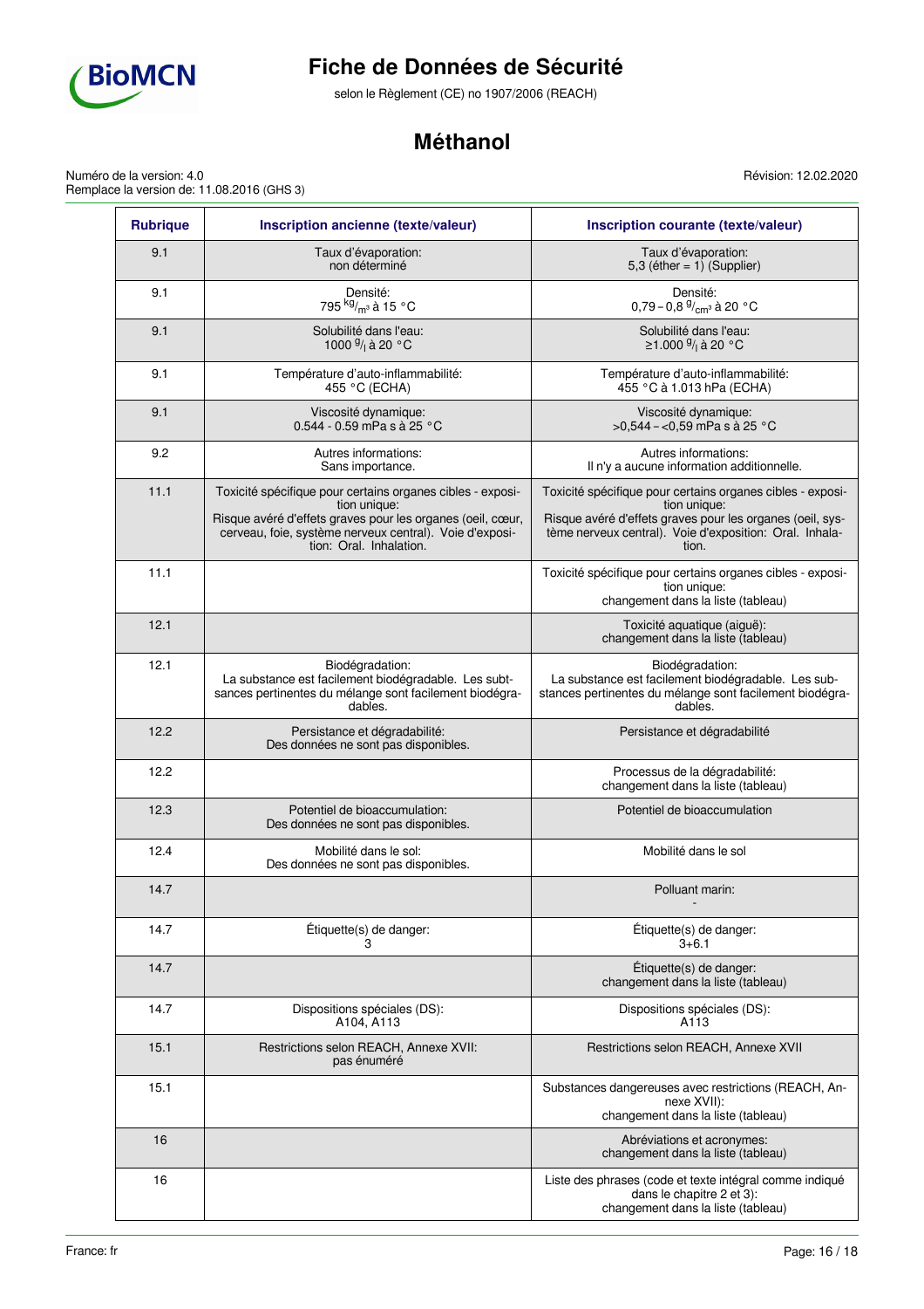| Rubrique | Inscription ancienne (texte/valeur) | Inscription courante (texte/valeur) |
|---|---|---|
| 9.1 | Taux d'évaporation: non déterminé | Taux d'évaporation: 5,3 (éther = 1) (Supplier) |
| 9.1 | Densité: 795 $^{kg}/_{m^3}$ à 15 °C | Densité: 0,79 – 0,8 $^{g}/_{cm^3}$ à 20 °C |
| 9.1 | Solubilité dans l'eau: 1000 $^{g}/_{l}$ à 20 °C | Solubilité dans l'eau: ≥1.000 $^{g}/_{l}$ à 20 °C |
| 9.1 | Température d'auto-inflammabilité: 455 °C (ECHA) | Température d'auto-inflammabilité: 455 °C à 1.013 hPa (ECHA) |
| 9.1 | Viscosité dynamique: 0.544 - 0.59 mPa s à 25 °C | Viscosité dynamique: >0,544 – <0,59 mPa s à 25 °C |
| 9.2 | Autres informations: Sans importance. | Autres informations: Il n'y a aucune information additionnelle. |
| 11.1 | Toxicité spécifique pour certains organes cibles - exposition unique: Risque avéré d'effets graves pour les organes (oeil, cœur, cerveau, foie, système nerveux central). Voie d'exposition: Oral. Inhalation. | Toxicité spécifique pour certains organes cibles - exposition unique: Risque avéré d'effets graves pour les organes (oeil, système nerveux central). Voie d'exposition: Oral. Inhalation. |
| 11.1 | | Toxicité spécifique pour certains organes cibles - exposition unique: changement dans la liste (tableau) |
| 12.1 | | Toxicité aquatique (aiguë): changement dans la liste (tableau) |
| 12.1 | Biodégradation: La substance est facilement biodégradable. Les substances pertinentes du mélange sont facilement biodégradables. | Biodégradation: La substance est facilement biodégradable. Les substances pertinentes du mélange sont facilement biodégradables. |
| 12.2 | Persistance et dégradabilité: Des données ne sont pas disponibles. | Persistance et dégradabilité |
| 12.2 | | Processus de la dégradabilité: changement dans la liste (tableau) |
| 12.3 | Potentiel de bioaccumulation: Des données ne sont pas disponibles. | Potentiel de bioaccumulation |
| 12.4 | Mobilité dans le sol: Des données ne sont pas disponibles. | Mobilité dans le sol |
| 14.7 | | Polluant marin: - |
| 14.7 | Étiquette(s) de danger: 3 | Étiquette(s) de danger: 3+6.1 |
| 14.7 | | Étiquette(s) de danger: changement dans la liste (tableau) |
| 14.7 | Dispositions spéciales (DS): A104, A113 | Dispositions spéciales (DS): A113 |
| 15.1 | Restrictions selon REACH, Annexe XVII: pas énuméré | Restrictions selon REACH, Annexe XVII |
| 15.1 | | Substances dangereuses avec restrictions (REACH, Annexe XVII): changement dans la liste (tableau) |
| 16 | | Abréviations et acronymes: changement dans la liste (tableau) |
| 16 | | Liste des phrases (code et texte intégral comme indiqué dans le chapitre 2 et 3): changement dans la liste (tableau) |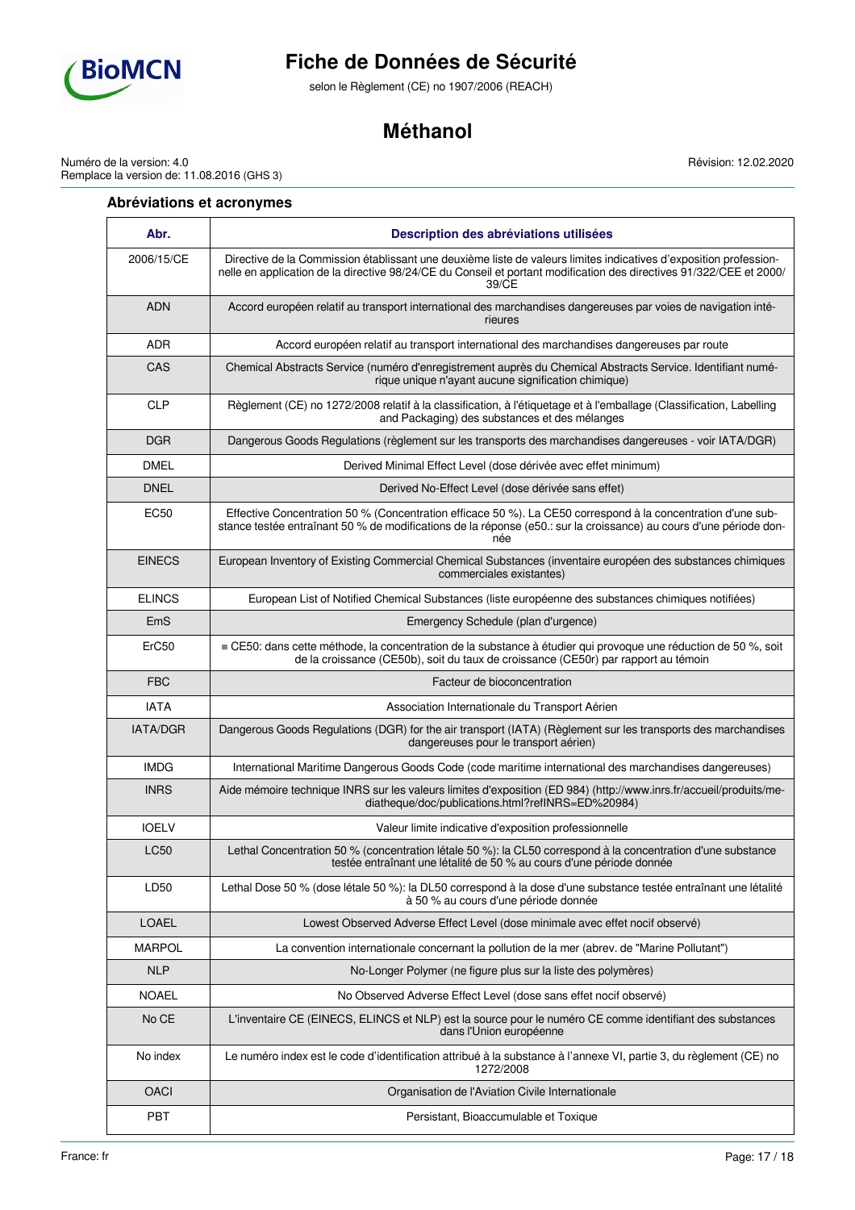### Abréviations et acronymes

| Abr. | Description des abréviations utilisées |
|---|---|
| 2006/15/CE | Directive de la Commission établissant une deuxième liste de valeurs limites indicatives d'exposition professionnelle en application de la directive 98/24/CE du Conseil et portant modification des directives 91/322/CEE et 2000/39/CE |
| ADN | Accord européen relatif au transport international des marchandises dangereuses par voies de navigation intérieures |
| ADR | Accord européen relatif au transport international des marchandises dangereuses par route |
| CAS | Chemical Abstracts Service (numéro d'enregistrement auprès du Chemical Abstracts Service. Identifiant numérique unique n'ayant aucune signification chimique) |
| CLP | Règlement (CE) no 1272/2008 relatif à la classification, à l'étiquetage et à l'emballage (Classification, Labelling and Packaging) des substances et des mélanges |
| DGR | Dangerous Goods Regulations (règlement sur les transports des marchandises dangereuses - voir IATA/DGR) |
| DMEL | Derived Minimal Effect Level (dose dérivée avec effet minimum) |
| DNEL | Derived No-Effect Level (dose dérivée sans effet) |
| EC50 | Effective Concentration 50 % (Concentration efficace 50 %). La CE50 correspond à la concentration d'une substance testée entraînant 50 % de modifications de la réponse (e50.: sur la croissance) au cours d'une période donnée |
| EINECS | European Inventory of Existing Commercial Chemical Substances (inventaire européen des substances chimiques commerciales existantes) |
| ELINCS | European List of Notified Chemical Substances (liste européenne des substances chimiques notifiées) |
| EmS | Emergency Schedule (plan d'urgence) |
| ErC50 | ≡ CE50: dans cette méthode, la concentration de la substance à étudier qui provoque une réduction de 50 %, soit de la croissance (CE50b), soit du taux de croissance (CE50r) par rapport au témoin |
| FBC | Facteur de bioconcentration |
| IATA | Association Internationale du Transport Aérien |
| IATA/DGR | Dangerous Goods Regulations (DGR) for the air transport (IATA) (Règlement sur les transports des marchandises dangereuses pour le transport aérien) |
| IMDG | International Maritime Dangerous Goods Code (code maritime international des marchandises dangereuses) |
| INRS | Aide mémoire technique INRS sur les valeurs limites d'exposition (ED 984) (http://www.inrs.fr/accueil/produits/mediatheque/doc/publications.html?refINRS=ED%20984) |
| IOELV | Valeur limite indicative d'exposition professionnelle |
| LC50 | Lethal Concentration 50 % (concentration létale 50 %): la CL50 correspond à la concentration d'une substance testée entraînant une létalité de 50 % au cours d'une période donnée |
| LD50 | Lethal Dose 50 % (dose létale 50 %): la DL50 correspond à la dose d'une substance testée entraînant une létalité à 50 % au cours d'une période donnée |
| LOAEL | Lowest Observed Adverse Effect Level (dose minimale avec effet nocif observé) |
| MARPOL | La convention internationale concernant la pollution de la mer (abrev. de "Marine Pollutant") |
| NLP | No-Longer Polymer (ne figure plus sur la liste des polymères) |
| NOAEL | No Observed Adverse Effect Level (dose sans effet nocif observé) |
| No CE | L'inventaire CE (EINECS, ELINCS et NLP) est la source pour le numéro CE comme identifiant des substances dans l'Union européenne |
| No index | Le numéro index est le code d'identification attribué à la substance à l'annexe VI, partie 3, du règlement (CE) no 1272/2008 |
| OACI | Organisation de l'Aviation Civile Internationale |
| PBT | Persistant, Bioaccumulable et Toxique |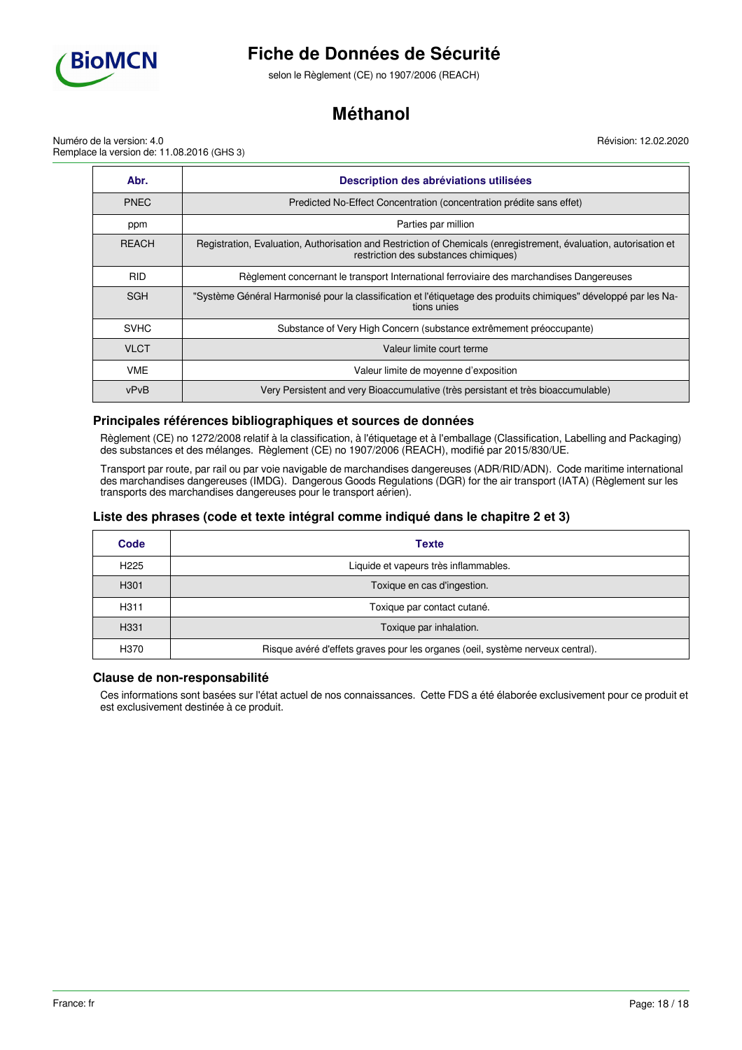| Abr. | Description des abréviations utilisées |
|---|---|
| PNEC | Predicted No-Effect Concentration (concentration prédite sans effet) |
| ppm | Parties par million |
| REACH | Registration, Evaluation, Authorisation and Restriction of Chemicals (enregistrement, évaluation, autorisation et restriction des substances chimiques) |
| RID | Règlement concernant le transport International ferroviaire des marchandises Dangereuses |
| SGH | "Système Général Harmonisé pour la classification et l'étiquetage des produits chimiques" développé par les Nations unies |
| SVHC | Substance of Very High Concern (substance extrêmement préoccupante) |
| VLCT | Valeur limite court terme |
| VME | Valeur limite de moyenne d'exposition |
| vPvB | Very Persistent and very Bioaccumulative (très persistant et très bioaccumulable) |

### Principales références bibliographiques et sources de données

Règlement (CE) no 1272/2008 relatif à la classification, à l'étiquetage et à l'emballage (Classification, Labelling and Packaging) des substances et des mélanges. Règlement (CE) no 1907/2006 (REACH), modifié par 2015/830/UE.

Transport par route, par rail ou par voie navigable de marchandises dangereuses (ADR/RID/ADN). Code maritime international des marchandises dangereuses (IMDG). Dangerous Goods Regulations (DGR) for the air transport (IATA) (Règlement sur les transports des marchandises dangereuses pour le transport aérien).

### Liste des phrases (code et texte intégral comme indiqué dans le chapitre 2 et 3)

| Code | Texte |
|---|---|
| H225 | Liquide et vapeurs très inflammables. |
| H301 | Toxique en cas d'ingestion. |
| H311 | Toxique par contact cutané. |
| H331 | Toxique par inhalation. |
| H370 | Risque avéré d'effets graves pour les organes (oeil, système nerveux central). |

### Clause de non-responsabilité

Ces informations sont basées sur l'état actuel de nos connaissances. Cette FDS a été élaborée exclusivement pour ce produit et est exclusivement destinée à ce produit.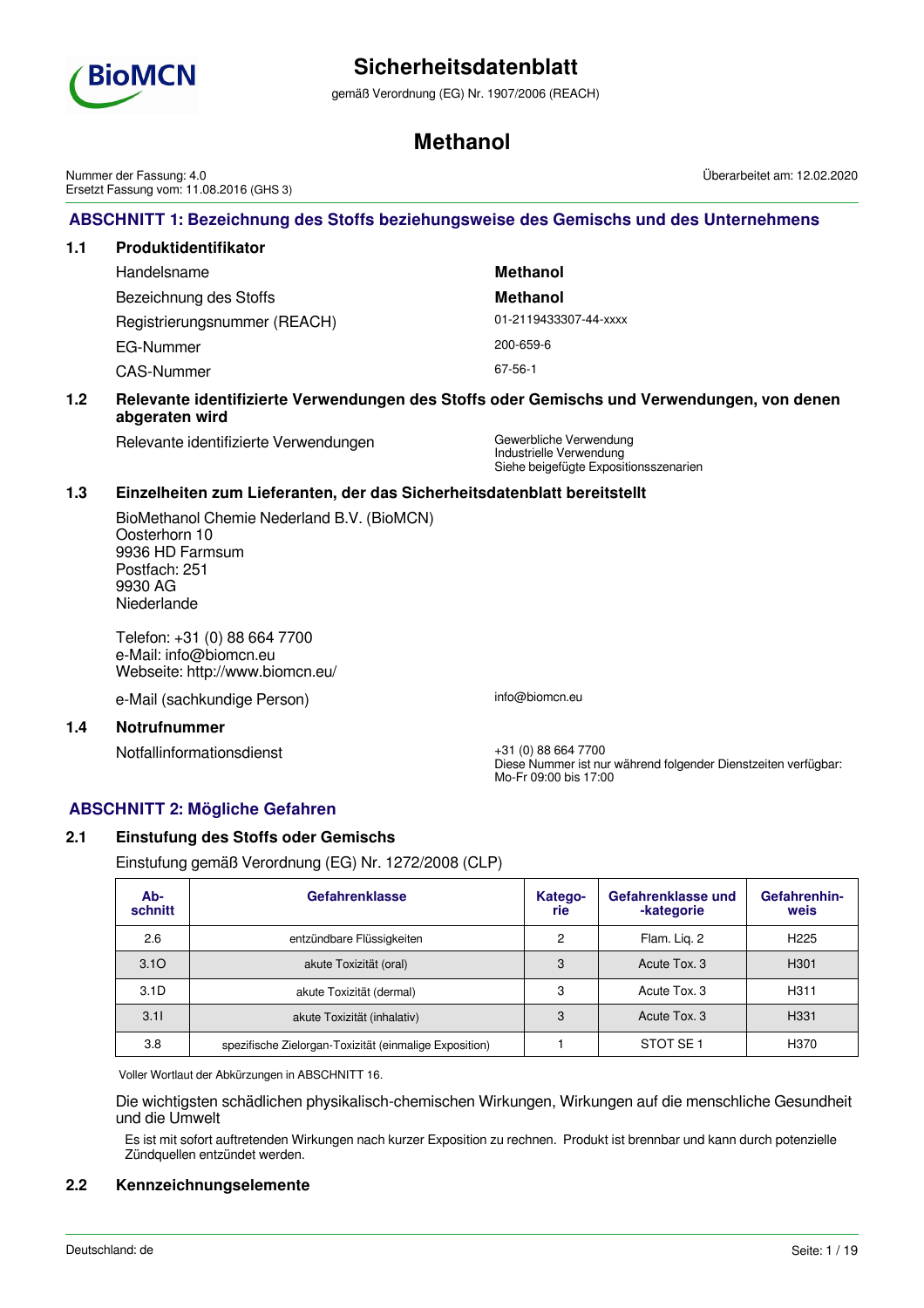# Sicherheitsdatenblatt

gemäß Verordnung (EG) Nr. 1907/2006 (REACH)

# Methanol

Nummer der Fassung: 4.0
Ersetzt Fassung vom: 11.08.2016 (GHS 3)

Überarbeitet am: 12.02.2020

## ABSCHNITT 1: Bezeichnung des Stoffs beziehungsweise des Gemischs und des Unternehmens

### 1.1 Produktidentifikator

| | |
|---|---|
| Handelsname | **Methanol** |
| Bezeichnung des Stoffs | **Methanol** |
| Registrierungsnummer (REACH) | 01-2119433307-44-xxxx |
| EG-Nummer | 200-659-6 |
| CAS-Nummer | 67-56-1 |

### 1.2 Relevante identifizierte Verwendungen des Stoffs oder Gemischs und Verwendungen, von denen abgeraten wird

Relevante identifizierte Verwendungen: Gewerbliche Verwendung
Industrielle Verwendung
Siehe beigefügte Expositionsszenarien

### 1.3 Einzelheiten zum Lieferanten, der das Sicherheitsdatenblatt bereitstellt

BioMethanol Chemie Nederland B.V. (BioMCN)
Oosterhorn 10
9936 HD Farmsum
Postfach: 251
9930 AG
Niederlande

Telefon: +31 (0) 88 664 7700
e-Mail: info@biomcn.eu
Webseite: http://www.biomcn.eu/

e-Mail (sachkundige Person): info@biomcn.eu

### 1.4 Notrufnummer

Notfallinformationsdienst: +31 (0) 88 664 7700
Diese Nummer ist nur während folgender Dienstzeiten verfügbar:
Mo-Fr 09:00 bis 17:00

## ABSCHNITT 2: Mögliche Gefahren

### 2.1 Einstufung des Stoffs oder Gemischs

Einstufung gemäß Verordnung (EG) Nr. 1272/2008 (CLP)

| Abschnitt | Gefahrenklasse | Kategorie | Gefahrenklasse und -kategorie | Gefahrenhinweis |
|---|---|---|---|---|
| 2.6 | entzündbare Flüssigkeiten | 2 | Flam. Liq. 2 | H225 |
| 3.1O | akute Toxizität (oral) | 3 | Acute Tox. 3 | H301 |
| 3.1D | akute Toxizität (dermal) | 3 | Acute Tox. 3 | H311 |
| 3.1I | akute Toxizität (inhalativ) | 3 | Acute Tox. 3 | H331 |
| 3.8 | spezifische Zielorgan-Toxizität (einmalige Exposition) | 1 | STOT SE 1 | H370 |

Voller Wortlaut der Abkürzungen in ABSCHNITT 16.

Die wichtigsten schädlichen physikalisch-chemischen Wirkungen, Wirkungen auf die menschliche Gesundheit und die Umwelt

Es ist mit sofort auftretenden Wirkungen nach kurzer Exposition zu rechnen. Produkt ist brennbar und kann durch potenzielle Zündquellen entzündet werden.

### 2.2 Kennzeichnungselemente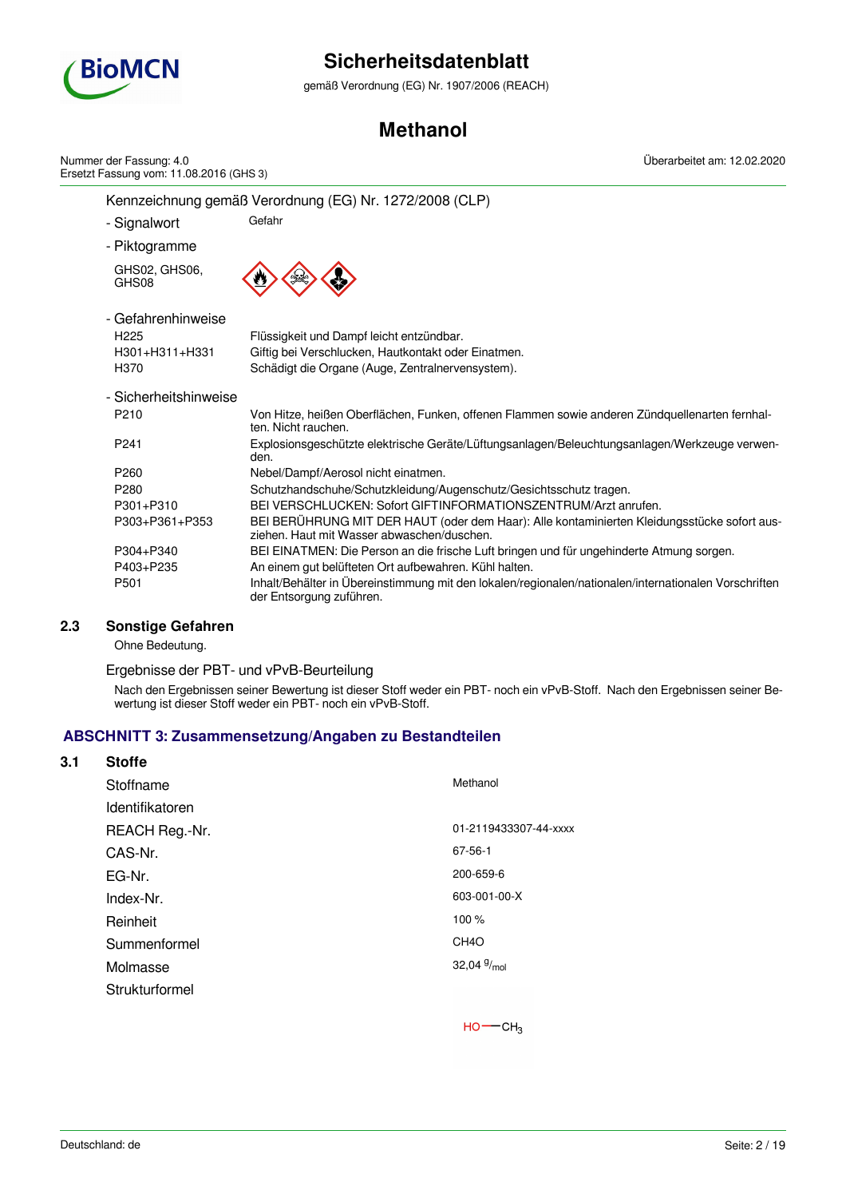Kennzeichnung gemäß Verordnung (EG) Nr. 1272/2008 (CLP)

- Signalwort: Gefahr

- Piktogramme

GHS02, GHS06, GHS08

- Gefahrenhinweise

| | |
|---|---|
| H225 | Flüssigkeit und Dampf leicht entzündbar. |
| H301+H311+H331 | Giftig bei Verschlucken, Hautkontakt oder Einatmen. |
| H370 | Schädigt die Organe (Auge, Zentralnervensystem). |

- Sicherheitshinweise

| | |
|---|---|
| P210 | Von Hitze, heißen Oberflächen, Funken, offenen Flammen sowie anderen Zündquellenarten fernhalten. Nicht rauchen. |
| P241 | Explosionsgeschützte elektrische Geräte/Lüftungsanlagen/Beleuchtungsanlagen/Werkzeuge verwenden. |
| P260 | Nebel/Dampf/Aerosol nicht einatmen. |
| P280 | Schutzhandschuhe/Schutzkleidung/Augenschutz/Gesichtsschutz tragen. |
| P301+P310 | BEI VERSCHLUCKEN: Sofort GIFTINFORMATIONSZENTRUM/Arzt anrufen. |
| P303+P361+P353 | BEI BERÜHRUNG MIT DER HAUT (oder dem Haar): Alle kontaminierten Kleidungsstücke sofort ausziehen. Haut mit Wasser abwaschen/duschen. |
| P304+P340 | BEI EINATMEN: Die Person an die frische Luft bringen und für ungehinderte Atmung sorgen. |
| P403+P235 | An einem gut belüfteten Ort aufbewahren. Kühl halten. |
| P501 | Inhalt/Behälter in Übereinstimmung mit den lokalen/regionalen/nationalen/internationalen Vorschriften der Entsorgung zuführen. |

### 2.3 Sonstige Gefahren

Ohne Bedeutung.

Ergebnisse der PBT- und vPvB-Beurteilung

Nach den Ergebnissen seiner Bewertung ist dieser Stoff weder ein PBT- noch ein vPvB-Stoff. Nach den Ergebnissen seiner Bewertung ist dieser Stoff weder ein PBT- noch ein vPvB-Stoff.

## ABSCHNITT 3: Zusammensetzung/Angaben zu Bestandteilen

### 3.1 Stoffe

| | |
|---|---|
| Stoffname | Methanol |
| Identifikatoren | |
| REACH Reg.-Nr. | 01-2119433307-44-xxxx |
| CAS-Nr. | 67-56-1 |
| EG-Nr. | 200-659-6 |
| Index-Nr. | 603-001-00-X |
| Reinheit | 100 % |
| Summenformel | CH4O |
| Molmasse | 32,04 g/mol |
| Strukturformel | HO—$CH_3$ |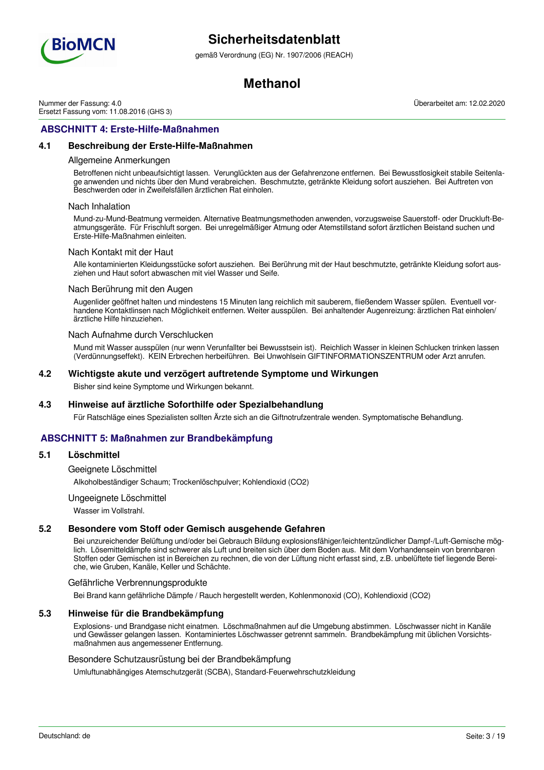## ABSCHNITT 4: Erste-Hilfe-Maßnahmen

### 4.1 Beschreibung der Erste-Hilfe-Maßnahmen

#### Allgemeine Anmerkungen

Betroffenen nicht unbeaufsichtigt lassen. Verunglückten aus der Gefahrenzone entfernen. Bei Bewusstlosigkeit stabile Seitenlage anwenden und nichts über den Mund verabreichen. Beschmutzte, getränkte Kleidung sofort ausziehen. Bei Auftreten von Beschwerden oder in Zweifelsfällen ärztlichen Rat einholen.

#### Nach Inhalation

Mund-zu-Mund-Beatmung vermeiden. Alternative Beatmungsmethoden anwenden, vorzugsweise Sauerstoff- oder Druckluft-Beatmungsgeräte. Für Frischluft sorgen. Bei unregelmäßiger Atmung oder Atemstillstand sofort ärztlichen Beistand suchen und Erste-Hilfe-Maßnahmen einleiten.

#### Nach Kontakt mit der Haut

Alle kontaminierten Kleidungsstücke sofort ausziehen. Bei Berührung mit der Haut beschmutzte, getränkte Kleidung sofort ausziehen und Haut sofort abwaschen mit viel Wasser und Seife.

#### Nach Berührung mit den Augen

Augenlider geöffnet halten und mindestens 15 Minuten lang reichlich mit sauberem, fließendem Wasser spülen. Eventuell vorhandene Kontaktlinsen nach Möglichkeit entfernen. Weiter ausspülen. Bei anhaltender Augenreizung: ärztlichen Rat einholen/ ärztliche Hilfe hinzuziehen.

#### Nach Aufnahme durch Verschlucken

Mund mit Wasser ausspülen (nur wenn Verunfallter bei Bewusstsein ist). Reichlich Wasser in kleinen Schlucken trinken lassen (Verdünnungseffekt). KEIN Erbrechen herbeiführen. Bei Unwohlsein GIFTINFORMATIONSZENTRUM oder Arzt anrufen.

### 4.2 Wichtigste akute und verzögert auftretende Symptome und Wirkungen

Bisher sind keine Symptome und Wirkungen bekannt.

### 4.3 Hinweise auf ärztliche Soforthilfe oder Spezialbehandlung

Für Ratschläge eines Spezialisten sollten Ärzte sich an die Giftnotrufzentrale wenden. Symptomatische Behandlung.

## ABSCHNITT 5: Maßnahmen zur Brandbekämpfung

### 5.1 Löschmittel

#### Geeignete Löschmittel

Alkoholbeständiger Schaum; Trockenlöschpulver; Kohlendioxid ($CO_2$)

#### Ungeeignete Löschmittel

Wasser im Vollstrahl.

### 5.2 Besondere vom Stoff oder Gemisch ausgehende Gefahren

Bei unzureichender Belüftung und/oder bei Gebrauch Bildung explosionsfähiger/leichtentzündlicher Dampf-/Luft-Gemische möglich. Lösemitteldämpfe sind schwerer als Luft und breiten sich über dem Boden aus. Mit dem Vorhandensein von brennbaren Stoffen oder Gemischen ist in Bereichen zu rechnen, die von der Lüftung nicht erfasst sind, z.B. unbelüftete tief liegende Bereiche, wie Gruben, Kanäle, Keller und Schächte.

#### Gefährliche Verbrennungsprodukte

Bei Brand kann gefährliche Dämpfe / Rauch hergestellt werden, Kohlenmonoxid (CO), Kohlendioxid ($CO_2$)

### 5.3 Hinweise für die Brandbekämpfung

Explosions- und Brandgase nicht einatmen. Löschmaßnahmen auf die Umgebung abstimmen. Löschwasser nicht in Kanäle und Gewässer gelangen lassen. Kontaminiertes Löschwasser getrennt sammeln. Brandbekämpfung mit üblichen Vorsichtsmaßnahmen aus angemessener Entfernung.

#### Besondere Schutzausrüstung bei der Brandbekämpfung

Umluftunabhängiges Atemschutzgerät (SCBA), Standard-Feuerwehrschutzkleidung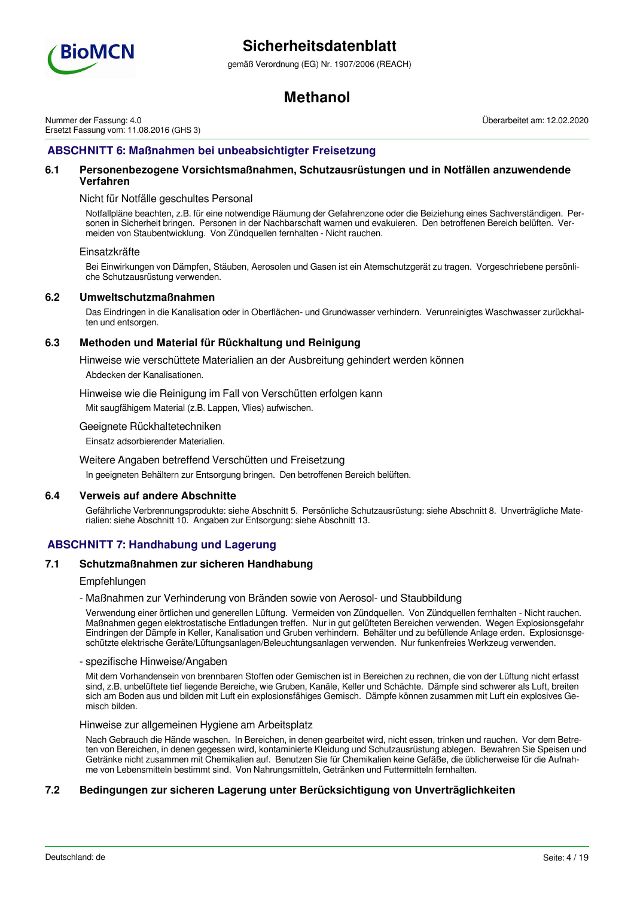## ABSCHNITT 6: Maßnahmen bei unbeabsichtigter Freisetzung

### 6.1 Personenbezogene Vorsichtsmaßnahmen, Schutzausrüstungen und in Notfällen anzuwendende Verfahren

Nicht für Notfälle geschultes Personal

Notfallpläne beachten, z.B. für eine notwendige Räumung der Gefahrenzone oder die Beiziehung eines Sachverständigen. Personen in Sicherheit bringen. Personen in der Nachbarschaft warnen und evakuieren. Den betroffenen Bereich belüften. Vermeiden von Staubentwicklung. Von Zündquellen fernhalten - Nicht rauchen.

Einsatzkräfte

Bei Einwirkungen von Dämpfen, Stäuben, Aerosolen und Gasen ist ein Atemschutzgerät zu tragen. Vorgeschriebene persönliche Schutzausrüstung verwenden.

### 6.2 Umweltschutzmaßnahmen

Das Eindringen in die Kanalisation oder in Oberflächen- und Grundwasser verhindern. Verunreinigtes Waschwasser zurückhalten und entsorgen.

### 6.3 Methoden und Material für Rückhaltung und Reinigung

Hinweise wie verschüttete Materialien an der Ausbreitung gehindert werden können

Abdecken der Kanalisationen.

Hinweise wie die Reinigung im Fall von Verschütten erfolgen kann

Mit saugfähigem Material (z.B. Lappen, Vlies) aufwischen.

Geeignete Rückhaltetechniken

Einsatz adsorbierender Materialien.

Weitere Angaben betreffend Verschütten und Freisetzung

In geeigneten Behältern zur Entsorgung bringen. Den betroffenen Bereich belüften.

### 6.4 Verweis auf andere Abschnitte

Gefährliche Verbrennungsprodukte: siehe Abschnitt 5. Persönliche Schutzausrüstung: siehe Abschnitt 8. Unverträgliche Materialien: siehe Abschnitt 10. Angaben zur Entsorgung: siehe Abschnitt 13.

## ABSCHNITT 7: Handhabung und Lagerung

### 7.1 Schutzmaßnahmen zur sicheren Handhabung

Empfehlungen

- Maßnahmen zur Verhinderung von Bränden sowie von Aerosol- und Staubbildung

Verwendung einer örtlichen und generellen Lüftung. Vermeiden von Zündquellen. Von Zündquellen fernhalten - Nicht rauchen. Maßnahmen gegen elektrostatische Entladungen treffen. Nur in gut gelüfteten Bereichen verwenden. Wegen Explosionsgefahr Eindringen der Dämpfe in Keller, Kanalisation und Gruben verhindern. Behälter und zu befüllende Anlage erden. Explosionsgeschützte elektrische Geräte/Lüftungsanlagen/Beleuchtungsanlagen verwenden. Nur funkenfreies Werkzeug verwenden.

- spezifische Hinweise/Angaben

Mit dem Vorhandensein von brennbaren Stoffen oder Gemischen ist in Bereichen zu rechnen, die von der Lüftung nicht erfasst sind, z.B. unbelüftete tief liegende Bereiche, wie Gruben, Kanäle, Keller und Schächte. Dämpfe sind schwerer als Luft, breiten sich am Boden aus und bilden mit Luft ein explosionsfähiges Gemisch. Dämpfe können zusammen mit Luft ein explosives Gemisch bilden.

Hinweise zur allgemeinen Hygiene am Arbeitsplatz

Nach Gebrauch die Hände waschen. In Bereichen, in denen gearbeitet wird, nicht essen, trinken und rauchen. Vor dem Betreten von Bereichen, in denen gegessen wird, kontaminierte Kleidung und Schutzausrüstung ablegen. Bewahren Sie Speisen und Getränke nicht zusammen mit Chemikalien auf. Benutzen Sie für Chemikalien keine Gefäße, die üblicherweise für die Aufnahme von Lebensmitteln bestimmt sind. Von Nahrungsmitteln, Getränken und Futtermitteln fernhalten.

### 7.2 Bedingungen zur sicheren Lagerung unter Berücksichtigung von Unverträglichkeiten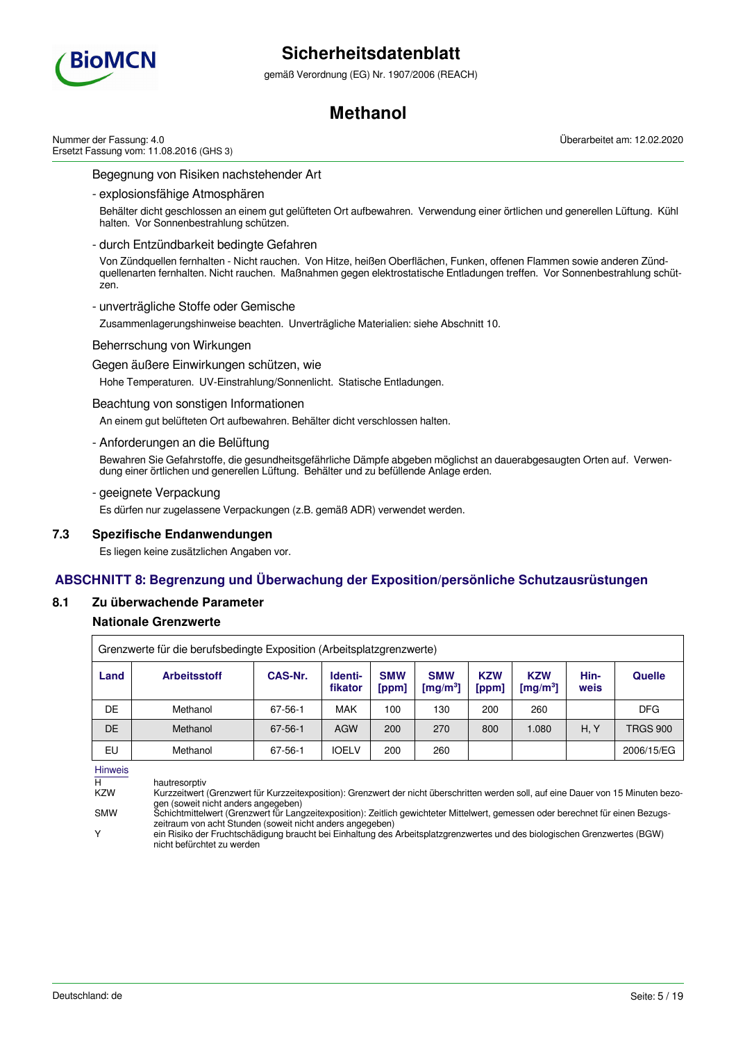Begegnung von Risiken nachstehender Art

- explosionsfähige Atmosphären

Behälter dicht geschlossen an einem gut gelüfteten Ort aufbewahren. Verwendung einer örtlichen und generellen Lüftung. Kühl halten. Vor Sonnenbestrahlung schützen.

- durch Entzündbarkeit bedingte Gefahren

Von Zündquellen fernhalten - Nicht rauchen. Von Hitze, heißen Oberflächen, Funken, offenen Flammen sowie anderen Zündquellenarten fernhalten. Nicht rauchen. Maßnahmen gegen elektrostatische Entladungen treffen. Vor Sonnenbestrahlung schützen.

- unverträgliche Stoffe oder Gemische

Zusammenlagerungshinweise beachten. Unverträgliche Materialien: siehe Abschnitt 10.

Beherrschung von Wirkungen

Gegen äußere Einwirkungen schützen, wie

Hohe Temperaturen. UV-Einstrahlung/Sonnenlicht. Statische Entladungen.

Beachtung von sonstigen Informationen

An einem gut belüfteten Ort aufbewahren. Behälter dicht verschlossen halten.

- Anforderungen an die Belüftung

Bewahren Sie Gefahrstoffe, die gesundheitsgefährliche Dämpfe abgeben möglichst an dauerabgesaugten Orten auf. Verwendung einer örtlichen und generellen Lüftung. Behälter und zu befüllende Anlage erden.

- geeignete Verpackung

Es dürfen nur zugelassene Verpackungen (z.B. gemäß ADR) verwendet werden.

### 7.3 Spezifische Endanwendungen

Es liegen keine zusätzlichen Angaben vor.

## ABSCHNITT 8: Begrenzung und Überwachung der Exposition/persönliche Schutzausrüstungen

### 8.1 Zu überwachende Parameter

**Nationale Grenzwerte**

Grenzwerte für die berufsbedingte Exposition (Arbeitsplatzgrenzwerte)

| Land | Arbeitsstoff | CAS-Nr. | Identifikator | SMW [ppm] | SMW [mg/m³] | KZW [ppm] | KZW [mg/m³] | Hinweis | Quelle |
|---|---|---|---|---|---|---|---|---|---|
| DE | Methanol | 67-56-1 | MAK | 100 | 130 | 200 | 260 | | DFG |
| DE | Methanol | 67-56-1 | AGW | 200 | 270 | 800 | 1.080 | H, Y | TRGS 900 |
| EU | Methanol | 67-56-1 | IOELV | 200 | 260 | | | | 2006/15/EG |

Hinweis

| | |
|---|---|
| H | hautresorptiv |
| KZW | Kurzzeitwert (Grenzwert für Kurzzeitexposition): Grenzwert der nicht überschritten werden soll, auf eine Dauer von 15 Minuten bezogen (soweit nicht anders angegeben) |
| SMW | Schichtmittelwert (Grenzwert für Langzeitexposition): Zeitlich gewichteter Mittelwert, gemessen oder berechnet für einen Bezugszeitraum von acht Stunden (soweit nicht anders angegeben) |
| Y | ein Risiko der Fruchtschädigung braucht bei Einhaltung des Arbeitsplatzgrenzwertes und des biologischen Grenzwertes (BGW) nicht befürchtet zu werden |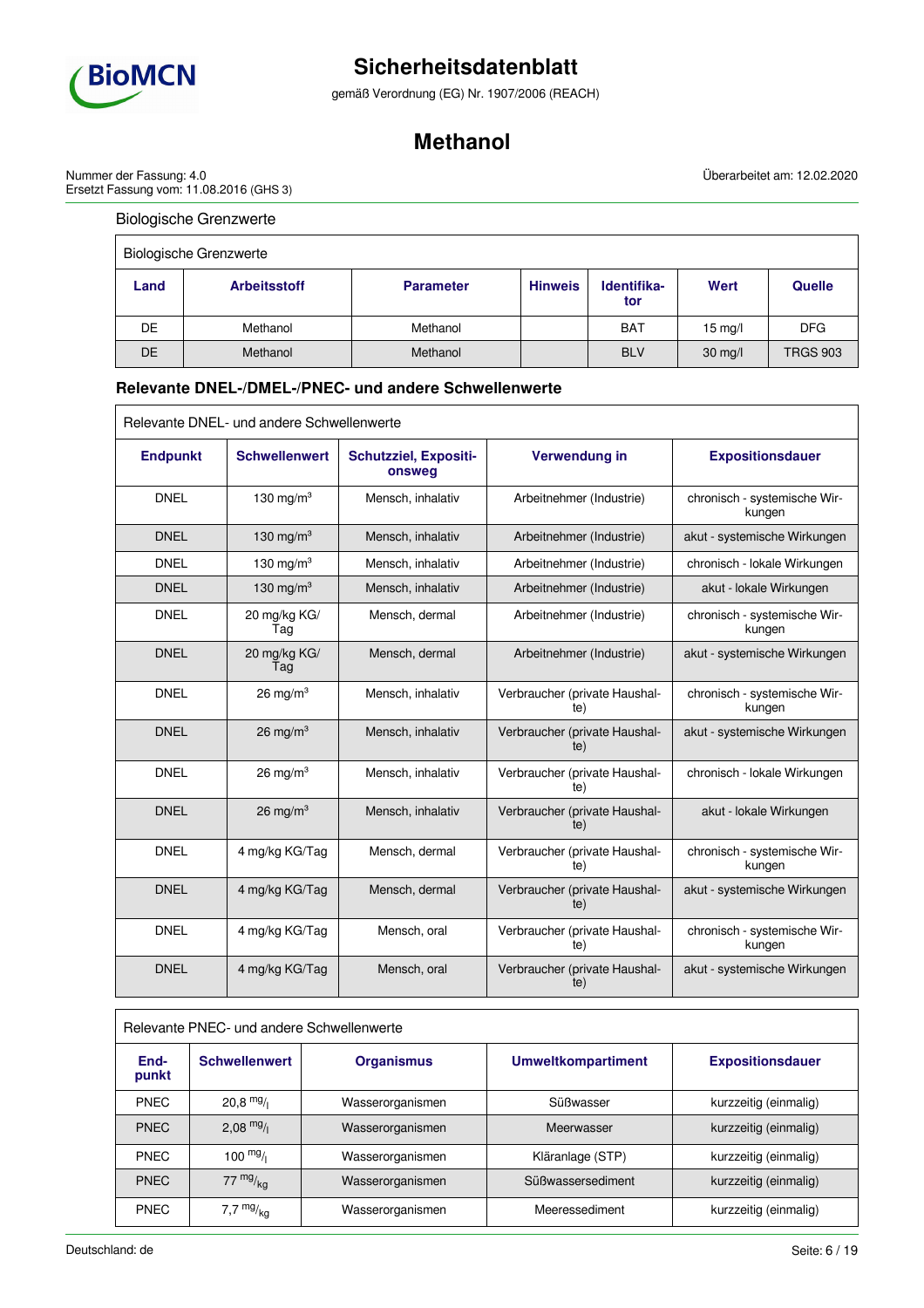Biologische Grenzwerte

| Biologische Grenzwerte | | | | | | |
|---|---|---|---|---|---|---|
| **Land** | **Arbeitsstoff** | **Parameter** | **Hinweis** | **Identifika-tor** | **Wert** | **Quelle** |
| DE | Methanol | Methanol | | BAT | 15 mg/l | DFG |
| DE | Methanol | Methanol | | BLV | 30 mg/l | TRGS 903 |

### Relevante DNEL-/DMEL-/PNEC- und andere Schwellenwerte

| Relevante DNEL- und andere Schwellenwerte | | | | |
|---|---|---|---|---|
| **Endpunkt** | **Schwellenwert** | **Schutzziel, Expositionsweg** | **Verwendung in** | **Expositionsdauer** |
| DNEL | 130 mg/m³ | Mensch, inhalativ | Arbeitnehmer (Industrie) | chronisch - systemische Wirkungen |
| DNEL | 130 mg/m³ | Mensch, inhalativ | Arbeitnehmer (Industrie) | akut - systemische Wirkungen |
| DNEL | 130 mg/m³ | Mensch, inhalativ | Arbeitnehmer (Industrie) | chronisch - lokale Wirkungen |
| DNEL | 130 mg/m³ | Mensch, inhalativ | Arbeitnehmer (Industrie) | akut - lokale Wirkungen |
| DNEL | 20 mg/kg KG/Tag | Mensch, dermal | Arbeitnehmer (Industrie) | chronisch - systemische Wirkungen |
| DNEL | 20 mg/kg KG/Tag | Mensch, dermal | Arbeitnehmer (Industrie) | akut - systemische Wirkungen |
| DNEL | 26 mg/m³ | Mensch, inhalativ | Verbraucher (private Haushalte) | chronisch - systemische Wirkungen |
| DNEL | 26 mg/m³ | Mensch, inhalativ | Verbraucher (private Haushalte) | akut - systemische Wirkungen |
| DNEL | 26 mg/m³ | Mensch, inhalativ | Verbraucher (private Haushalte) | chronisch - lokale Wirkungen |
| DNEL | 26 mg/m³ | Mensch, inhalativ | Verbraucher (private Haushalte) | akut - lokale Wirkungen |
| DNEL | 4 mg/kg KG/Tag | Mensch, dermal | Verbraucher (private Haushalte) | chronisch - systemische Wirkungen |
| DNEL | 4 mg/kg KG/Tag | Mensch, dermal | Verbraucher (private Haushalte) | akut - systemische Wirkungen |
| DNEL | 4 mg/kg KG/Tag | Mensch, oral | Verbraucher (private Haushalte) | chronisch - systemische Wirkungen |
| DNEL | 4 mg/kg KG/Tag | Mensch, oral | Verbraucher (private Haushalte) | akut - systemische Wirkungen |

| Relevante PNEC- und andere Schwellenwerte | | | | |
|---|---|---|---|---|
| **Endpunkt** | **Schwellenwert** | **Organismus** | **Umweltkompartiment** | **Expositionsdauer** |
| PNEC | 20,8 mg/l | Wasserorganismen | Süßwasser | kurzzeitig (einmalig) |
| PNEC | 2,08 mg/l | Wasserorganismen | Meerwasser | kurzzeitig (einmalig) |
| PNEC | 100 mg/l | Wasserorganismen | Kläranlage (STP) | kurzzeitig (einmalig) |
| PNEC | 77 mg/kg | Wasserorganismen | Süßwassersediment | kurzzeitig (einmalig) |
| PNEC | 7,7 mg/kg | Wasserorganismen | Meeressediment | kurzzeitig (einmalig) |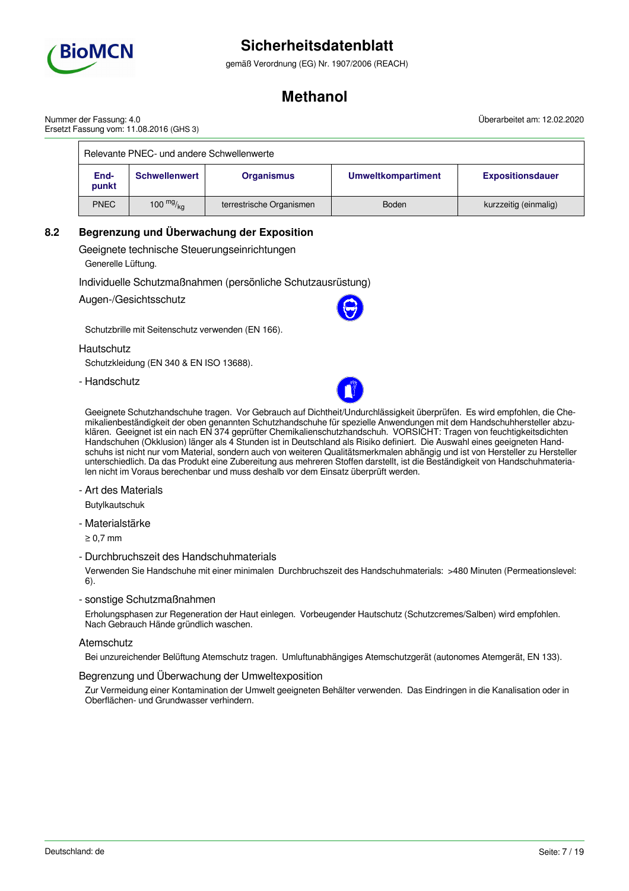| Relevante PNEC- und andere Schwellenwerte | | | | |
|---|---|---|---|---|
| **End-punkt** | **Schwellenwert** | **Organismus** | **Umweltkompartiment** | **Expositionsdauer** |
| PNEC | 100 $^{mg}/_{kg}$ | terrestrische Organismen | Boden | kurzzeitig (einmalig) |

## 8.2 Begrenzung und Überwachung der Exposition

### Geeignete technische Steuerungseinrichtungen

Generelle Lüftung.

### Individuelle Schutzmaßnahmen (persönliche Schutzausrüstung)

### Augen-/Gesichtsschutz

Schutzbrille mit Seitenschutz verwenden (EN 166).

### Hautschutz

Schutzkleidung (EN 340 & EN ISO 13688).

- Handschutz

Geeignete Schutzhandschuhe tragen. Vor Gebrauch auf Dichtheit/Undurchlässigkeit überprüfen. Es wird empfohlen, die Chemikalienbeständigkeit der oben genannten Schutzhandschuhe für spezielle Anwendungen mit dem Handschuhhersteller abzuklären. Geeignet ist ein nach EN 374 geprüfter Chemikalienschutzhandschuh. VORSICHT: Tragen von feuchtigkeitsdichten Handschuhen (Okklusion) länger als 4 Stunden ist in Deutschland als Risiko definiert. Die Auswahl eines geeigneten Handschuhs ist nicht nur vom Material, sondern auch von weiteren Qualitätsmerkmalen abhängig und ist von Hersteller zu Hersteller unterschiedlich. Da das Produkt eine Zubereitung aus mehreren Stoffen darstellt, ist die Beständigkeit von Handschuhmaterialen nicht im Voraus berechenbar und muss deshalb vor dem Einsatz überprüft werden.

- Art des Materials

Butylkautschuk

- Materialstärke

≥ 0,7 mm

- Durchbruchszeit des Handschuhmaterials

Verwenden Sie Handschuhe mit einer minimalen Durchbruchszeit des Handschuhmaterials: >480 Minuten (Permeationslevel: 6).

- sonstige Schutzmaßnahmen

Erholungsphasen zur Regeneration der Haut einlegen. Vorbeugender Hautschutz (Schutzcremes/Salben) wird empfohlen. Nach Gebrauch Hände gründlich waschen.

### Atemschutz

Bei unzureichender Belüftung Atemschutz tragen. Umluftunabhängiges Atemschutzgerät (autonomes Atemgerät, EN 133).

### Begrenzung und Überwachung der Umweltexposition

Zur Vermeidung einer Kontamination der Umwelt geeigneten Behälter verwenden. Das Eindringen in die Kanalisation oder in Oberflächen- und Grundwasser verhindern.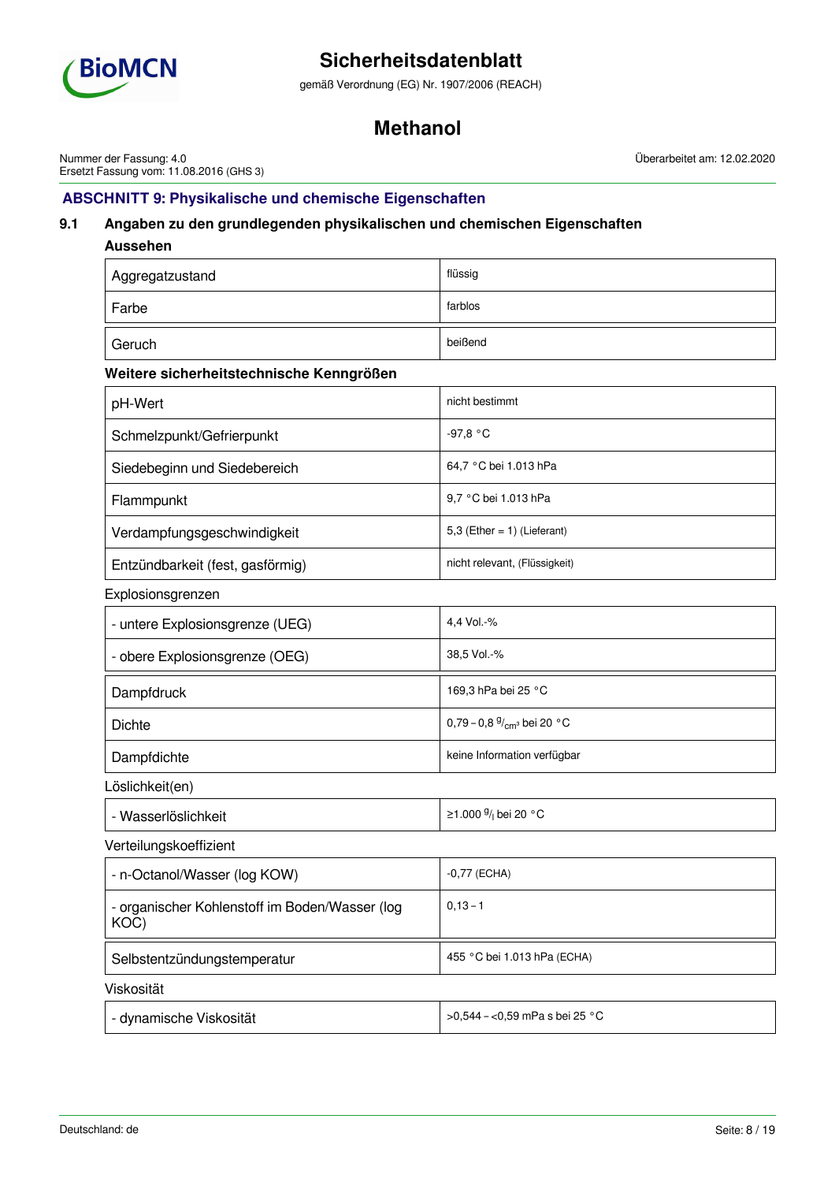## ABSCHNITT 9: Physikalische und chemische Eigenschaften

### 9.1 Angaben zu den grundlegenden physikalischen und chemischen Eigenschaften

**Aussehen**

| | |
|---|---|
| Aggregatzustand | flüssig |
| Farbe | farblos |
| Geruch | beißend |

**Weitere sicherheitstechnische Kenngrößen**

| | |
|---|---|
| pH-Wert | nicht bestimmt |
| Schmelzpunkt/Gefrierpunkt | -97,8 °C |
| Siedebeginn und Siedebereich | 64,7 °C bei 1.013 hPa |
| Flammpunkt | 9,7 °C bei 1.013 hPa |
| Verdampfungsgeschwindigkeit | 5,3 (Ether = 1) (Lieferant) |
| Entzündbarkeit (fest, gasförmig) | nicht relevant, (Flüssigkeit) |

Explosionsgrenzen

| | |
|---|---|
| - untere Explosionsgrenze (UEG) | 4,4 Vol.-% |
| - obere Explosionsgrenze (OEG) | 38,5 Vol.-% |

| | |
|---|---|
| Dampfdruck | 169,3 hPa bei 25 °C |
| Dichte | 0,79 – 0,8 $^{g}/_{cm^3}$ bei 20 °C |
| Dampfdichte | keine Information verfügbar |

Löslichkeit(en)

| | |
|---|---|
| - Wasserlöslichkeit | ≥1.000 $^{g}/_{l}$ bei 20 °C |

Verteilungskoeffizient

| | |
|---|---|
| - n-Octanol/Wasser (log KOW) | -0,77 (ECHA) |
| - organischer Kohlenstoff im Boden/Wasser (log KOC) | 0,13 – 1 |

| | |
|---|---|
| Selbstentzündungstemperatur | 455 °C bei 1.013 hPa (ECHA) |

Viskosität

| | |
|---|---|
| - dynamische Viskosität | >0,544 – <0,59 mPa s bei 25 °C |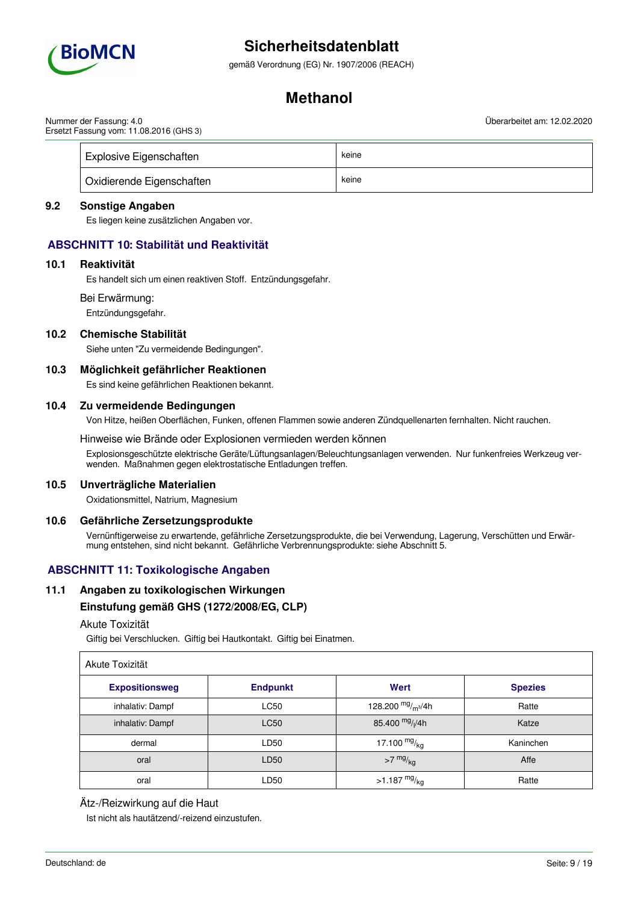| Explosive Eigenschaften | keine |
|---|---|
| Oxidierende Eigenschaften | keine |

### 9.2 Sonstige Angaben

Es liegen keine zusätzlichen Angaben vor.

## ABSCHNITT 10: Stabilität und Reaktivität

### 10.1 Reaktivität

Es handelt sich um einen reaktiven Stoff. Entzündungsgefahr.

Bei Erwärmung:

Entzündungsgefahr.

### 10.2 Chemische Stabilität

Siehe unten "Zu vermeidende Bedingungen".

### 10.3 Möglichkeit gefährlicher Reaktionen

Es sind keine gefährlichen Reaktionen bekannt.

### 10.4 Zu vermeidende Bedingungen

Von Hitze, heißen Oberflächen, Funken, offenen Flammen sowie anderen Zündquellenarten fernhalten. Nicht rauchen.

Hinweise wie Brände oder Explosionen vermieden werden können

Explosionsgeschützte elektrische Geräte/Lüftungsanlagen/Beleuchtungsanlagen verwenden. Nur funkenfreies Werkzeug verwenden. Maßnahmen gegen elektrostatische Entladungen treffen.

### 10.5 Unverträgliche Materialien

Oxidationsmittel, Natrium, Magnesium

### 10.6 Gefährliche Zersetzungsprodukte

Vernünftigerweise zu erwartende, gefährliche Zersetzungsprodukte, die bei Verwendung, Lagerung, Verschütten und Erwärmung entstehen, sind nicht bekannt. Gefährliche Verbrennungsprodukte: siehe Abschnitt 5.

## ABSCHNITT 11: Toxikologische Angaben

### 11.1 Angaben zu toxikologischen Wirkungen

#### Einstufung gemäß GHS (1272/2008/EG, CLP)

Akute Toxizität

Giftig bei Verschlucken. Giftig bei Hautkontakt. Giftig bei Einatmen.

| Akute Toxizität | | | |
|---|---|---|---|
| **Expositionsweg** | **Endpunkt** | **Wert** | **Spezies** |
| inhalativ: Dampf | LC50 | 128.200 $^{mg}/_{m^3}$/4h | Ratte |
| inhalativ: Dampf | LC50 | 85.400 $^{mg}/_{l}$/4h | Katze |
| dermal | LD50 | 17.100 $^{mg}/_{kg}$ | Kaninchen |
| oral | LD50 | >7 $^{mg}/_{kg}$ | Affe |
| oral | LD50 | >1.187 $^{mg}/_{kg}$ | Ratte |

Ätz-/Reizwirkung auf die Haut

Ist nicht als hautätzend/-reizend einzustufen.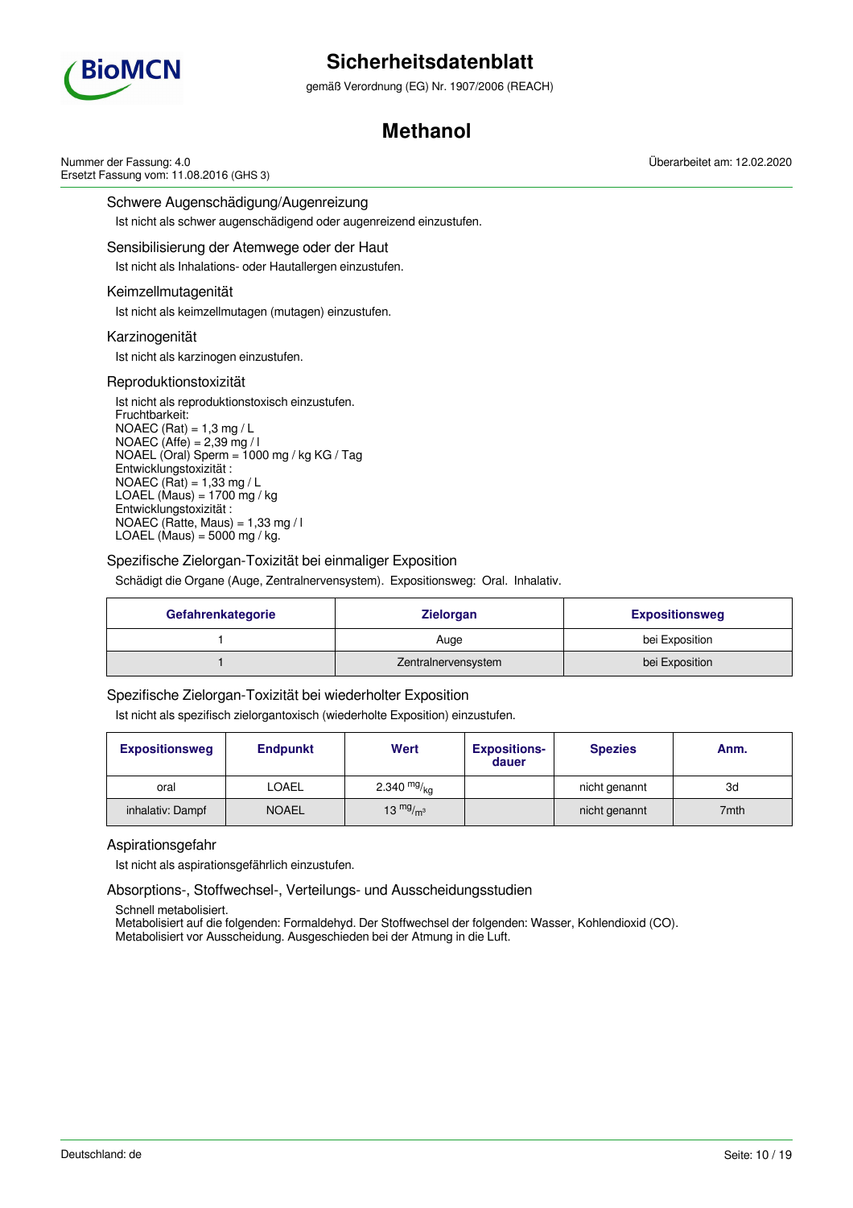### Schwere Augenschädigung/Augenreizung

Ist nicht als schwer augenschädigend oder augenreizend einzustufen.

### Sensibilisierung der Atemwege oder der Haut

Ist nicht als Inhalations- oder Hautallergen einzustufen.

### Keimzellmutagenität

Ist nicht als keimzellmutagen (mutagen) einzustufen.

### Karzinogenität

Ist nicht als karzinogen einzustufen.

### Reproduktionstoxizität

Ist nicht als reproduktionstoxisch einzustufen.
Fruchtbarkeit:
NOAEC (Rat) = 1,3 mg / L
NOAEC (Affe) = 2,39 mg / l
NOAEL (Oral) Sperm = 1000 mg / kg KG / Tag
Entwicklungstoxizität :
NOAEC (Rat) = 1,33 mg / L
LOAEL (Maus) = 1700 mg / kg
Entwicklungstoxizität :
NOAEC (Ratte, Maus) = 1,33 mg / l
LOAEL (Maus) = 5000 mg / kg.

### Spezifische Zielorgan-Toxizität bei einmaliger Exposition

Schädigt die Organe (Auge, Zentralnervensystem). Expositionsweg: Oral. Inhalativ.

| Gefahrenkategorie | Zielorgan | Expositionsweg |
|---|---|---|
| 1 | Auge | bei Exposition |
| 1 | Zentralnervensystem | bei Exposition |

### Spezifische Zielorgan-Toxizität bei wiederholter Exposition

Ist nicht als spezifisch zielorgantoxisch (wiederholte Exposition) einzustufen.

| Expositionsweg | Endpunkt | Wert | Expositions-dauer | Spezies | Anm. |
|---|---|---|---|---|---|
| oral | LOAEL | 2.340 $^{mg}/_{kg}$ | | nicht genannt | 3d |
| inhalativ: Dampf | NOAEL | 13 $^{mg}/_{m^3}$ | | nicht genannt | 7mth |

### Aspirationsgefahr

Ist nicht als aspirationsgefährlich einzustufen.

### Absorptions-, Stoffwechsel-, Verteilungs- und Ausscheidungsstudien

Schnell metabolisiert.
Metabolisiert auf die folgenden: Formaldehyd. Der Stoffwechsel der folgenden: Wasser, Kohlendioxid (CO).
Metabolisiert vor Ausscheidung. Ausgeschieden bei der Atmung in die Luft.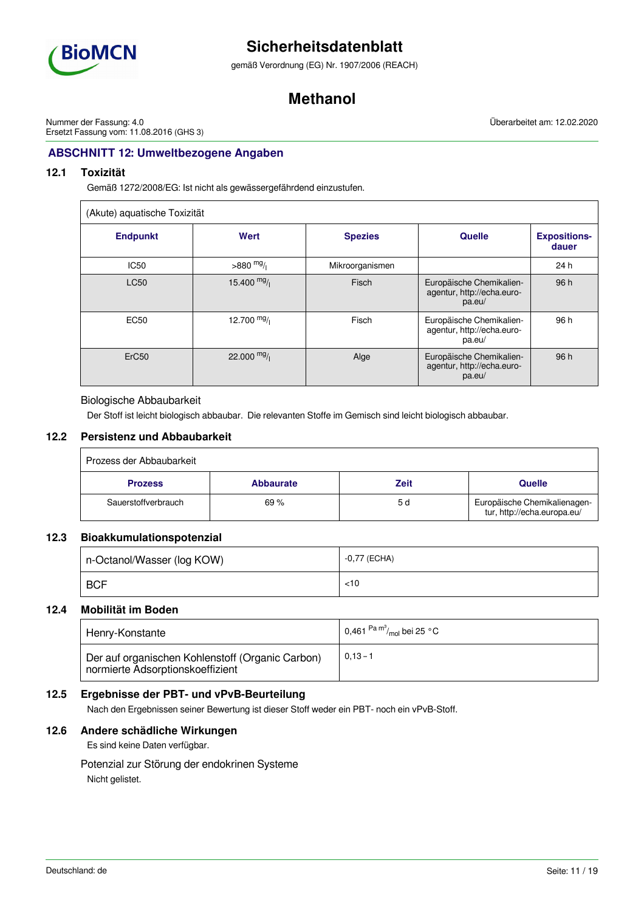## ABSCHNITT 12: Umweltbezogene Angaben

### 12.1 Toxizität

Gemäß 1272/2008/EG: Ist nicht als gewässergefährdend einzustufen.

(Akute) aquatische Toxizität

| Endpunkt | Wert | Spezies | Quelle | Expositions-dauer |
|---|---|---|---|---|
| IC50 | >880 $^{mg}/_{l}$ | Mikroorganismen | | 24 h |
| LC50 | 15.400 $^{mg}/_{l}$ | Fisch | Europäische Chemikalien-agentur, http://echa.europa.eu/ | 96 h |
| EC50 | 12.700 $^{mg}/_{l}$ | Fisch | Europäische Chemikalien-agentur, http://echa.europa.eu/ | 96 h |
| ErC50 | 22.000 $^{mg}/_{l}$ | Alge | Europäische Chemikalien-agentur, http://echa.europa.eu/ | 96 h |

Biologische Abbaubarkeit

Der Stoff ist leicht biologisch abbaubar. Die relevanten Stoffe im Gemisch sind leicht biologisch abbaubar.

### 12.2 Persistenz und Abbaubarkeit

Prozess der Abbaubarkeit

| Prozess | Abbaurate | Zeit | Quelle |
|---|---|---|---|
| Sauerstoffverbrauch | 69 % | 5 d | Europäische Chemikalienagentur, http://echa.europa.eu/ |

### 12.3 Bioakkumulationspotenzial

| | |
|---|---|
| n-Octanol/Wasser (log KOW) | -0,77 (ECHA) |
| BCF | <10 |

### 12.4 Mobilität im Boden

| | |
|---|---|
| Henry-Konstante | 0,461 $^{Pa\,m^3}/_{mol}$ bei 25 °C |
| Der auf organischen Kohlenstoff (Organic Carbon) normierte Adsorptionskoeffizient | 0,13 – 1 |

### 12.5 Ergebnisse der PBT- und vPvB-Beurteilung

Nach den Ergebnissen seiner Bewertung ist dieser Stoff weder ein PBT- noch ein vPvB-Stoff.

### 12.6 Andere schädliche Wirkungen

Es sind keine Daten verfügbar.

Potenzial zur Störung der endokrinen Systeme

Nicht gelistet.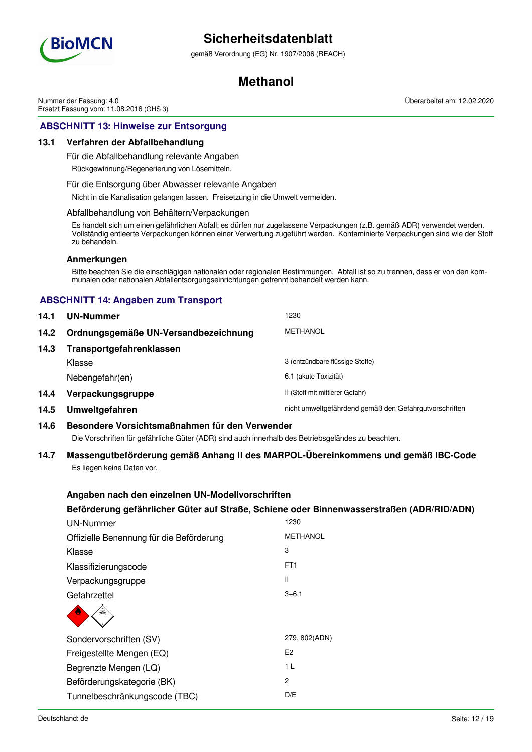## ABSCHNITT 13: Hinweise zur Entsorgung

### 13.1 Verfahren der Abfallbehandlung

Für die Abfallbehandlung relevante Angaben

Rückgewinnung/Regenerierung von Lösemitteln.

Für die Entsorgung über Abwasser relevante Angaben

Nicht in die Kanalisation gelangen lassen. Freisetzung in die Umwelt vermeiden.

Abfallbehandlung von Behältern/Verpackungen

Es handelt sich um einen gefährlichen Abfall; es dürfen nur zugelassene Verpackungen (z.B. gemäß ADR) verwendet werden. Vollständig entleerte Verpackungen können einer Verwertung zugeführt werden. Kontaminierte Verpackungen sind wie der Stoff zu behandeln.

**Anmerkungen**

Bitte beachten Sie die einschlägigen nationalen oder regionalen Bestimmungen. Abfall ist so zu trennen, dass er von den kommunalen oder nationalen Abfallentsorgungseinrichtungen getrennt behandelt werden kann.

## ABSCHNITT 14: Angaben zum Transport

| | | |
|---|---|---|
| **14.1** | **UN-Nummer** | 1230 |
| **14.2** | **Ordnungsgemäße UN-Versandbezeichnung** | METHANOL |
| **14.3** | **Transportgefahrenklassen** | |
| | Klasse | 3 (entzündbare flüssige Stoffe) |
| | Nebengefahr(en) | 6.1 (akute Toxizität) |
| **14.4** | **Verpackungsgruppe** | II (Stoff mit mittlerer Gefahr) |
| **14.5** | **Umweltgefahren** | nicht umweltgefährdend gemäß den Gefahrgutvorschriften |

### 14.6 Besondere Vorsichtsmaßnahmen für den Verwender

Die Vorschriften für gefährliche Güter (ADR) sind auch innerhalb des Betriebsgeländes zu beachten.

### 14.7 Massengutbeförderung gemäß Anhang II des MARPOL-Übereinkommens und gemäß IBC-Code

Es liegen keine Daten vor.

**Angaben nach den einzelnen UN-Modellvorschriften**

**Beförderung gefährlicher Güter auf Straße, Schiene oder Binnenwasserstraßen (ADR/RID/ADN)**

| | |
|---|---|
| UN-Nummer | 1230 |
| Offizielle Benennung für die Beförderung | METHANOL |
| Klasse | 3 |
| Klassifizierungscode | FT1 |
| Verpackungsgruppe | II |
| Gefahrzettel | 3+6.1 |
| Sondervorschriften (SV) | 279, 802(ADN) |
| Freigestellte Mengen (EQ) | E2 |
| Begrenzte Mengen (LQ) | 1 L |
| Beförderungskategorie (BK) | 2 |
| Tunnelbeschränkungscode (TBC) | D/E |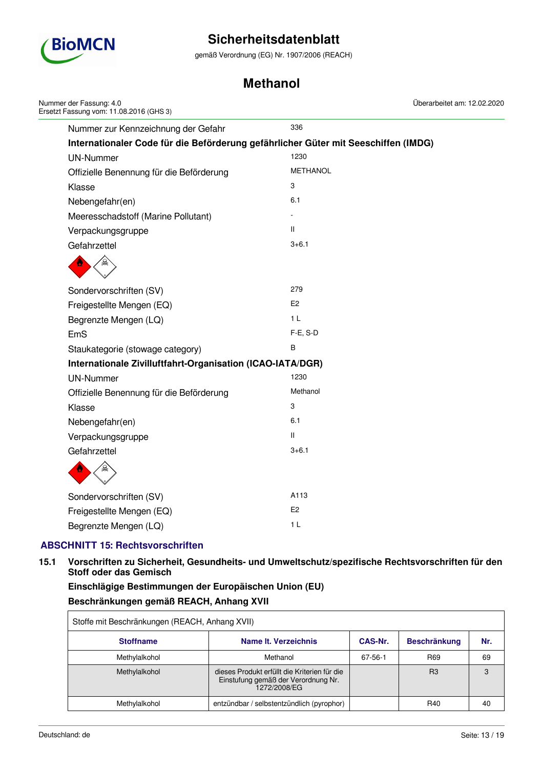Nummer zur Kennzeichnung der Gefahr: 336

**Internationaler Code für die Beförderung gefährlicher Güter mit Seeschiffen (IMDG)**

| | |
|---|---|
| UN-Nummer | 1230 |
| Offizielle Benennung für die Beförderung | METHANOL |
| Klasse | 3 |
| Nebengefahr(en) | 6.1 |
| Meeresschadstoff (Marine Pollutant) | - |
| Verpackungsgruppe | II |
| Gefahrzettel | 3+6.1 |
| Sondervorschriften (SV) | 279 |
| Freigestellte Mengen (EQ) | E2 |
| Begrenzte Mengen (LQ) | 1 L |
| EmS | F-E, S-D |
| Staukategorie (stowage category) | B |

**Internationale Zivilluftfahrt-Organisation (ICAO-IATA/DGR)**

| | |
|---|---|
| UN-Nummer | 1230 |
| Offizielle Benennung für die Beförderung | Methanol |
| Klasse | 3 |
| Nebengefahr(en) | 6.1 |
| Verpackungsgruppe | II |
| Gefahrzettel | 3+6.1 |
| Sondervorschriften (SV) | A113 |
| Freigestellte Mengen (EQ) | E2 |
| Begrenzte Mengen (LQ) | 1 L |

## ABSCHNITT 15: Rechtsvorschriften

### 15.1 Vorschriften zu Sicherheit, Gesundheits- und Umweltschutz/spezifische Rechtsvorschriften für den Stoff oder das Gemisch

**Einschlägige Bestimmungen der Europäischen Union (EU)**

**Beschränkungen gemäß REACH, Anhang XVII**

Stoffe mit Beschränkungen (REACH, Anhang XVII)

| Stoffname | Name lt. Verzeichnis | CAS-Nr. | Beschränkung | Nr. |
|---|---|---|---|---|
| Methylalkohol | Methanol | 67-56-1 | R69 | 69 |
| Methylalkohol | dieses Produkt erfüllt die Kriterien für die Einstufung gemäß der Verordnung Nr. 1272/2008/EG | | R3 | 3 |
| Methylalkohol | entzündbar / selbstentzündlich (pyrophor) | | R40 | 40 |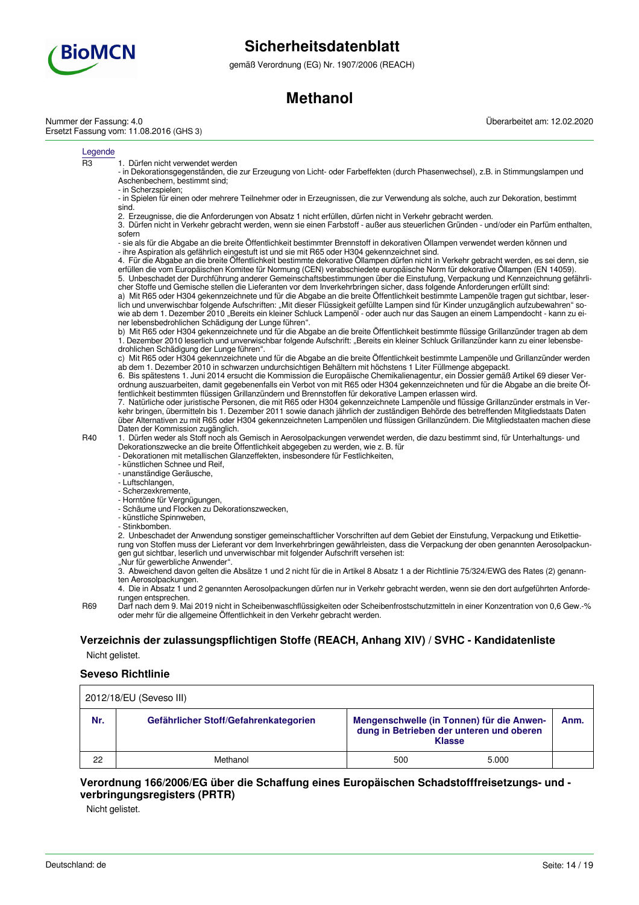Legende

R3

1. Dürfen nicht verwendet werden
- in Dekorationsgegenständen, die zur Erzeugung von Licht- oder Farbeffekten (durch Phasenwechsel), z.B. in Stimmungslampen und Aschenbechern, bestimmt sind;
- in Scherzspielen;
- in Spielen für einen oder mehrere Teilnehmer oder in Erzeugnissen, die zur Verwendung als solche, auch zur Dekoration, bestimmt sind.

2. Erzeugnisse, die die Anforderungen von Absatz 1 nicht erfüllen, dürfen nicht in Verkehr gebracht werden.

3. Dürfen nicht in Verkehr gebracht werden, wenn sie einen Farbstoff - außer aus steuerlichen Gründen - und/oder ein Parfüm enthalten, sofern
- sie als für die Abgabe an die breite Öffentlichkeit bestimmter Brennstoff in dekorativen Öllampen verwendet werden können und
- ihre Aspiration als gefährlich eingestuft ist und sie mit R65 oder H304 gekennzeichnet sind.

4. Für die Abgabe an die breite Öffentlichkeit bestimmte dekorative Öllampen dürfen nicht in Verkehr gebracht werden, es sei denn, sie erfüllen die vom Europäischen Komitee für Normung (CEN) verabschiedete europäische Norm für dekorative Öllampen (EN 14059).

5. Unbeschadet der Durchführung anderer Gemeinschaftsbestimmungen über die Einstufung, Verpackung und Kennzeichnung gefährlicher Stoffe und Gemische stellen die Lieferanten vor dem Inverkehrbringen sicher, dass folgende Anforderungen erfüllt sind:
a) Mit R65 oder H304 gekennzeichnete und für die Abgabe an die breite Öffentlichkeit bestimmte Lampenöle tragen gut sichtbar, leserlich und unverwischbar folgende Aufschriften: „Mit dieser Flüssigkeit gefüllte Lampen sind für Kinder unzugänglich aufzubewahren" sowie ab dem 1. Dezember 2010 „Bereits ein kleiner Schluck Lampenöl - oder auch nur das Saugen an einem Lampendocht - kann zu einer lebensbedrohlichen Schädigung der Lunge führen".
b) Mit R65 oder H304 gekennzeichnete und für die Abgabe an die breite Öffentlichkeit bestimmte flüssige Grillanzünder tragen ab dem 1. Dezember 2010 leserlich und unverwischbar folgende Aufschrift: „Bereits ein kleiner Schluck Grillanzünder kann zu einer lebensbedrohlichen Schädigung der Lunge führen".
c) Mit R65 oder H304 gekennzeichnete und für die Abgabe an die breite Öffentlichkeit bestimmte Lampenöle und Grillanzünder werden ab dem 1. Dezember 2010 in schwarzen undurchsichtigen Behältern mit höchstens 1 Liter Füllmenge abgepackt.

6. Bis spätestens 1. Juni 2014 ersucht die Kommission die Europäische Chemikalienagentur, ein Dossier gemäß Artikel 69 dieser Verordnung auszuarbeiten, damit gegebenenfalls ein Verbot von mit R65 oder H304 gekennzeichneten und für die Abgabe an die breite Öffentlichkeit bestimmten flüssigen Grillanzündern und Brennstoffen für dekorative Lampen erlassen wird.

7. Natürliche oder juristische Personen, die mit R65 oder H304 gekennzeichnete Lampenöle und flüssige Grillanzünder erstmals in Verkehr bringen, übermitteln bis 1. Dezember 2011 sowie danach jährlich der zuständigen Behörde des betreffenden Mitgliedstaats Daten über Alternativen zu mit R65 oder H304 gekennzeichneten Lampenölen und flüssigen Grillanzündern. Die Mitgliedstaaten machen diese Daten der Kommission zugänglich.

R40

1. Dürfen weder als Stoff noch als Gemisch in Aerosolpackungen verwendet werden, die dazu bestimmt sind, für Unterhaltungs- und Dekorationszwecke an die breite Öffentlichkeit abgegeben zu werden, wie z. B. für
- Dekorationen mit metallischen Glanzeffekten, insbesondere für Festlichkeiten,
- künstlichen Schnee und Reif,
- unanständige Geräusche,
- Luftschlangen,
- Scherzexkremente,
- Horntöne für Vergnügungen,
- Schäume und Flocken zu Dekorationszwecken,
- künstliche Spinnweben,
- Stinkbomben.

2. Unbeschadet der Anwendung sonstiger gemeinschaftlicher Vorschriften auf dem Gebiet der Einstufung, Verpackung und Etikettierung von Stoffen muss der Lieferant vor dem Inverkehrbringen gewährleisten, dass die Verpackung der oben genannten Aerosolpackungen gut sichtbar, leserlich und unverwischbar mit folgender Aufschrift versehen ist:
„Nur für gewerbliche Anwender".

3. Abweichend davon gelten die Absätze 1 und 2 nicht für die in Artikel 8 Absatz 1 a der Richtlinie 75/324/EWG des Rates (2) genannten Aerosolpackungen.

4. Die in Absatz 1 und 2 genannten Aerosolpackungen dürfen nur in Verkehr gebracht werden, wenn sie den dort aufgeführten Anforderungen entsprechen.

R69

Darf nach dem 9. Mai 2019 nicht in Scheibenwaschflüssigkeiten oder Scheibenfrostschutzmitteln in einer Konzentration von 0,6 Gew.-% oder mehr für die allgemeine Öffentlichkeit in den Verkehr gebracht werden.

### Verzeichnis der zulassungspflichtigen Stoffe (REACH, Anhang XIV) / SVHC - Kandidatenliste

Nicht gelistet.

### Seveso Richtlinie

2012/18/EU (Seveso III)

| Nr. | Gefährlicher Stoff/Gefahrenkategorien | Mengenschwelle (in Tonnen) für die Anwendung in Betrieben der unteren und oberen Klasse | | Anm. |
|---|---|---|---|---|
| 22 | Methanol | 500 | 5.000 | |

### Verordnung 166/2006/EG über die Schaffung eines Europäischen Schadstofffreisetzungs- und -verbringungsregisters (PRTR)

Nicht gelistet.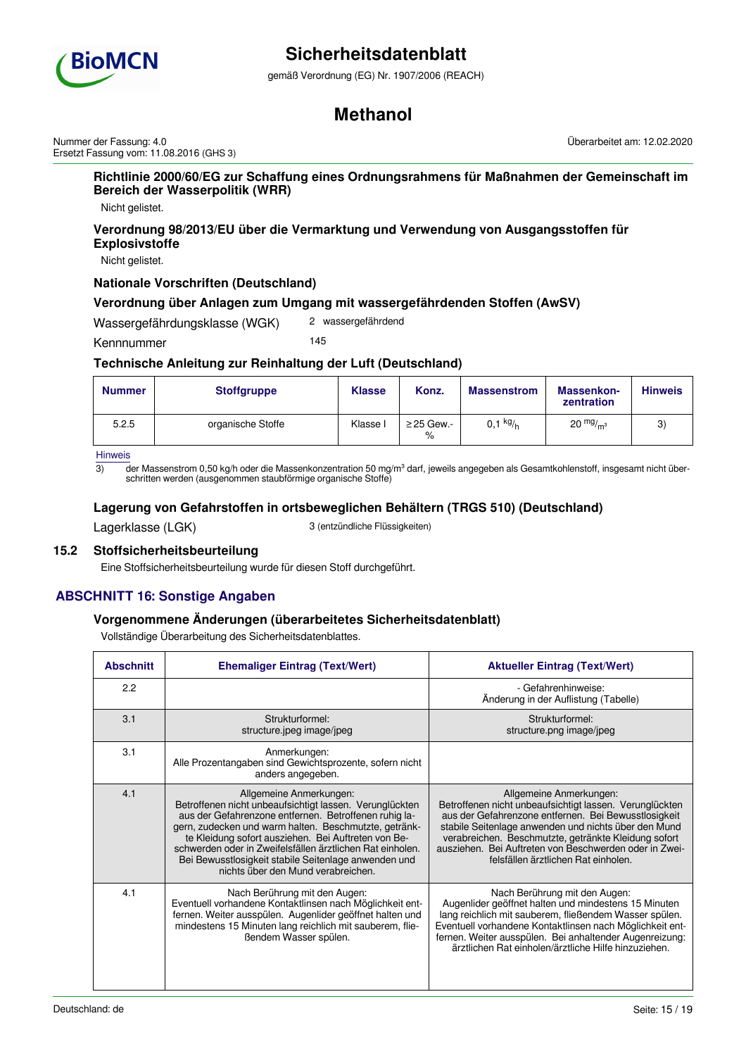#### Richtlinie 2000/60/EG zur Schaffung eines Ordnungsrahmens für Maßnahmen der Gemeinschaft im Bereich der Wasserpolitik (WRR)

Nicht gelistet.

#### Verordnung 98/2013/EU über die Vermarktung und Verwendung von Ausgangsstoffen für Explosivstoffe

Nicht gelistet.

#### Nationale Vorschriften (Deutschland)

#### Verordnung über Anlagen zum Umgang mit wassergefährdenden Stoffen (AwSV)

Wassergefährdungsklasse (WGK) 2 wassergefährdend

Kennnummer 145

#### Technische Anleitung zur Reinhaltung der Luft (Deutschland)

| Nummer | Stoffgruppe | Klasse | Konz. | Massenstrom | Massenkonzentration | Hinweis |
|---|---|---|---|---|---|---|
| 5.2.5 | organische Stoffe | Klasse I | ≥25 Gew.-% | 0,1 kg/h | 20 mg/m³ | 3) |

Hinweis

3) der Massenstrom 0,50 kg/h oder die Massenkonzentration 50 mg/m³ darf, jeweils angegeben als Gesamtkohlenstoff, insgesamt nicht überschritten werden (ausgenommen staubförmige organische Stoffe)

#### Lagerung von Gefahrstoffen in ortsbeweglichen Behältern (TRGS 510) (Deutschland)

Lagerklasse (LGK) 3 (entzündliche Flüssigkeiten)

### 15.2 Stoffsicherheitsbeurteilung

Eine Stoffsicherheitsbeurteilung wurde für diesen Stoff durchgeführt.

## ABSCHNITT 16: Sonstige Angaben

#### Vorgenommene Änderungen (überarbeitetes Sicherheitsdatenblatt)

Vollständige Überarbeitung des Sicherheitsdatenblattes.

| Abschnitt | Ehemaliger Eintrag (Text/Wert) | Aktueller Eintrag (Text/Wert) |
|---|---|---|
| 2.2 | | - Gefahrenhinweise: Änderung in der Auflistung (Tabelle) |
| 3.1 | Strukturformel: structure.jpeg image/jpeg | Strukturformel: structure.png image/jpeg |
| 3.1 | Anmerkungen: Alle Prozentangaben sind Gewichtsprozente, sofern nicht anders angegeben. | |
| 4.1 | Allgemeine Anmerkungen: Betroffenen nicht unbeaufsichtigt lassen. Verunglückten aus der Gefahrenzone entfernen. Betroffenen ruhig lagern, zudecken und warm halten. Beschmutzte, getränkte Kleidung sofort ausziehen. Bei Auftreten von Beschwerden oder in Zweifelsfällen ärztlichen Rat einholen. Bei Bewusstlosigkeit stabile Seitenlage anwenden und nichts über den Mund verabreichen. | Allgemeine Anmerkungen: Betroffenen nicht unbeaufsichtigt lassen. Verunglückten aus der Gefahrenzone entfernen. Bei Bewusstlosigkeit stabile Seitenlage anwenden und nichts über den Mund verabreichen. Beschmutzte, getränkte Kleidung sofort ausziehen. Bei Auftreten von Beschwerden oder in Zweifelsfällen ärztlichen Rat einholen. |
| 4.1 | Nach Berührung mit den Augen: Eventuell vorhandene Kontaktlinsen nach Möglichkeit entfernen. Weiter ausspülen. Augenlider geöffnet halten und mindestens 15 Minuten lang reichlich mit sauberem, fließendem Wasser spülen. | Nach Berührung mit den Augen: Augenlider geöffnet halten und mindestens 15 Minuten lang reichlich mit sauberem, fließendem Wasser spülen. Eventuell vorhandene Kontaktlinsen nach Möglichkeit entfernen. Weiter ausspülen. Bei anhaltender Augenreizung: ärztlichen Rat einholen/ärztliche Hilfe hinzuziehen. |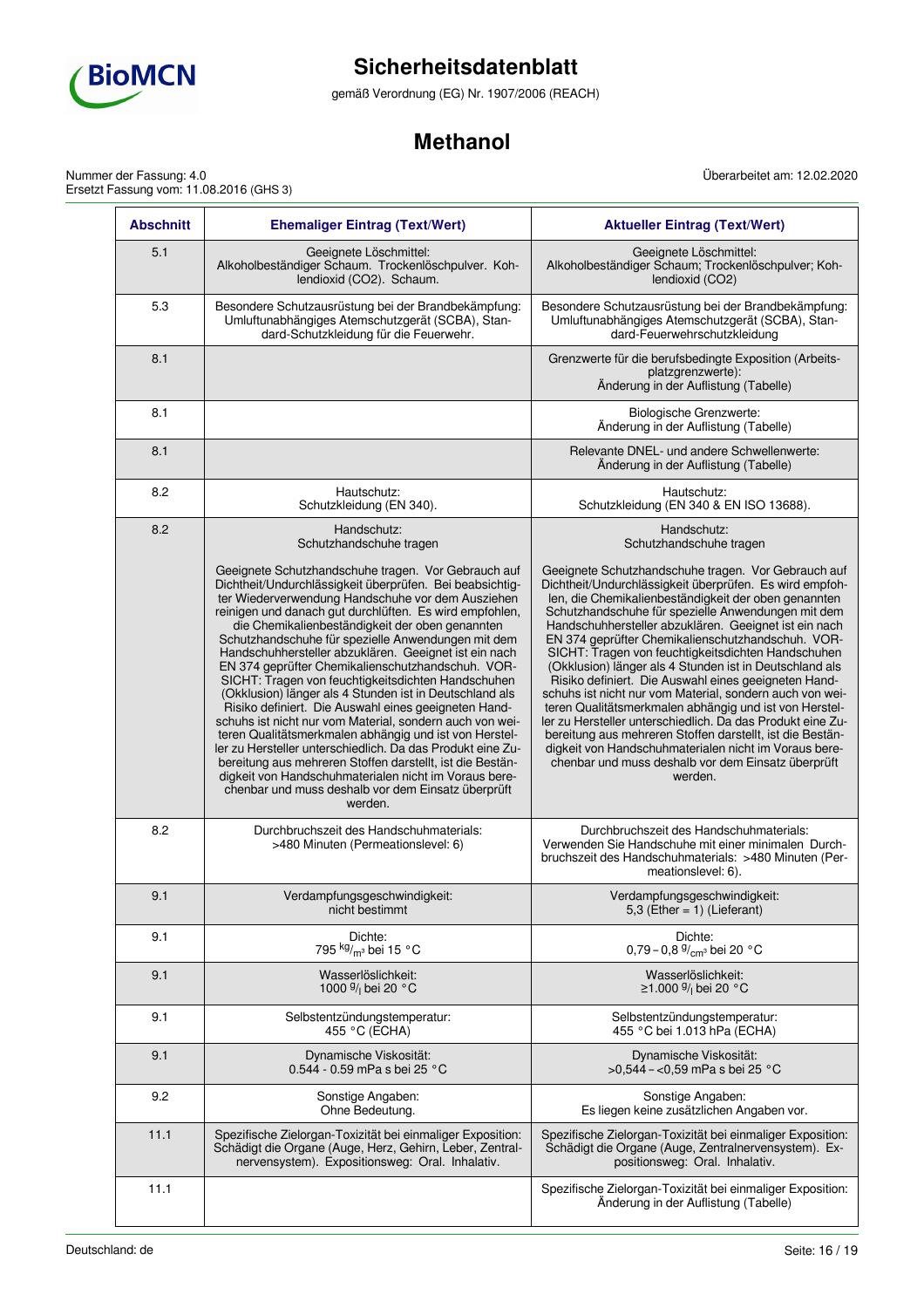| Abschnitt | Ehemaliger Eintrag (Text/Wert) | Aktueller Eintrag (Text/Wert) |
|---|---|---|
| 5.1 | Geeignete Löschmittel: Alkoholbeständiger Schaum. Trockenlöschpulver. Kohlendioxid (CO2). Schaum. | Geeignete Löschmittel: Alkoholbeständiger Schaum; Trockenlöschpulver; Kohlendioxid (CO2) |
| 5.3 | Besondere Schutzausrüstung bei der Brandbekämpfung: Umluftunabhängiges Atemschutzgerät (SCBA), Standard-Schutzkleidung für die Feuerwehr. | Besondere Schutzausrüstung bei der Brandbekämpfung: Umluftunabhängiges Atemschutzgerät (SCBA), Standard-Feuerwehrschutzkleidung |
| 8.1 | | Grenzwerte für die berufsbedingte Exposition (Arbeitsplatzgrenzwerte): Änderung in der Auflistung (Tabelle) |
| 8.1 | | Biologische Grenzwerte: Änderung in der Auflistung (Tabelle) |
| 8.1 | | Relevante DNEL- und andere Schwellenwerte: Änderung in der Auflistung (Tabelle) |
| 8.2 | Hautschutz: Schutzkleidung (EN 340). | Hautschutz: Schutzkleidung (EN 340 & EN ISO 13688). |
| 8.2 | Handschutz: Schutzhandschuhe tragen<br><br>Geeignete Schutzhandschuhe tragen. Vor Gebrauch auf Dichtheit/Undurchlässigkeit überprüfen. Bei beabsichtigter Wiederverwendung Handschuhe vor dem Ausziehen reinigen und danach gut durchlüften. Es wird empfohlen, die Chemikalienbeständigkeit der oben genannten Schutzhandschuhe für spezielle Anwendungen mit dem Handschuhhersteller abzuklären. Geeignet ist ein nach EN 374 geprüfter Chemikalienschutzhandschuh. VORSICHT: Tragen von feuchtigkeitsdichten Handschuhen (Okklusion) länger als 4 Stunden ist in Deutschland als Risiko definiert. Die Auswahl eines geeigneten Handschuhs ist nicht nur vom Material, sondern auch von weiteren Qualitätsmerkmalen abhängig und ist von Hersteller zu Hersteller unterschiedlich. Da das Produkt eine Zubereitung aus mehreren Stoffen darstellt, ist die Beständigkeit von Handschuhmaterialen nicht im Voraus berechenbar und muss deshalb vor dem Einsatz überprüft werden. | Handschutz: Schutzhandschuhe tragen<br><br>Geeignete Schutzhandschuhe tragen. Vor Gebrauch auf Dichtheit/Undurchlässigkeit überprüfen. Es wird empfohlen, die Chemikalienbeständigkeit der oben genannten Schutzhandschuhe für spezielle Anwendungen mit dem Handschuhhersteller abzuklären. Geeignet ist ein nach EN 374 geprüfter Chemikalienschutzhandschuh. VORSICHT: Tragen von feuchtigkeitsdichten Handschuhen (Okklusion) länger als 4 Stunden ist in Deutschland als Risiko definiert. Die Auswahl eines geeigneten Handschuhs ist nicht nur vom Material, sondern auch von weiteren Qualitätsmerkmalen abhängig und ist von Hersteller zu Hersteller unterschiedlich. Da das Produkt eine Zubereitung aus mehreren Stoffen darstellt, ist die Beständigkeit von Handschuhmaterialen nicht im Voraus berechenbar und muss deshalb vor dem Einsatz überprüft werden. |
| 8.2 | Durchbruchszeit des Handschuhmaterials: >480 Minuten (Permeationslevel: 6) | Durchbruchszeit des Handschuhmaterials: Verwenden Sie Handschuhe mit einer minimalen Durchbruchszeit des Handschuhmaterials: >480 Minuten (Permeationslevel: 6). |
| 9.1 | Verdampfungsgeschwindigkeit: nicht bestimmt | Verdampfungsgeschwindigkeit: 5,3 (Ether = 1) (Lieferant) |
| 9.1 | Dichte: 795 $kg/m^3$ bei 15 °C | Dichte: 0,79 – 0,8 $g/cm^3$ bei 20 °C |
| 9.1 | Wasserlöslichkeit: 1000 $g/l$ bei 20 °C | Wasserlöslichkeit: ≥1.000 $g/l$ bei 20 °C |
| 9.1 | Selbstentzündungstemperatur: 455 °C (ECHA) | Selbstentzündungstemperatur: 455 °C bei 1.013 hPa (ECHA) |
| 9.1 | Dynamische Viskosität: 0.544 - 0.59 mPa s bei 25 °C | Dynamische Viskosität: >0,544 – <0,59 mPa s bei 25 °C |
| 9.2 | Sonstige Angaben: Ohne Bedeutung. | Sonstige Angaben: Es liegen keine zusätzlichen Angaben vor. |
| 11.1 | Spezifische Zielorgan-Toxizität bei einmaliger Exposition: Schädigt die Organe (Auge, Herz, Gehirn, Leber, Zentralnervensystem). Expositionsweg: Oral. Inhalativ. | Spezifische Zielorgan-Toxizität bei einmaliger Exposition: Schädigt die Organe (Auge, Zentralnervensystem). Expositionsweg: Oral. Inhalativ. |
| 11.1 | | Spezifische Zielorgan-Toxizität bei einmaliger Exposition: Änderung in der Auflistung (Tabelle) |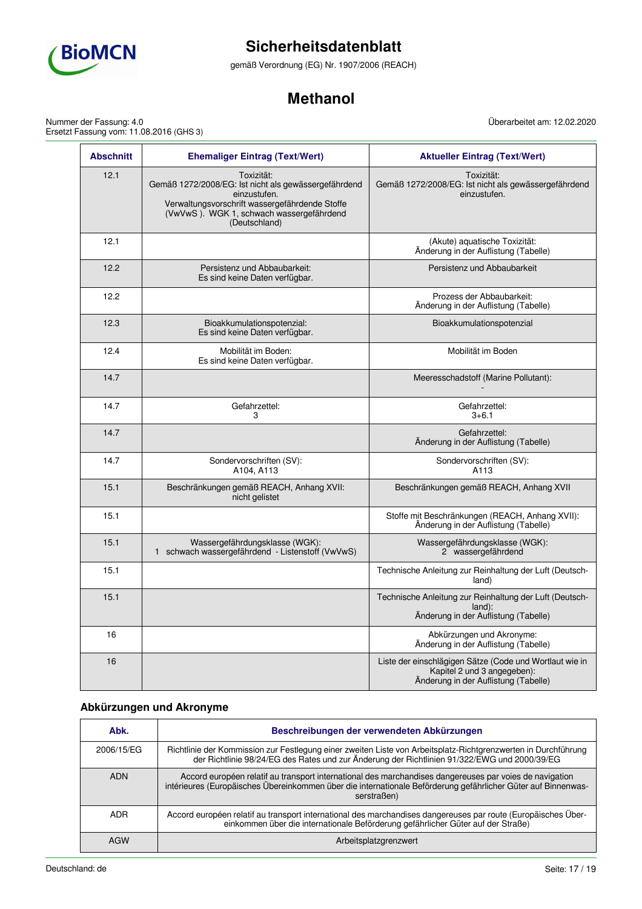| Abschnitt | Ehemaliger Eintrag (Text/Wert) | Aktueller Eintrag (Text/Wert) |
|---|---|---|
| 12.1 | Toxizität: Gemäß 1272/2008/EG: Ist nicht als gewässergefährdend einzustufen. Verwaltungsvorschrift wassergefährdende Stoffe (VwVwS ). WGK 1, schwach wassergefährdend (Deutschland) | Toxizität: Gemäß 1272/2008/EG: Ist nicht als gewässergefährdend einzustufen. |
| 12.1 | | (Akute) aquatische Toxizität: Änderung in der Auflistung (Tabelle) |
| 12.2 | Persistenz und Abbaubarkeit: Es sind keine Daten verfügbar. | Persistenz und Abbaubarkeit |
| 12.2 | | Prozess der Abbaubarkeit: Änderung in der Auflistung (Tabelle) |
| 12.3 | Bioakkumulationspotenzial: Es sind keine Daten verfügbar. | Bioakkumulationspotenzial |
| 12.4 | Mobilität im Boden: Es sind keine Daten verfügbar. | Mobilität im Boden |
| 14.7 | | Meeresschadstoff (Marine Pollutant): - |
| 14.7 | Gefahrzettel: 3 | Gefahrzettel: 3+6.1 |
| 14.7 | | Gefahrzettel: Änderung in der Auflistung (Tabelle) |
| 14.7 | Sondervorschriften (SV): A104, A113 | Sondervorschriften (SV): A113 |
| 15.1 | Beschränkungen gemäß REACH, Anhang XVII: nicht gelistet | Beschränkungen gemäß REACH, Anhang XVII |
| 15.1 | | Stoffe mit Beschränkungen (REACH, Anhang XVII): Änderung in der Auflistung (Tabelle) |
| 15.1 | Wassergefährdungsklasse (WGK): 1 schwach wassergefährdend - Listenstoff (VwVwS) | Wassergefährdungsklasse (WGK): 2 wassergefährdend |
| 15.1 | | Technische Anleitung zur Reinhaltung der Luft (Deutschland) |
| 15.1 | | Technische Anleitung zur Reinhaltung der Luft (Deutschland): Änderung in der Auflistung (Tabelle) |
| 16 | | Abkürzungen und Akronyme: Änderung in der Auflistung (Tabelle) |
| 16 | | Liste der einschlägigen Sätze (Code und Wortlaut wie in Kapitel 2 und 3 angegeben): Änderung in der Auflistung (Tabelle) |

### Abkürzungen und Akronyme

| Abk. | Beschreibungen der verwendeten Abkürzungen |
|---|---|
| 2006/15/EG | Richtlinie der Kommission zur Festlegung einer zweiten Liste von Arbeitsplatz-Richtgrenzwerten in Durchführung der Richtlinie 98/24/EG des Rates und zur Änderung der Richtlinien 91/322/EWG und 2000/39/EG |
| ADN | Accord européen relatif au transport international des marchandises dangereuses par voies de navigation intérieures (Europäisches Übereinkommen über die internationale Beförderung gefährlicher Güter auf Binnenwasserstraßen) |
| ADR | Accord européen relatif au transport international des marchandises dangereuses par route (Europäisches Übereinkommen über die internationale Beförderung gefährlicher Güter auf der Straße) |
| AGW | Arbeitsplatzgrenzwert |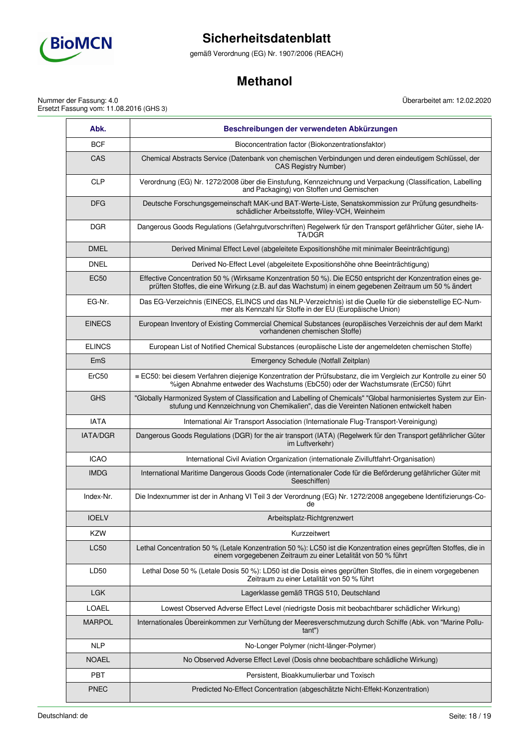| Abk. | Beschreibungen der verwendeten Abkürzungen |
|---|---|
| BCF | Bioconcentration factor (Biokonzentrationsfaktor) |
| CAS | Chemical Abstracts Service (Datenbank von chemischen Verbindungen und deren eindeutigem Schlüssel, der CAS Registry Number) |
| CLP | Verordnung (EG) Nr. 1272/2008 über die Einstufung, Kennzeichnung und Verpackung (Classification, Labelling and Packaging) von Stoffen und Gemischen |
| DFG | Deutsche Forschungsgemeinschaft MAK-und BAT-Werte-Liste, Senatskommission zur Prüfung gesundheitsschädlicher Arbeitsstoffe, Wiley-VCH, Weinheim |
| DGR | Dangerous Goods Regulations (Gefahrgutvorschriften) Regelwerk für den Transport gefährlicher Güter, siehe IATA/DGR |
| DMEL | Derived Minimal Effect Level (abgeleitete Expositionshöhe mit minimaler Beeinträchtigung) |
| DNEL | Derived No-Effect Level (abgeleitete Expositionshöhe ohne Beeinträchtigung) |
| EC50 | Effective Concentration 50 % (Wirksame Konzentration 50 %). Die EC50 entspricht der Konzentration eines geprüften Stoffes, die eine Wirkung (z.B. auf das Wachstum) in einem gegebenen Zeitraum um 50 % ändert |
| EG-Nr. | Das EG-Verzeichnis (EINECS, ELINCS und das NLP-Verzeichnis) ist die Quelle für die siebenstellige EC-Nummer als Kennzahl für Stoffe in der EU (Europäische Union) |
| EINECS | European Inventory of Existing Commercial Chemical Substances (europäisches Verzeichnis der auf dem Markt vorhandenen chemischen Stoffe) |
| ELINCS | European List of Notified Chemical Substances (europäische Liste der angemeldeten chemischen Stoffe) |
| EmS | Emergency Schedule (Notfall Zeitplan) |
| ErC50 | ≡ EC50: bei diesem Verfahren diejenige Konzentration der Prüfsubstanz, die im Vergleich zur Kontrolle zu einer 50 %igen Abnahme entweder des Wachstums (EbC50) oder der Wachstumsrate (ErC50) führt |
| GHS | "Globally Harmonized System of Classification and Labelling of Chemicals" "Global harmonisiertes System zur Einstufung und Kennzeichnung von Chemikalien", das die Vereinten Nationen entwickelt haben |
| IATA | International Air Transport Association (Internationale Flug-Transport-Vereinigung) |
| IATA/DGR | Dangerous Goods Regulations (DGR) for the air transport (IATA) (Regelwerk für den Transport gefährlicher Güter im Luftverkehr) |
| ICAO | International Civil Aviation Organization (internationale Zivilluftfahrt-Organisation) |
| IMDG | International Maritime Dangerous Goods Code (internationaler Code für die Beförderung gefährlicher Güter mit Seeschiffen) |
| Index-Nr. | Die Indexnummer ist der in Anhang VI Teil 3 der Verordnung (EG) Nr. 1272/2008 angegebene Identifizierungs-Code |
| IOELV | Arbeitsplatz-Richtgrenzwert |
| KZW | Kurzzeitwert |
| LC50 | Lethal Concentration 50 % (Letale Konzentration 50 %): LC50 ist die Konzentration eines geprüften Stoffes, die in einem vorgegebenen Zeitraum zu einer Letalität von 50 % führt |
| LD50 | Lethal Dose 50 % (Letale Dosis 50 %): LD50 ist die Dosis eines geprüften Stoffes, die in einem vorgegebenen Zeitraum zu einer Letalität von 50 % führt |
| LGK | Lagerklasse gemäß TRGS 510, Deutschland |
| LOAEL | Lowest Observed Adverse Effect Level (niedrigste Dosis mit beobachtbarer schädlicher Wirkung) |
| MARPOL | Internationales Übereinkommen zur Verhütung der Meeresverschmutzung durch Schiffe (Abk. von "Marine Pollutant") |
| NLP | No-Longer Polymer (nicht-länger-Polymer) |
| NOAEL | No Observed Adverse Effect Level (Dosis ohne beobachtbare schädliche Wirkung) |
| PBT | Persistent, Bioakkumulierbar und Toxisch |
| PNEC | Predicted No-Effect Concentration (abgeschätzte Nicht-Effekt-Konzentration) |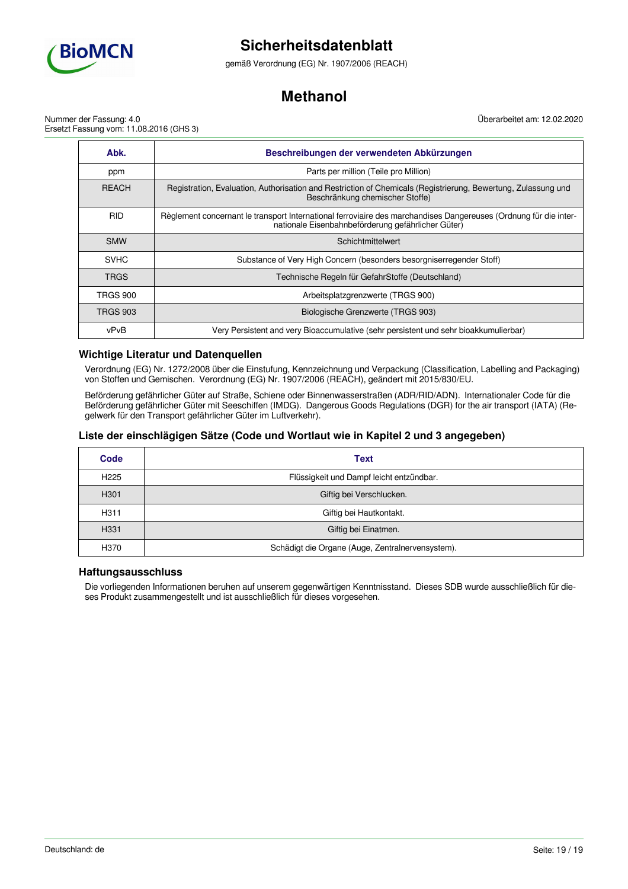| Abk. | Beschreibungen der verwendeten Abkürzungen |
| --- | --- |
| ppm | Parts per million (Teile pro Million) |
| REACH | Registration, Evaluation, Authorisation and Restriction of Chemicals (Registrierung, Bewertung, Zulassung und Beschränkung chemischer Stoffe) |
| RID | Règlement concernant le transport International ferroviaire des marchandises Dangereuses (Ordnung für die internationale Eisenbahnbeförderung gefährlicher Güter) |
| SMW | Schichtmittelwert |
| SVHC | Substance of Very High Concern (besonders besorgniserregender Stoff) |
| TRGS | Technische Regeln für GefahrStoffe (Deutschland) |
| TRGS 900 | Arbeitsplatzgrenzwerte (TRGS 900) |
| TRGS 903 | Biologische Grenzwerte (TRGS 903) |
| vPvB | Very Persistent and very Bioaccumulative (sehr persistent und sehr bioakkumulierbar) |

### Wichtige Literatur und Datenquellen

Verordnung (EG) Nr. 1272/2008 über die Einstufung, Kennzeichnung und Verpackung (Classification, Labelling and Packaging) von Stoffen und Gemischen. Verordnung (EG) Nr. 1907/2006 (REACH), geändert mit 2015/830/EU.

Beförderung gefährlicher Güter auf Straße, Schiene oder Binnenwasserstraßen (ADR/RID/ADN). Internationaler Code für die Beförderung gefährlicher Güter mit Seeschiffen (IMDG). Dangerous Goods Regulations (DGR) for the air transport (IATA) (Regelwerk für den Transport gefährlicher Güter im Luftverkehr).

### Liste der einschlägigen Sätze (Code und Wortlaut wie in Kapitel 2 und 3 angegeben)

| Code | Text |
| --- | --- |
| H225 | Flüssigkeit und Dampf leicht entzündbar. |
| H301 | Giftig bei Verschlucken. |
| H311 | Giftig bei Hautkontakt. |
| H331 | Giftig bei Einatmen. |
| H370 | Schädigt die Organe (Auge, Zentralnervensystem). |

### Haftungsausschluss

Die vorliegenden Informationen beruhen auf unserem gegenwärtigen Kenntnisstand. Dieses SDB wurde ausschließlich für dieses Produkt zusammengestellt und ist ausschließlich für dieses vorgesehen.